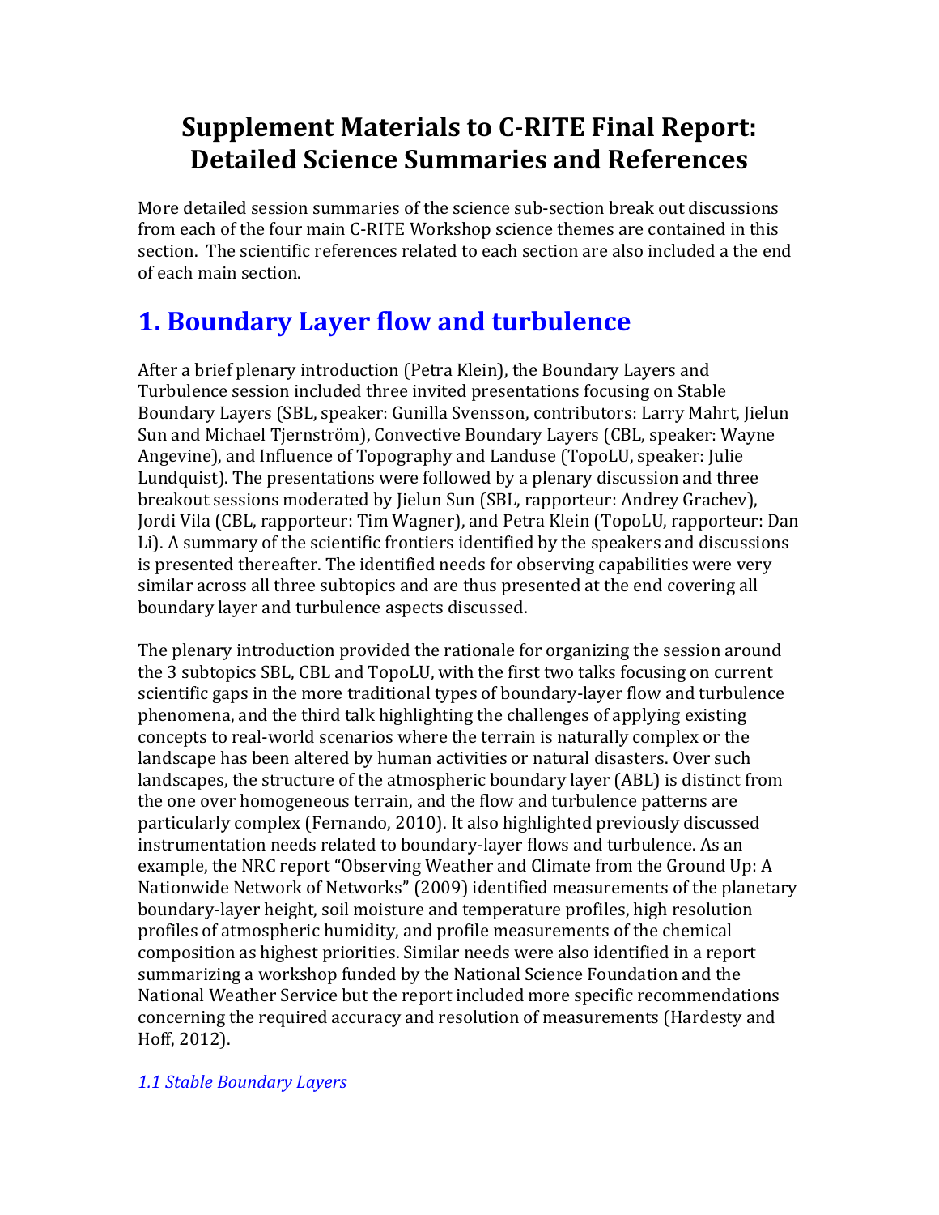# Supplement Materials to C-RITE Final Report: Detailed Science Summaries and References

More detailed session summaries of the science sub-section break out discussions from each of the four main C-RITE Workshop science themes are contained in this section. The scientific references related to each section are also included a the end of each main section.

## 1. Boundary Layer flow and turbulence

After a brief plenary introduction (Petra Klein), the Boundary Layers and Turbulence session included three invited presentations focusing on Stable Boundary Layers (SBL, speaker: Gunilla Svensson, contributors: Larry Mahrt, Jielun Sun and Michael Tjernström), Convective Boundary Layers (CBL, speaker: Wayne Angevine), and Influence of Topography and Landuse (TopoLU, speaker: Julie Lundquist). The presentations were followed by a plenary discussion and three breakout sessions moderated by Jielun Sun (SBL, rapporteur: Andrey Grachev), Jordi Vila (CBL, rapporteur: Tim Wagner), and Petra Klein (TopoLU, rapporteur: Dan Li). A summary of the scientific frontiers identified by the speakers and discussions is presented thereafter. The identified needs for observing capabilities were very similar across all three subtopics and are thus presented at the end covering all boundary layer and turbulence aspects discussed.

The plenary introduction provided the rationale for organizing the session around the 3 subtopics SBL, CBL and TopoLU, with the first two talks focusing on current scientific gaps in the more traditional types of boundary-layer flow and turbulence phenomena, and the third talk highlighting the challenges of applying existing concepts to real-world scenarios where the terrain is naturally complex or the landscape has been altered by human activities or natural disasters. Over such landscapes, the structure of the atmospheric boundary layer (ABL) is distinct from the one over homogeneous terrain, and the flow and turbulence patterns are particularly complex (Fernando, 2010). It also highlighted previously discussed instrumentation needs related to boundary-layer flows and turbulence. As an example, the NRC report "Observing Weather and Climate from the Ground Up: A Nationwide Network of Networks" (2009) identified measurements of the planetary boundary-layer height, soil moisture and temperature profiles, high resolution profiles of atmospheric humidity, and profile measurements of the chemical composition as highest priorities. Similar needs were also identified in a report summarizing a workshop funded by the National Science Foundation and the National Weather Service but the report included more specific recommendations concerning the required accuracy and resolution of measurements (Hardesty and Hoff, 2012).

### *1.1 Stable Boundary Layers*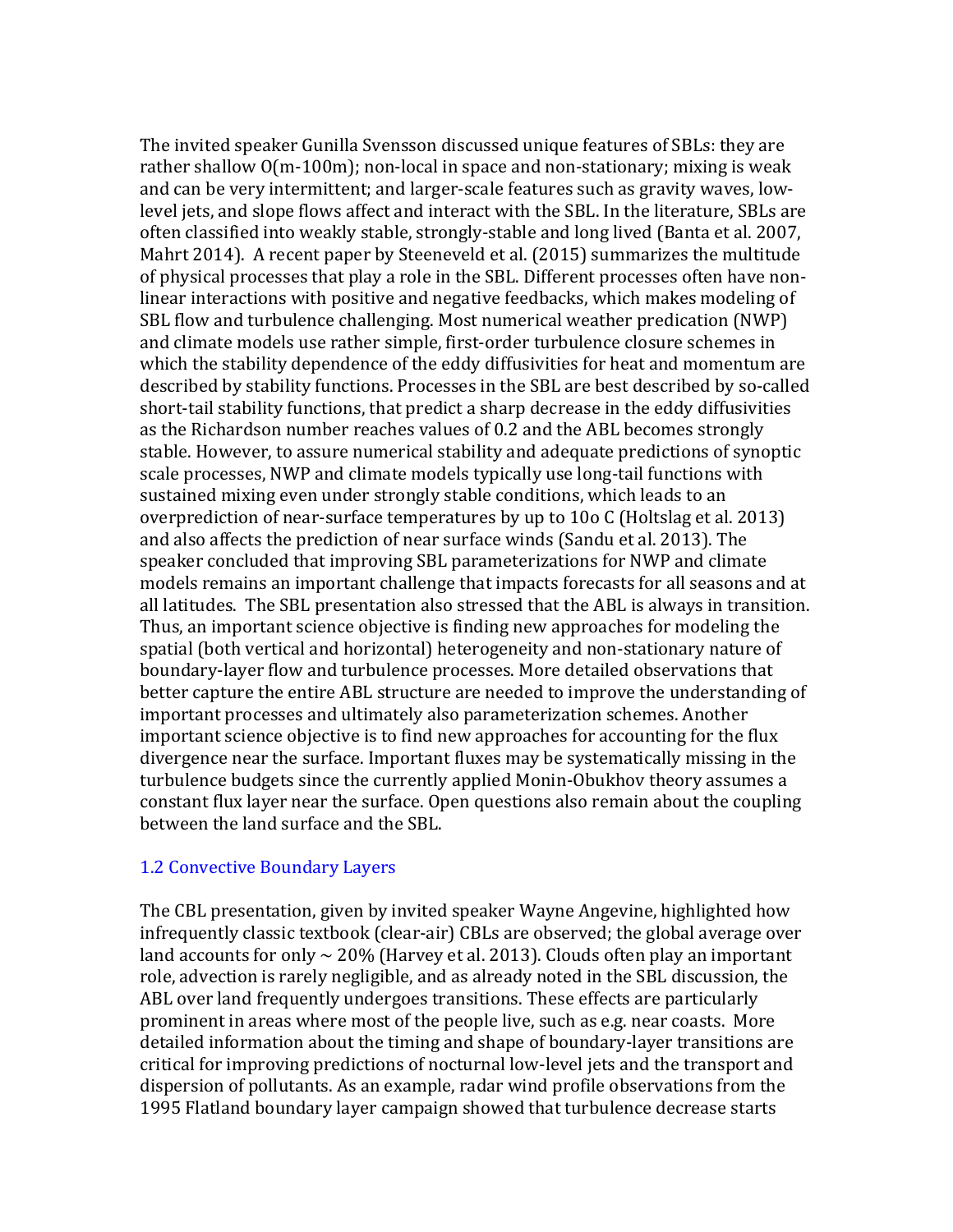The invited speaker Gunilla Svensson discussed unique features of SBLs: they are rather shallow O(m-100m); non-local in space and non-stationary; mixing is weak and can be very intermittent; and larger-scale features such as gravity waves, low-level jets, and slope flows affect and interact with the SBL. In the literature, SBLs are often classified into weakly stable, strongly-stable and long lived (Banta et al. 2007, Mahrt 2014). A recent paper by Steeneveld et al. (2015) summarizes the multitude of physical processes that play a role in the SBL. Different processes often have non-linear interactions with positive and negative feedbacks, which makes modeling of SBL flow and turbulence challenging. Most numerical weather predication (NWP) and climate models use rather simple, first-order turbulence closure schemes in which the stability dependence of the eddy diffusivities for heat and momentum are described by stability functions. Processes in the SBL are best described by so-called short-tail stability functions, that predict a sharp decrease in the eddy diffusivities as the Richardson number reaches values of 0.2 and the ABL becomes strongly stable. However, to assure numerical stability and adequate predictions of synoptic scale processes, NWP and climate models typically use long-tail functions with sustained mixing even under strongly stable conditions, which leads to an overprediction of near-surface temperatures by up to 10o C (Holtslag et al. 2013) and also affects the prediction of near surface winds (Sandu et al. 2013). The speaker concluded that improving SBL parameterizations for NWP and climate models remains an important challenge that impacts forecasts for all seasons and at all latitudes. The SBL presentation also stressed that the ABL is always in transition. Thus, an important science objective is finding new approaches for modeling the spatial (both vertical and horizontal) heterogeneity and non-stationary nature of boundary-layer flow and turbulence processes. More detailed observations that better capture the entire ABL structure are needed to improve the understanding of important processes and ultimately also parameterization schemes. Another important science objective is to find new approaches for accounting for the flux divergence near the surface. Important fluxes may be systematically missing in the turbulence budgets since the currently applied Monin-Obukhov theory assumes a constant flux layer near the surface. Open questions also remain about the coupling between the land surface and the SBL.

### 1.2 Convective Boundary Layers

The CBL presentation, given by invited speaker Wayne Angevine, highlighted how infrequently classic textbook (clear-air) CBLs are observed; the global average over land accounts for only ~ 20% (Harvey et al. 2013). Clouds often play an important role, advection is rarely negligible, and as already noted in the SBL discussion, the ABL over land frequently undergoes transitions. These effects are particularly prominent in areas where most of the people live, such as e.g. near coasts. More detailed information about the timing and shape of boundary-layer transitions are critical for improving predictions of nocturnal low-level jets and the transport and dispersion of pollutants. As an example, radar wind profile observations from the 1995 Flatland boundary layer campaign showed that turbulence decrease starts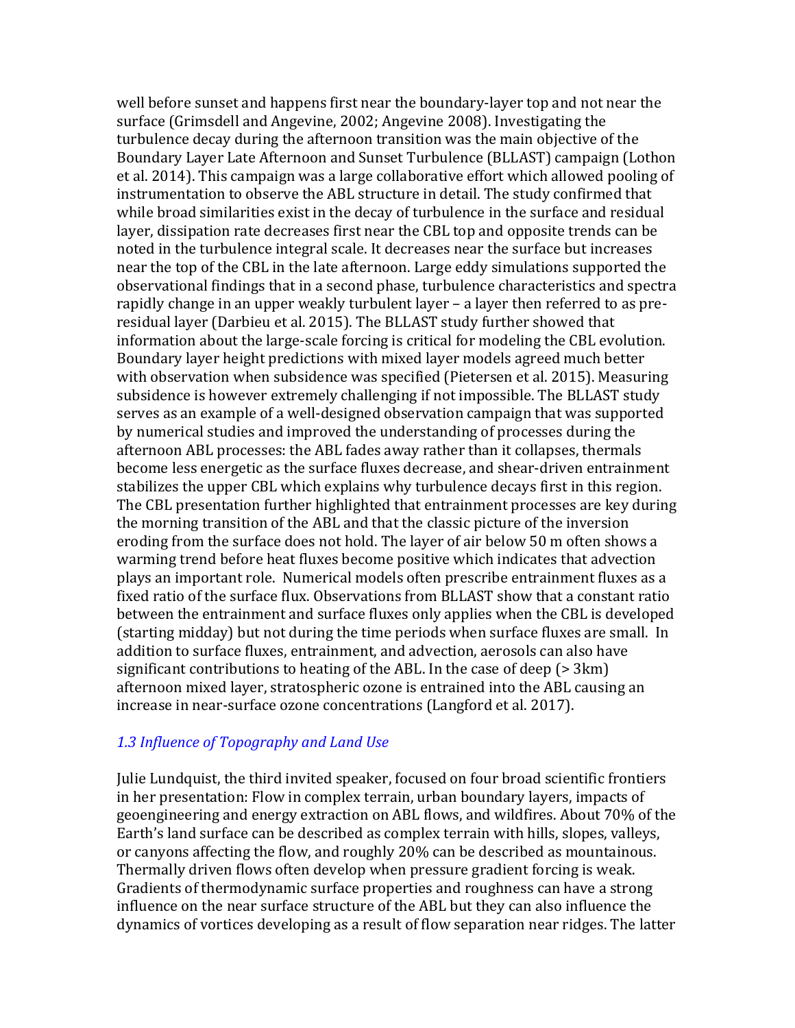well before sunset and happens first near the boundary-layer top and not near the surface (Grimsdell and Angevine, 2002; Angevine 2008). Investigating the turbulence decay during the afternoon transition was the main objective of the Boundary Layer Late Afternoon and Sunset Turbulence (BLLAST) campaign (Lothon et al. 2014). This campaign was a large collaborative effort which allowed pooling of instrumentation to observe the ABL structure in detail. The study confirmed that while broad similarities exist in the decay of turbulence in the surface and residual layer, dissipation rate decreases first near the CBL top and opposite trends can be noted in the turbulence integral scale. It decreases near the surface but increases near the top of the CBL in the late afternoon. Large eddy simulations supported the observational findings that in a second phase, turbulence characteristics and spectra rapidly change in an upper weakly turbulent layer – a layer then referred to as pre-residual layer (Darbieu et al. 2015). The BLLAST study further showed that information about the large-scale forcing is critical for modeling the CBL evolution. Boundary layer height predictions with mixed layer models agreed much better with observation when subsidence was specified (Pietersen et al. 2015). Measuring subsidence is however extremely challenging if not impossible. The BLLAST study serves as an example of a well-designed observation campaign that was supported by numerical studies and improved the understanding of processes during the afternoon ABL processes: the ABL fades away rather than it collapses, thermals become less energetic as the surface fluxes decrease, and shear-driven entrainment stabilizes the upper CBL which explains why turbulence decays first in this region. The CBL presentation further highlighted that entrainment processes are key during the morning transition of the ABL and that the classic picture of the inversion eroding from the surface does not hold. The layer of air below 50 m often shows a warming trend before heat fluxes become positive which indicates that advection plays an important role. Numerical models often prescribe entrainment fluxes as a fixed ratio of the surface flux. Observations from BLLAST show that a constant ratio between the entrainment and surface fluxes only applies when the CBL is developed (starting midday) but not during the time periods when surface fluxes are small. In addition to surface fluxes, entrainment, and advection, aerosols can also have significant contributions to heating of the ABL. In the case of deep (> 3km) afternoon mixed layer, stratospheric ozone is entrained into the ABL causing an increase in near-surface ozone concentrations (Langford et al. 2017).

### *1.3 Influence of Topography and Land Use*

Julie Lundquist, the third invited speaker, focused on four broad scientific frontiers in her presentation: Flow in complex terrain, urban boundary layers, impacts of geoengineering and energy extraction on ABL flows, and wildfires. About 70% of the Earth's land surface can be described as complex terrain with hills, slopes, valleys, or canyons affecting the flow, and roughly 20% can be described as mountainous. Thermally driven flows often develop when pressure gradient forcing is weak. Gradients of thermodynamic surface properties and roughness can have a strong influence on the near surface structure of the ABL but they can also influence the dynamics of vortices developing as a result of flow separation near ridges. The latter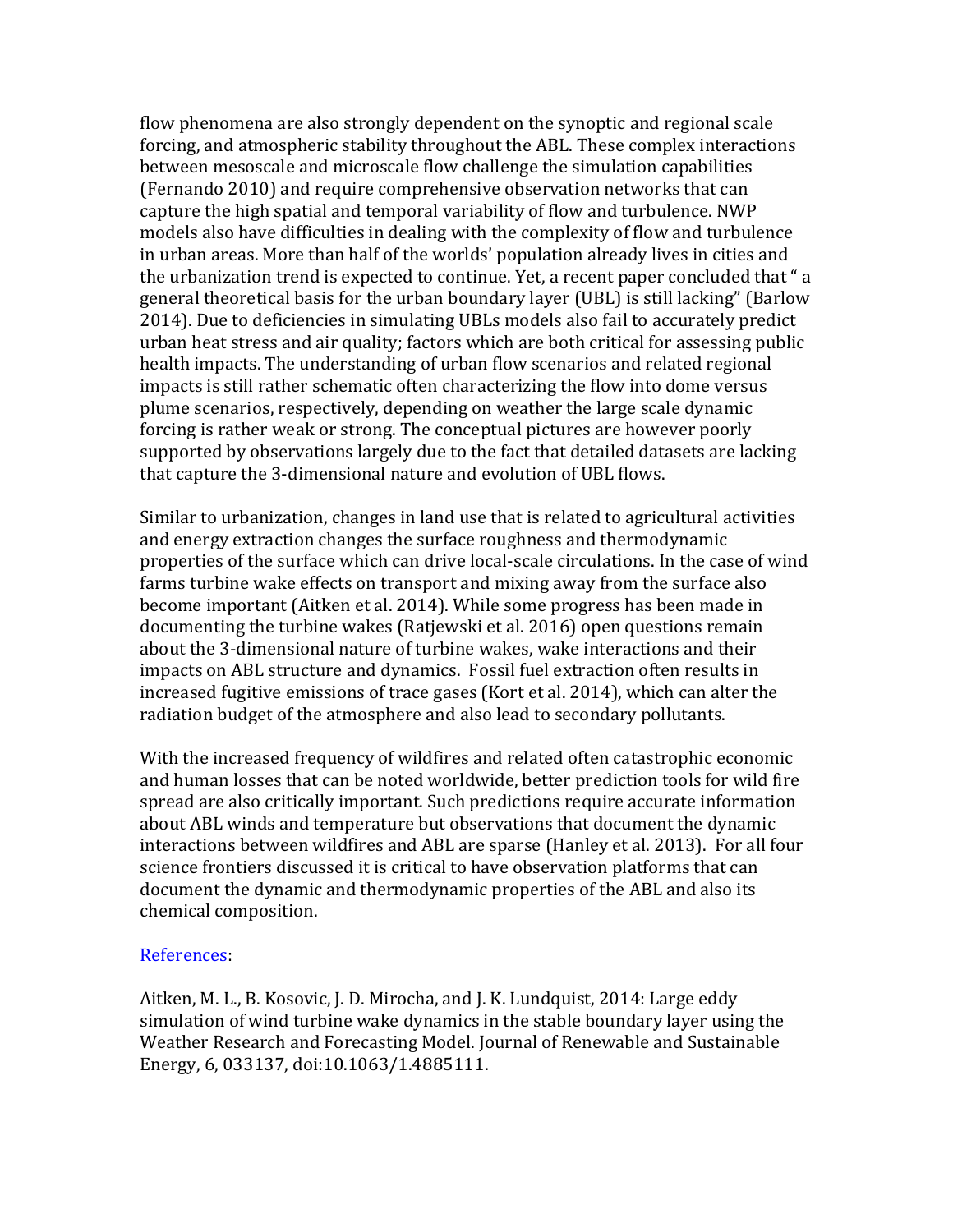flow phenomena are also strongly dependent on the synoptic and regional scale forcing, and atmospheric stability throughout the ABL. These complex interactions between mesoscale and microscale flow challenge the simulation capabilities (Fernando 2010) and require comprehensive observation networks that can capture the high spatial and temporal variability of flow and turbulence. NWP models also have difficulties in dealing with the complexity of flow and turbulence in urban areas. More than half of the worlds' population already lives in cities and the urbanization trend is expected to continue. Yet, a recent paper concluded that " a general theoretical basis for the urban boundary layer (UBL) is still lacking" (Barlow 2014). Due to deficiencies in simulating UBLs models also fail to accurately predict urban heat stress and air quality; factors which are both critical for assessing public health impacts. The understanding of urban flow scenarios and related regional impacts is still rather schematic often characterizing the flow into dome versus plume scenarios, respectively, depending on weather the large scale dynamic forcing is rather weak or strong. The conceptual pictures are however poorly supported by observations largely due to the fact that detailed datasets are lacking that capture the 3-dimensional nature and evolution of UBL flows.

Similar to urbanization, changes in land use that is related to agricultural activities and energy extraction changes the surface roughness and thermodynamic properties of the surface which can drive local-scale circulations. In the case of wind farms turbine wake effects on transport and mixing away from the surface also become important (Aitken et al. 2014). While some progress has been made in documenting the turbine wakes (Ratjewski et al. 2016) open questions remain about the 3-dimensional nature of turbine wakes, wake interactions and their impacts on ABL structure and dynamics. Fossil fuel extraction often results in increased fugitive emissions of trace gases (Kort et al. 2014), which can alter the radiation budget of the atmosphere and also lead to secondary pollutants.

With the increased frequency of wildfires and related often catastrophic economic and human losses that can be noted worldwide, better prediction tools for wild fire spread are also critically important. Such predictions require accurate information about ABL winds and temperature but observations that document the dynamic interactions between wildfires and ABL are sparse (Hanley et al. 2013). For all four science frontiers discussed it is critical to have observation platforms that can document the dynamic and thermodynamic properties of the ABL and also its chemical composition.

References:

Aitken, M. L., B. Kosovic, J. D. Mirocha, and J. K. Lundquist, 2014: Large eddy simulation of wind turbine wake dynamics in the stable boundary layer using the Weather Research and Forecasting Model. Journal of Renewable and Sustainable Energy, 6, 033137, doi:10.1063/1.4885111.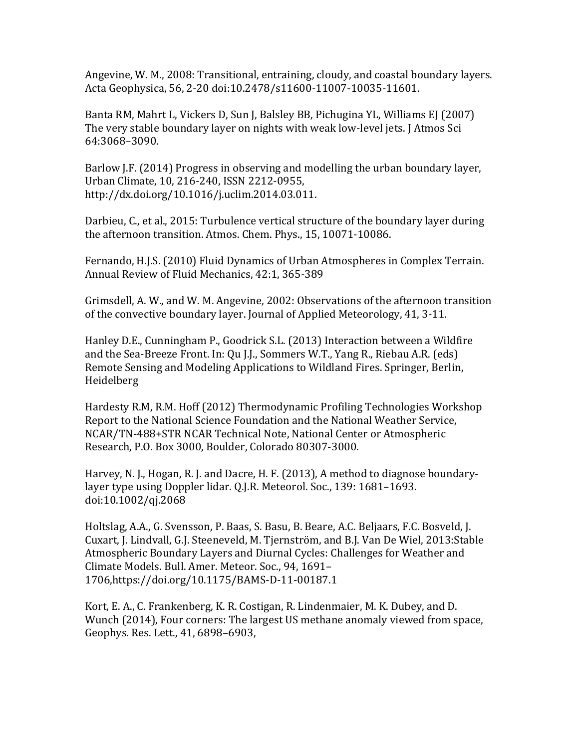Angevine, W. M., 2008: Transitional, entraining, cloudy, and coastal boundary layers. Acta Geophysica, 56, 2-20 doi:10.2478/s11600-11007-10035-11601.

Banta RM, Mahrt L, Vickers D, Sun J, Balsley BB, Pichugina YL, Williams EJ (2007) The very stable boundary layer on nights with weak low-level jets. J Atmos Sci 64:3068–3090.

Barlow J.F. (2014) Progress in observing and modelling the urban boundary layer, Urban Climate, 10, 216-240, ISSN 2212-0955, http://dx.doi.org/10.1016/j.uclim.2014.03.011.

Darbieu, C., et al., 2015: Turbulence vertical structure of the boundary layer during the afternoon transition. Atmos. Chem. Phys., 15, 10071-10086.

Fernando, H.J.S. (2010) Fluid Dynamics of Urban Atmospheres in Complex Terrain. Annual Review of Fluid Mechanics, 42:1, 365-389

Grimsdell, A. W., and W. M. Angevine, 2002: Observations of the afternoon transition of the convective boundary layer. Journal of Applied Meteorology, 41, 3-11.

Hanley D.E., Cunningham P., Goodrick S.L. (2013) Interaction between a Wildfire and the Sea-Breeze Front. In: Qu J.J., Sommers W.T., Yang R., Riebau A.R. (eds) Remote Sensing and Modeling Applications to Wildland Fires. Springer, Berlin, Heidelberg

Hardesty R.M, R.M. Hoff (2012) Thermodynamic Profiling Technologies Workshop Report to the National Science Foundation and the National Weather Service, NCAR/TN-488+STR NCAR Technical Note, National Center or Atmospheric Research, P.O. Box 3000, Boulder, Colorado 80307-3000.

Harvey, N. J., Hogan, R. J. and Dacre, H. F. (2013), A method to diagnose boundary-layer type using Doppler lidar. Q.J.R. Meteorol. Soc., 139: 1681–1693. doi:10.1002/qj.2068

Holtslag, A.A., G. Svensson, P. Baas, S. Basu, B. Beare, A.C. Beljaars, F.C. Bosveld, J. Cuxart, J. Lindvall, G.J. Steeneveld, M. Tjernström, and B.J. Van De Wiel, 2013:Stable Atmospheric Boundary Layers and Diurnal Cycles: Challenges for Weather and Climate Models. Bull. Amer. Meteor. Soc., 94, 1691–1706,https://doi.org/10.1175/BAMS-D-11-00187.1

Kort, E. A., C. Frankenberg, K. R. Costigan, R. Lindenmaier, M. K. Dubey, and D. Wunch (2014), Four corners: The largest US methane anomaly viewed from space, Geophys. Res. Lett., 41, 6898–6903,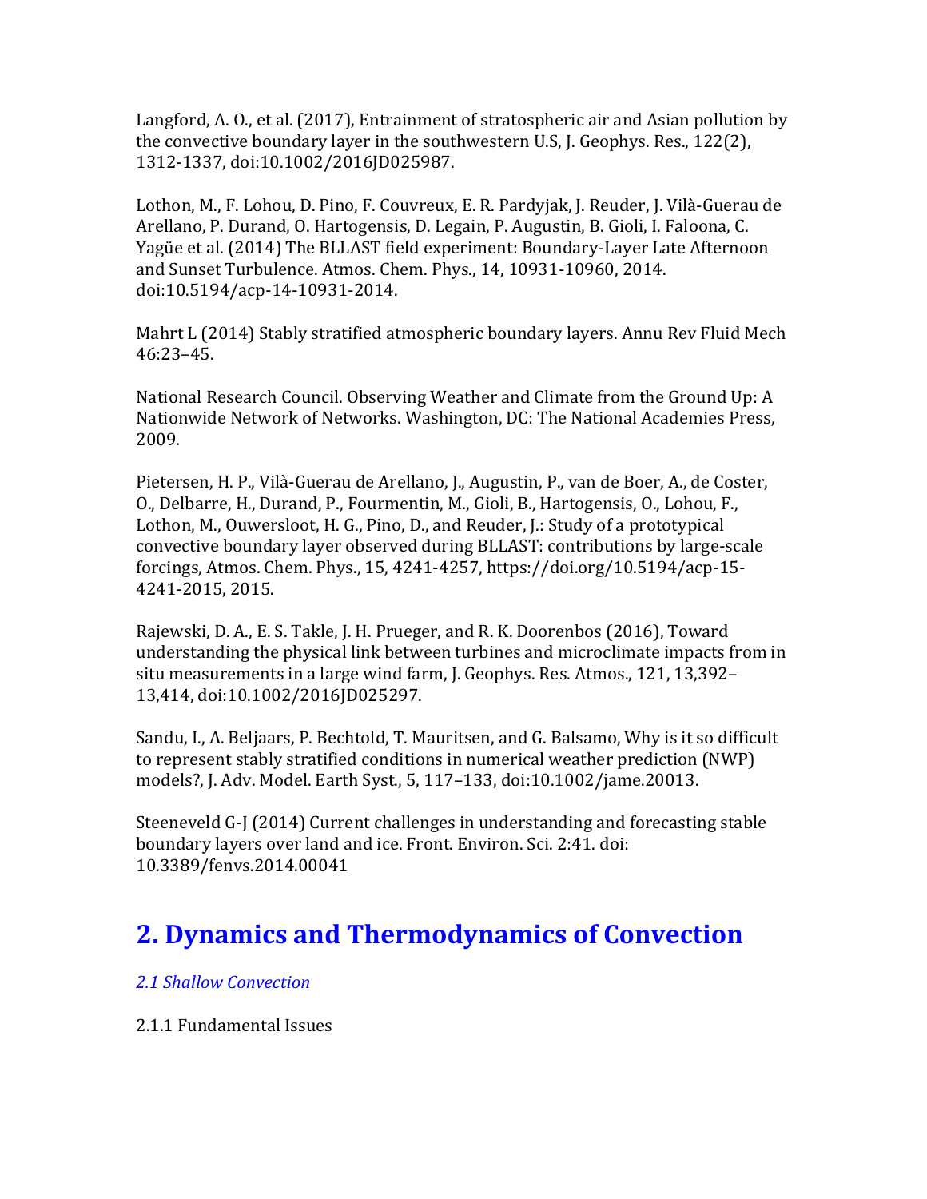Langford, A. O., et al. (2017), Entrainment of stratospheric air and Asian pollution by the convective boundary layer in the southwestern U.S, J. Geophys. Res., 122(2), 1312-1337, doi:10.1002/2016JD025987.

Lothon, M., F. Lohou, D. Pino, F. Couvreux, E. R. Pardyjak, J. Reuder, J. Vilà-Guerau de Arellano, P. Durand, O. Hartogensis, D. Legain, P. Augustin, B. Gioli, I. Faloona, C. Yagüe et al. (2014) The BLLAST field experiment: Boundary-Layer Late Afternoon and Sunset Turbulence. Atmos. Chem. Phys., 14, 10931-10960, 2014. doi:10.5194/acp-14-10931-2014.

Mahrt L (2014) Stably stratified atmospheric boundary layers. Annu Rev Fluid Mech 46:23–45.

National Research Council. Observing Weather and Climate from the Ground Up: A Nationwide Network of Networks. Washington, DC: The National Academies Press, 2009.

Pietersen, H. P., Vilà-Guerau de Arellano, J., Augustin, P., van de Boer, A., de Coster, O., Delbarre, H., Durand, P., Fourmentin, M., Gioli, B., Hartogensis, O., Lohou, F., Lothon, M., Ouwersloot, H. G., Pino, D., and Reuder, J.: Study of a prototypical convective boundary layer observed during BLLAST: contributions by large-scale forcings, Atmos. Chem. Phys., 15, 4241-4257, https://doi.org/10.5194/acp-15-4241-2015, 2015.

Rajewski, D. A., E. S. Takle, J. H. Prueger, and R. K. Doorenbos (2016), Toward understanding the physical link between turbines and microclimate impacts from in situ measurements in a large wind farm, J. Geophys. Res. Atmos., 121, 13,392–13,414, doi:10.1002/2016JD025297.

Sandu, I., A. Beljaars, P. Bechtold, T. Mauritsen, and G. Balsamo, Why is it so difficult to represent stably stratified conditions in numerical weather prediction (NWP) models?, J. Adv. Model. Earth Syst., 5, 117–133, doi:10.1002/jame.20013.

Steeneveld G-J (2014) Current challenges in understanding and forecasting stable boundary layers over land and ice. Front. Environ. Sci. 2:41. doi: 10.3389/fenvs.2014.00041

# 2. Dynamics and Thermodynamics of Convection

## *2.1 Shallow Convection*

2.1.1 Fundamental Issues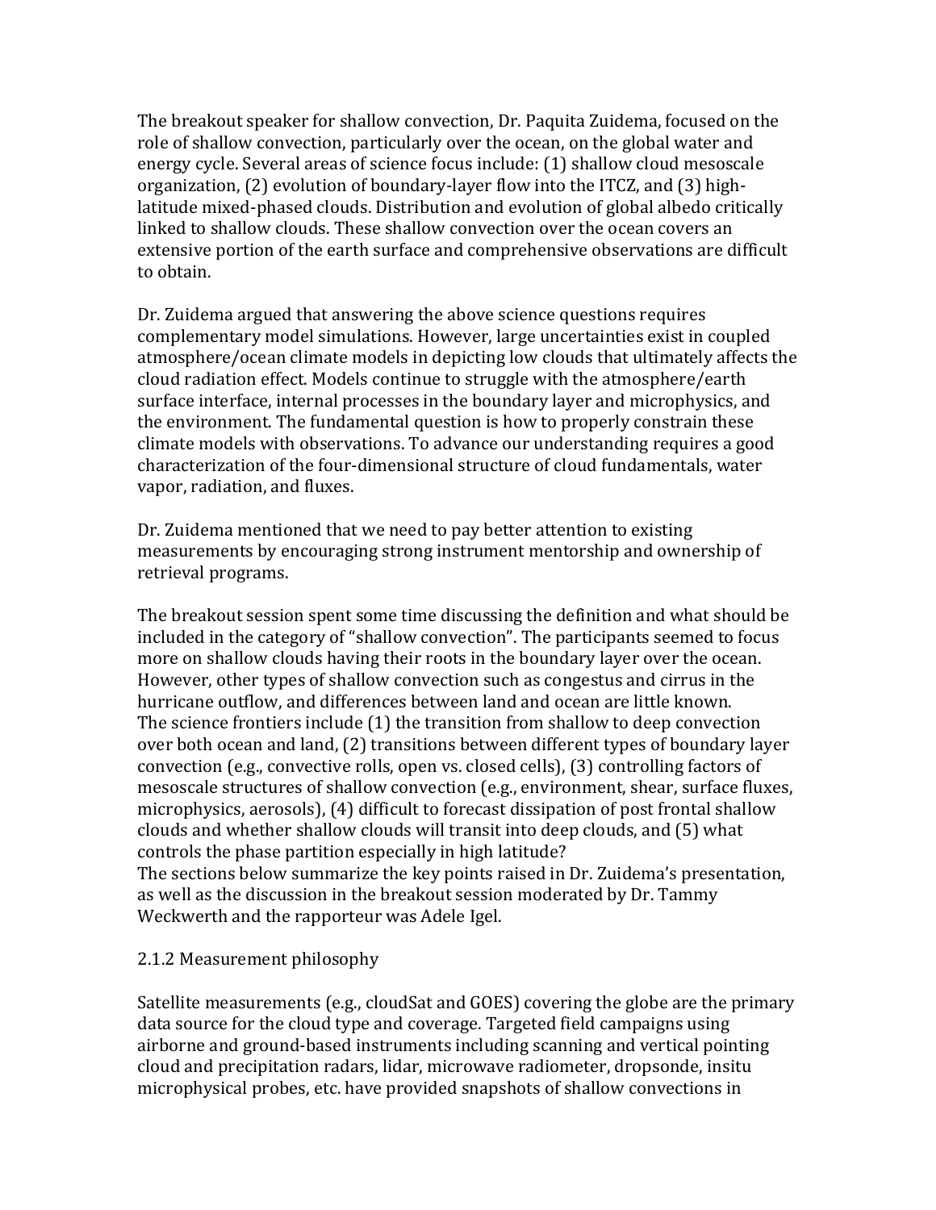The breakout speaker for shallow convection, Dr. Paquita Zuidema, focused on the role of shallow convection, particularly over the ocean, on the global water and energy cycle. Several areas of science focus include: (1) shallow cloud mesoscale organization, (2) evolution of boundary-layer flow into the ITCZ, and (3) high-latitude mixed-phased clouds. Distribution and evolution of global albedo critically linked to shallow clouds. These shallow convection over the ocean covers an extensive portion of the earth surface and comprehensive observations are difficult to obtain.

Dr. Zuidema argued that answering the above science questions requires complementary model simulations. However, large uncertainties exist in coupled atmosphere/ocean climate models in depicting low clouds that ultimately affects the cloud radiation effect. Models continue to struggle with the atmosphere/earth surface interface, internal processes in the boundary layer and microphysics, and the environment. The fundamental question is how to properly constrain these climate models with observations. To advance our understanding requires a good characterization of the four-dimensional structure of cloud fundamentals, water vapor, radiation, and fluxes.

Dr. Zuidema mentioned that we need to pay better attention to existing measurements by encouraging strong instrument mentorship and ownership of retrieval programs.

The breakout session spent some time discussing the definition and what should be included in the category of "shallow convection". The participants seemed to focus more on shallow clouds having their roots in the boundary layer over the ocean. However, other types of shallow convection such as congestus and cirrus in the hurricane outflow, and differences between land and ocean are little known. The science frontiers include (1) the transition from shallow to deep convection over both ocean and land, (2) transitions between different types of boundary layer convection (e.g., convective rolls, open vs. closed cells), (3) controlling factors of mesoscale structures of shallow convection (e.g., environment, shear, surface fluxes, microphysics, aerosols), (4) difficult to forecast dissipation of post frontal shallow clouds and whether shallow clouds will transit into deep clouds, and (5) what controls the phase partition especially in high latitude?
The sections below summarize the key points raised in Dr. Zuidema's presentation, as well as the discussion in the breakout session moderated by Dr. Tammy Weckwerth and the rapporteur was Adele Igel.

### 2.1.2 Measurement philosophy

Satellite measurements (e.g., cloudSat and GOES) covering the globe are the primary data source for the cloud type and coverage. Targeted field campaigns using airborne and ground-based instruments including scanning and vertical pointing cloud and precipitation radars, lidar, microwave radiometer, dropsonde, insitu microphysical probes, etc. have provided snapshots of shallow convections in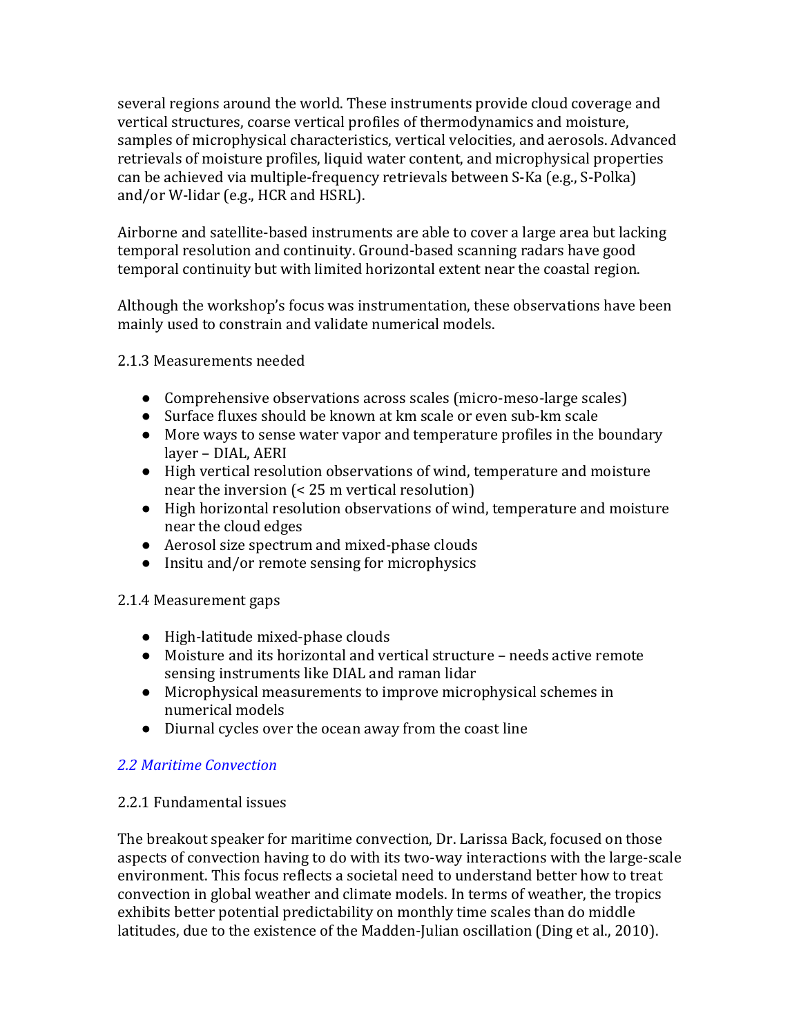several regions around the world. These instruments provide cloud coverage and vertical structures, coarse vertical profiles of thermodynamics and moisture, samples of microphysical characteristics, vertical velocities, and aerosols. Advanced retrievals of moisture profiles, liquid water content, and microphysical properties can be achieved via multiple-frequency retrievals between S-Ka (e.g., S-Polka) and/or W-lidar (e.g., HCR and HSRL).

Airborne and satellite-based instruments are able to cover a large area but lacking temporal resolution and continuity. Ground-based scanning radars have good temporal continuity but with limited horizontal extent near the coastal region.

Although the workshop's focus was instrumentation, these observations have been mainly used to constrain and validate numerical models.

2.1.3 Measurements needed

- Comprehensive observations across scales (micro-meso-large scales)
- Surface fluxes should be known at km scale or even sub-km scale
- More ways to sense water vapor and temperature profiles in the boundary layer – DIAL, AERI
- High vertical resolution observations of wind, temperature and moisture near the inversion (< 25 m vertical resolution)
- High horizontal resolution observations of wind, temperature and moisture near the cloud edges
- Aerosol size spectrum and mixed-phase clouds
- Insitu and/or remote sensing for microphysics

2.1.4 Measurement gaps

- High-latitude mixed-phase clouds
- Moisture and its horizontal and vertical structure – needs active remote sensing instruments like DIAL and raman lidar
- Microphysical measurements to improve microphysical schemes in numerical models
- Diurnal cycles over the ocean away from the coast line

## *2.2 Maritime Convection*

2.2.1 Fundamental issues

The breakout speaker for maritime convection, Dr. Larissa Back, focused on those aspects of convection having to do with its two-way interactions with the large-scale environment. This focus reflects a societal need to understand better how to treat convection in global weather and climate models. In terms of weather, the tropics exhibits better potential predictability on monthly time scales than do middle latitudes, due to the existence of the Madden-Julian oscillation (Ding et al., 2010).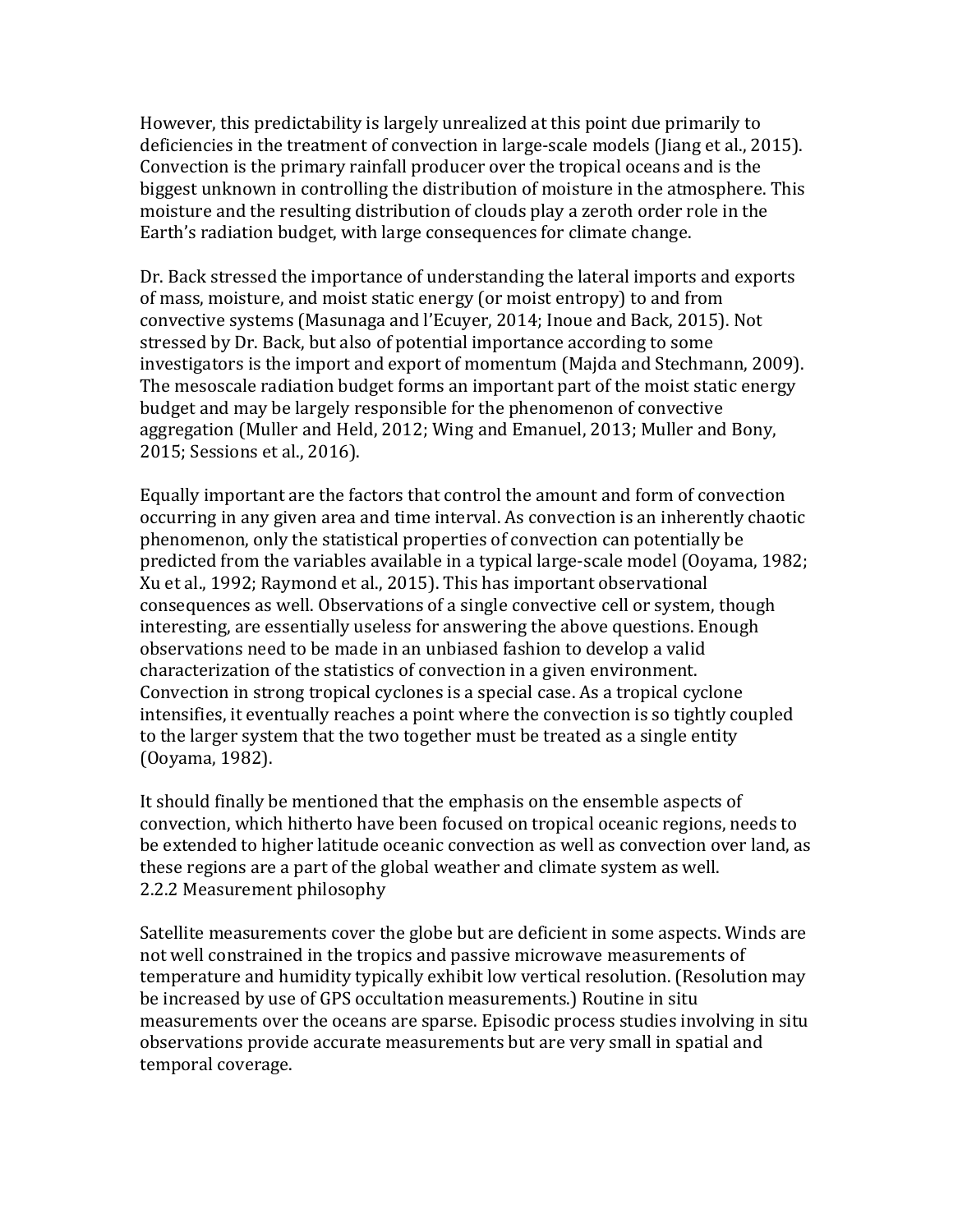However, this predictability is largely unrealized at this point due primarily to deficiencies in the treatment of convection in large-scale models (Jiang et al., 2015). Convection is the primary rainfall producer over the tropical oceans and is the biggest unknown in controlling the distribution of moisture in the atmosphere. This moisture and the resulting distribution of clouds play a zeroth order role in the Earth's radiation budget, with large consequences for climate change.

Dr. Back stressed the importance of understanding the lateral imports and exports of mass, moisture, and moist static energy (or moist entropy) to and from convective systems (Masunaga and l'Ecuyer, 2014; Inoue and Back, 2015). Not stressed by Dr. Back, but also of potential importance according to some investigators is the import and export of momentum (Majda and Stechmann, 2009). The mesoscale radiation budget forms an important part of the moist static energy budget and may be largely responsible for the phenomenon of convective aggregation (Muller and Held, 2012; Wing and Emanuel, 2013; Muller and Bony, 2015; Sessions et al., 2016).

Equally important are the factors that control the amount and form of convection occurring in any given area and time interval. As convection is an inherently chaotic phenomenon, only the statistical properties of convection can potentially be predicted from the variables available in a typical large-scale model (Ooyama, 1982; Xu et al., 1992; Raymond et al., 2015). This has important observational consequences as well. Observations of a single convective cell or system, though interesting, are essentially useless for answering the above questions. Enough observations need to be made in an unbiased fashion to develop a valid characterization of the statistics of convection in a given environment. Convection in strong tropical cyclones is a special case. As a tropical cyclone intensifies, it eventually reaches a point where the convection is so tightly coupled to the larger system that the two together must be treated as a single entity (Ooyama, 1982).

It should finally be mentioned that the emphasis on the ensemble aspects of convection, which hitherto have been focused on tropical oceanic regions, needs to be extended to higher latitude oceanic convection as well as convection over land, as these regions are a part of the global weather and climate system as well.

### 2.2.2 Measurement philosophy

Satellite measurements cover the globe but are deficient in some aspects. Winds are not well constrained in the tropics and passive microwave measurements of temperature and humidity typically exhibit low vertical resolution. (Resolution may be increased by use of GPS occultation measurements.) Routine in situ measurements over the oceans are sparse. Episodic process studies involving in situ observations provide accurate measurements but are very small in spatial and temporal coverage.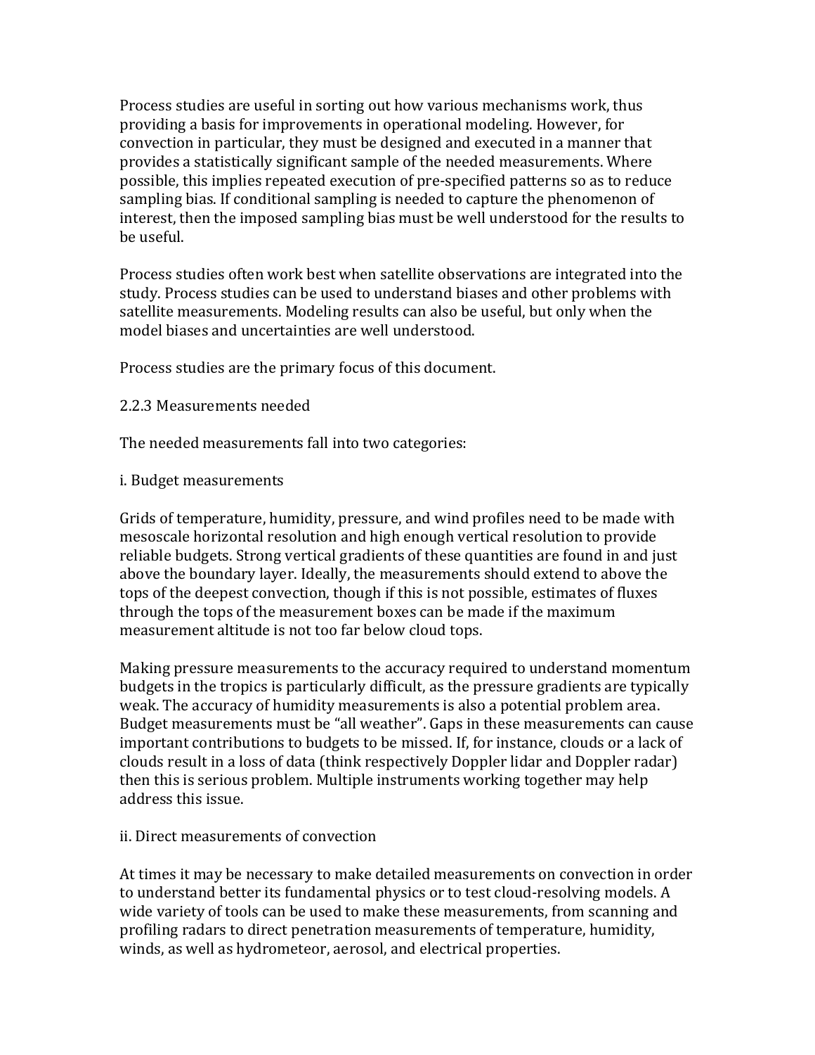Process studies are useful in sorting out how various mechanisms work, thus providing a basis for improvements in operational modeling. However, for convection in particular, they must be designed and executed in a manner that provides a statistically significant sample of the needed measurements. Where possible, this implies repeated execution of pre-specified patterns so as to reduce sampling bias. If conditional sampling is needed to capture the phenomenon of interest, then the imposed sampling bias must be well understood for the results to be useful.

Process studies often work best when satellite observations are integrated into the study. Process studies can be used to understand biases and other problems with satellite measurements. Modeling results can also be useful, but only when the model biases and uncertainties are well understood.

Process studies are the primary focus of this document.

### 2.2.3 Measurements needed

The needed measurements fall into two categories:

#### i. Budget measurements

Grids of temperature, humidity, pressure, and wind profiles need to be made with mesoscale horizontal resolution and high enough vertical resolution to provide reliable budgets. Strong vertical gradients of these quantities are found in and just above the boundary layer. Ideally, the measurements should extend to above the tops of the deepest convection, though if this is not possible, estimates of fluxes through the tops of the measurement boxes can be made if the maximum measurement altitude is not too far below cloud tops.

Making pressure measurements to the accuracy required to understand momentum budgets in the tropics is particularly difficult, as the pressure gradients are typically weak. The accuracy of humidity measurements is also a potential problem area. Budget measurements must be "all weather". Gaps in these measurements can cause important contributions to budgets to be missed. If, for instance, clouds or a lack of clouds result in a loss of data (think respectively Doppler lidar and Doppler radar) then this is serious problem. Multiple instruments working together may help address this issue.

#### ii. Direct measurements of convection

At times it may be necessary to make detailed measurements on convection in order to understand better its fundamental physics or to test cloud-resolving models. A wide variety of tools can be used to make these measurements, from scanning and profiling radars to direct penetration measurements of temperature, humidity, winds, as well as hydrometeor, aerosol, and electrical properties.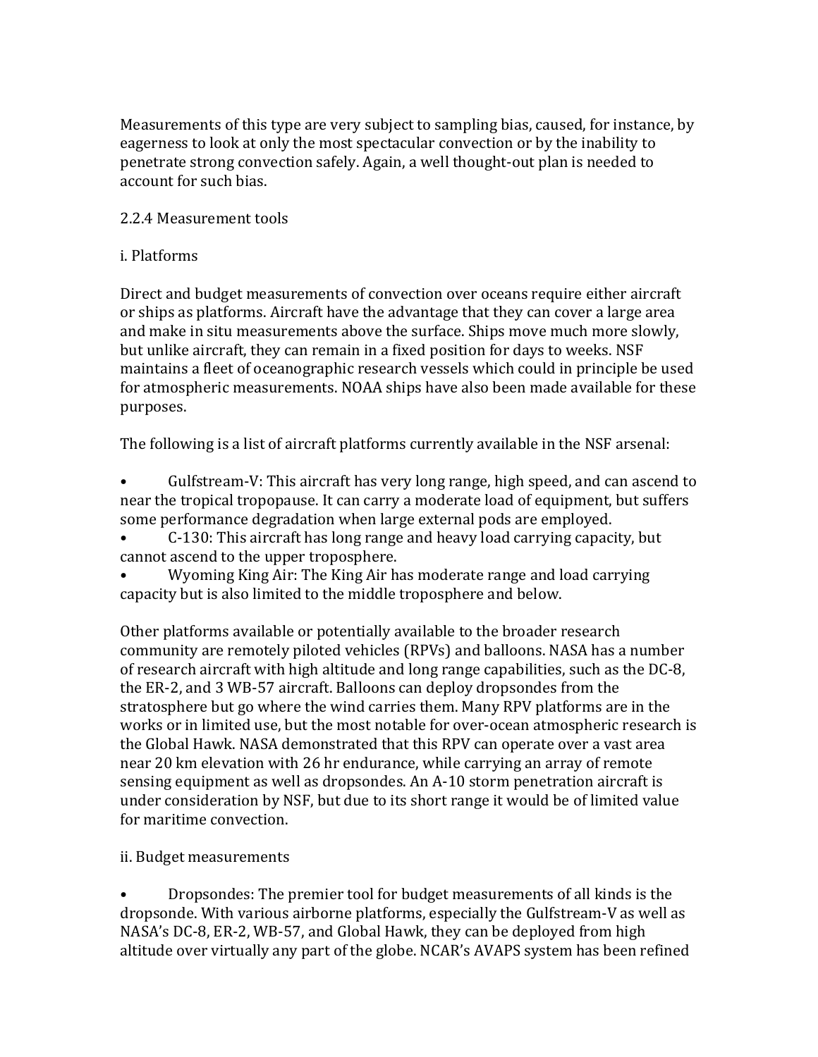Measurements of this type are very subject to sampling bias, caused, for instance, by eagerness to look at only the most spectacular convection or by the inability to penetrate strong convection safely. Again, a well thought-out plan is needed to account for such bias.

### 2.2.4 Measurement tools

#### i. Platforms

Direct and budget measurements of convection over oceans require either aircraft or ships as platforms. Aircraft have the advantage that they can cover a large area and make in situ measurements above the surface. Ships move much more slowly, but unlike aircraft, they can remain in a fixed position for days to weeks. NSF maintains a fleet of oceanographic research vessels which could in principle be used for atmospheric measurements. NOAA ships have also been made available for these purposes.

The following is a list of aircraft platforms currently available in the NSF arsenal:

- Gulfstream-V: This aircraft has very long range, high speed, and can ascend to near the tropical tropopause. It can carry a moderate load of equipment, but suffers some performance degradation when large external pods are employed.
- C-130: This aircraft has long range and heavy load carrying capacity, but cannot ascend to the upper troposphere.
- Wyoming King Air: The King Air has moderate range and load carrying capacity but is also limited to the middle troposphere and below.

Other platforms available or potentially available to the broader research community are remotely piloted vehicles (RPVs) and balloons. NASA has a number of research aircraft with high altitude and long range capabilities, such as the DC-8, the ER-2, and 3 WB-57 aircraft. Balloons can deploy dropsondes from the stratosphere but go where the wind carries them. Many RPV platforms are in the works or in limited use, but the most notable for over-ocean atmospheric research is the Global Hawk. NASA demonstrated that this RPV can operate over a vast area near 20 km elevation with 26 hr endurance, while carrying an array of remote sensing equipment as well as dropsondes. An A-10 storm penetration aircraft is under consideration by NSF, but due to its short range it would be of limited value for maritime convection.

#### ii. Budget measurements

- Dropsondes: The premier tool for budget measurements of all kinds is the dropsonde. With various airborne platforms, especially the Gulfstream-V as well as NASA's DC-8, ER-2, WB-57, and Global Hawk, they can be deployed from high altitude over virtually any part of the globe. NCAR's AVAPS system has been refined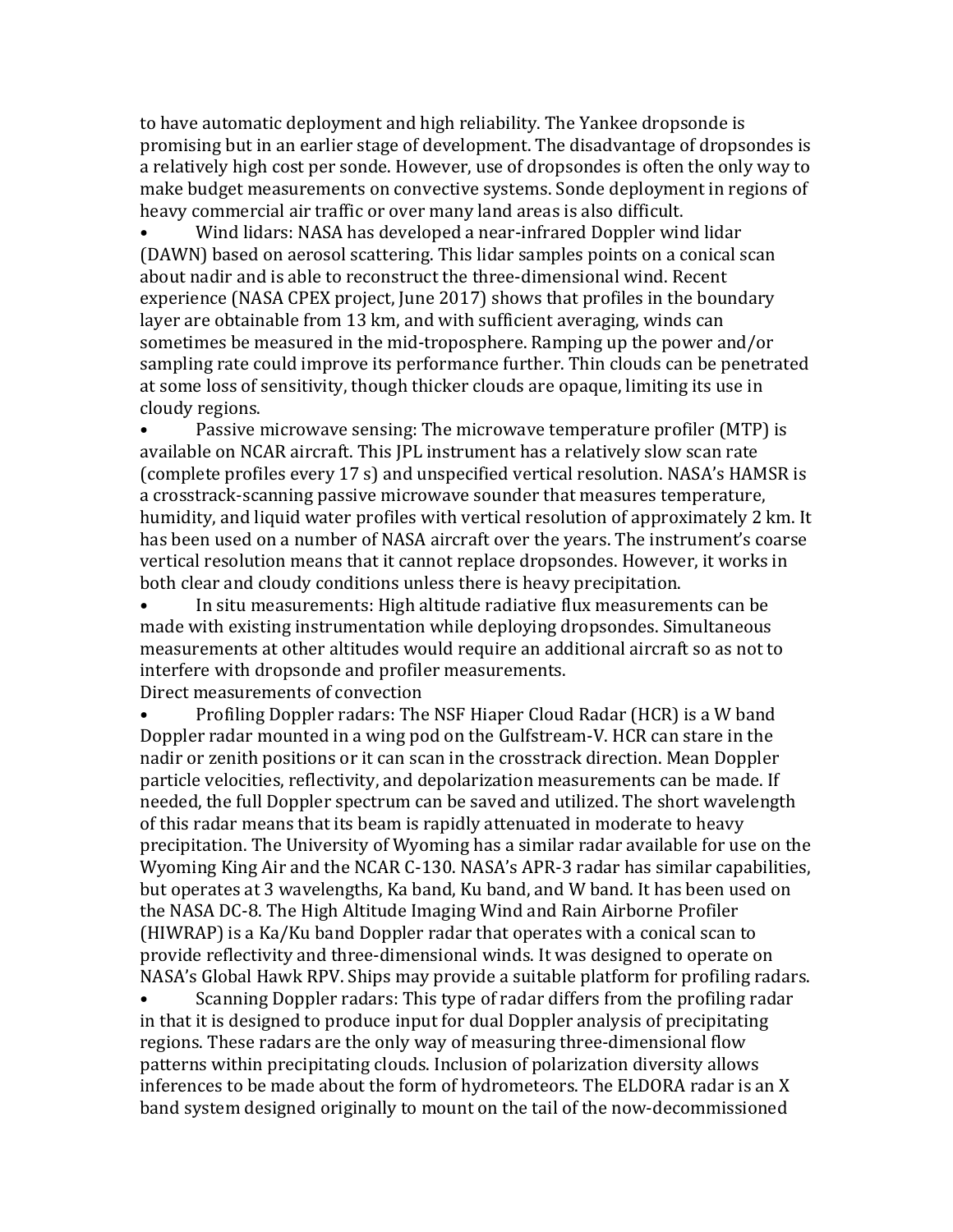to have automatic deployment and high reliability. The Yankee dropsonde is promising but in an earlier stage of development. The disadvantage of dropsondes is a relatively high cost per sonde. However, use of dropsondes is often the only way to make budget measurements on convective systems. Sonde deployment in regions of heavy commercial air traffic or over many land areas is also difficult.

- Wind lidars: NASA has developed a near-infrared Doppler wind lidar (DAWN) based on aerosol scattering. This lidar samples points on a conical scan about nadir and is able to reconstruct the three-dimensional wind. Recent experience (NASA CPEX project, June 2017) shows that profiles in the boundary layer are obtainable from 13 km, and with sufficient averaging, winds can sometimes be measured in the mid-troposphere. Ramping up the power and/or sampling rate could improve its performance further. Thin clouds can be penetrated at some loss of sensitivity, though thicker clouds are opaque, limiting its use in cloudy regions.
- Passive microwave sensing: The microwave temperature profiler (MTP) is available on NCAR aircraft. This JPL instrument has a relatively slow scan rate (complete profiles every 17 s) and unspecified vertical resolution. NASA's HAMSR is a crosstrack-scanning passive microwave sounder that measures temperature, humidity, and liquid water profiles with vertical resolution of approximately 2 km. It has been used on a number of NASA aircraft over the years. The instrument's coarse vertical resolution means that it cannot replace dropsondes. However, it works in both clear and cloudy conditions unless there is heavy precipitation.
- In situ measurements: High altitude radiative flux measurements can be made with existing instrumentation while deploying dropsondes. Simultaneous measurements at other altitudes would require an additional aircraft so as not to interfere with dropsonde and profiler measurements.

Direct measurements of convection

- Profiling Doppler radars: The NSF Hiaper Cloud Radar (HCR) is a W band Doppler radar mounted in a wing pod on the Gulfstream-V. HCR can stare in the nadir or zenith positions or it can scan in the crosstrack direction. Mean Doppler particle velocities, reflectivity, and depolarization measurements can be made. If needed, the full Doppler spectrum can be saved and utilized. The short wavelength of this radar means that its beam is rapidly attenuated in moderate to heavy precipitation. The University of Wyoming has a similar radar available for use on the Wyoming King Air and the NCAR C-130. NASA's APR-3 radar has similar capabilities, but operates at 3 wavelengths, Ka band, Ku band, and W band. It has been used on the NASA DC-8. The High Altitude Imaging Wind and Rain Airborne Profiler (HIWRAP) is a Ka/Ku band Doppler radar that operates with a conical scan to provide reflectivity and three-dimensional winds. It was designed to operate on NASA's Global Hawk RPV. Ships may provide a suitable platform for profiling radars.
- Scanning Doppler radars: This type of radar differs from the profiling radar in that it is designed to produce input for dual Doppler analysis of precipitating regions. These radars are the only way of measuring three-dimensional flow patterns within precipitating clouds. Inclusion of polarization diversity allows inferences to be made about the form of hydrometeors. The ELDORA radar is an X band system designed originally to mount on the tail of the now-decommissioned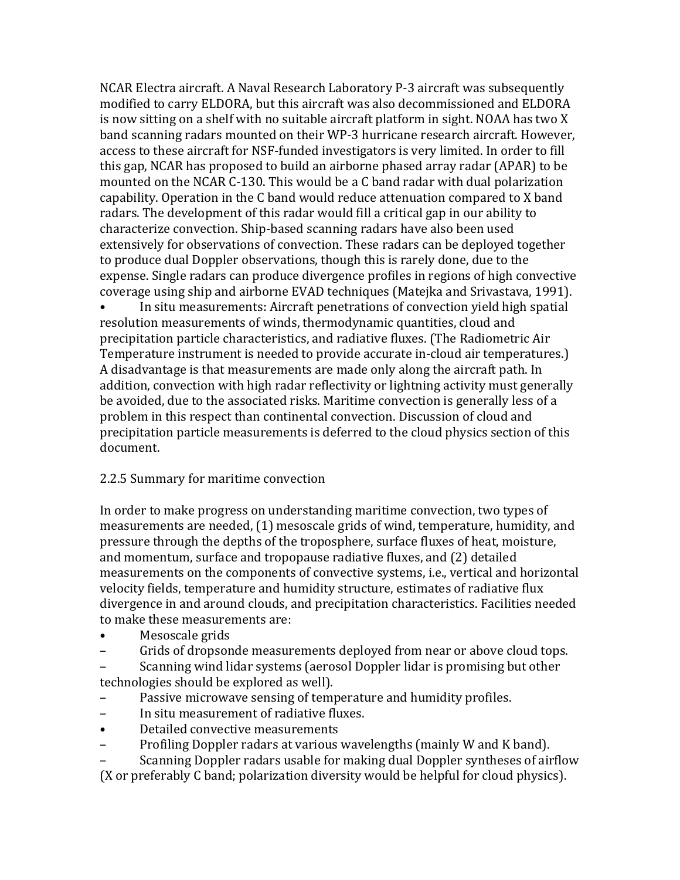NCAR Electra aircraft. A Naval Research Laboratory P-3 aircraft was subsequently modified to carry ELDORA, but this aircraft was also decommissioned and ELDORA is now sitting on a shelf with no suitable aircraft platform in sight. NOAA has two X band scanning radars mounted on their WP-3 hurricane research aircraft. However, access to these aircraft for NSF-funded investigators is very limited. In order to fill this gap, NCAR has proposed to build an airborne phased array radar (APAR) to be mounted on the NCAR C-130. This would be a C band radar with dual polarization capability. Operation in the C band would reduce attenuation compared to X band radars. The development of this radar would fill a critical gap in our ability to characterize convection. Ship-based scanning radars have also been used extensively for observations of convection. These radars can be deployed together to produce dual Doppler observations, though this is rarely done, due to the expense. Single radars can produce divergence profiles in regions of high convective coverage using ship and airborne EVAD techniques (Matejka and Srivastava, 1991).

- In situ measurements: Aircraft penetrations of convection yield high spatial resolution measurements of winds, thermodynamic quantities, cloud and precipitation particle characteristics, and radiative fluxes. (The Radiometric Air Temperature instrument is needed to provide accurate in-cloud air temperatures.) A disadvantage is that measurements are made only along the aircraft path. In addition, convection with high radar reflectivity or lightning activity must generally be avoided, due to the associated risks. Maritime convection is generally less of a problem in this respect than continental convection. Discussion of cloud and precipitation particle measurements is deferred to the cloud physics section of this document.

### 2.2.5 Summary for maritime convection

In order to make progress on understanding maritime convection, two types of measurements are needed, (1) mesoscale grids of wind, temperature, humidity, and pressure through the depths of the troposphere, surface fluxes of heat, moisture, and momentum, surface and tropopause radiative fluxes, and (2) detailed measurements on the components of convective systems, i.e., vertical and horizontal velocity fields, temperature and humidity structure, estimates of radiative flux divergence in and around clouds, and precipitation characteristics. Facilities needed to make these measurements are:

- Mesoscale grids
  - Grids of dropsonde measurements deployed from near or above cloud tops.
  - Scanning wind lidar systems (aerosol Doppler lidar is promising but other technologies should be explored as well).
  - Passive microwave sensing of temperature and humidity profiles.
  - In situ measurement of radiative fluxes.
- Detailed convective measurements
  - Profiling Doppler radars at various wavelengths (mainly W and K band).
  - Scanning Doppler radars usable for making dual Doppler syntheses of airflow (X or preferably C band; polarization diversity would be helpful for cloud physics).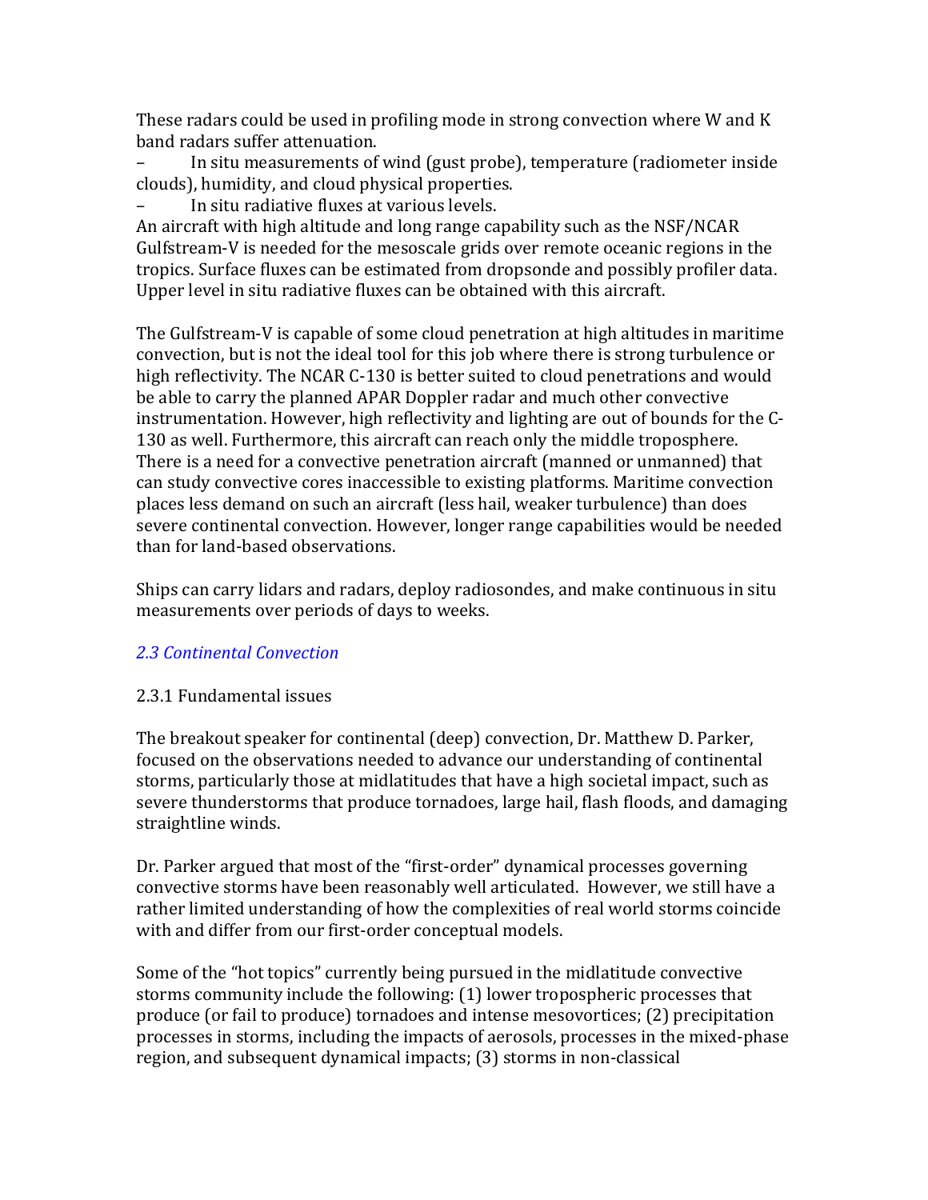These radars could be used in profiling mode in strong convection where W and K band radars suffer attenuation.

– In situ measurements of wind (gust probe), temperature (radiometer inside clouds), humidity, and cloud physical properties.

– In situ radiative fluxes at various levels.

An aircraft with high altitude and long range capability such as the NSF/NCAR Gulfstream-V is needed for the mesoscale grids over remote oceanic regions in the tropics. Surface fluxes can be estimated from dropsonde and possibly profiler data. Upper level in situ radiative fluxes can be obtained with this aircraft.

The Gulfstream-V is capable of some cloud penetration at high altitudes in maritime convection, but is not the ideal tool for this job where there is strong turbulence or high reflectivity. The NCAR C-130 is better suited to cloud penetrations and would be able to carry the planned APAR Doppler radar and much other convective instrumentation. However, high reflectivity and lighting are out of bounds for the C-130 as well. Furthermore, this aircraft can reach only the middle troposphere. There is a need for a convective penetration aircraft (manned or unmanned) that can study convective cores inaccessible to existing platforms. Maritime convection places less demand on such an aircraft (less hail, weaker turbulence) than does severe continental convection. However, longer range capabilities would be needed than for land-based observations.

Ships can carry lidars and radars, deploy radiosondes, and make continuous in situ measurements over periods of days to weeks.

## *2.3 Continental Convection*

### 2.3.1 Fundamental issues

The breakout speaker for continental (deep) convection, Dr. Matthew D. Parker, focused on the observations needed to advance our understanding of continental storms, particularly those at midlatitudes that have a high societal impact, such as severe thunderstorms that produce tornadoes, large hail, flash floods, and damaging straightline winds.

Dr. Parker argued that most of the "first-order" dynamical processes governing convective storms have been reasonably well articulated. However, we still have a rather limited understanding of how the complexities of real world storms coincide with and differ from our first-order conceptual models.

Some of the "hot topics" currently being pursued in the midlatitude convective storms community include the following: (1) lower tropospheric processes that produce (or fail to produce) tornadoes and intense mesovortices; (2) precipitation processes in storms, including the impacts of aerosols, processes in the mixed-phase region, and subsequent dynamical impacts; (3) storms in non-classical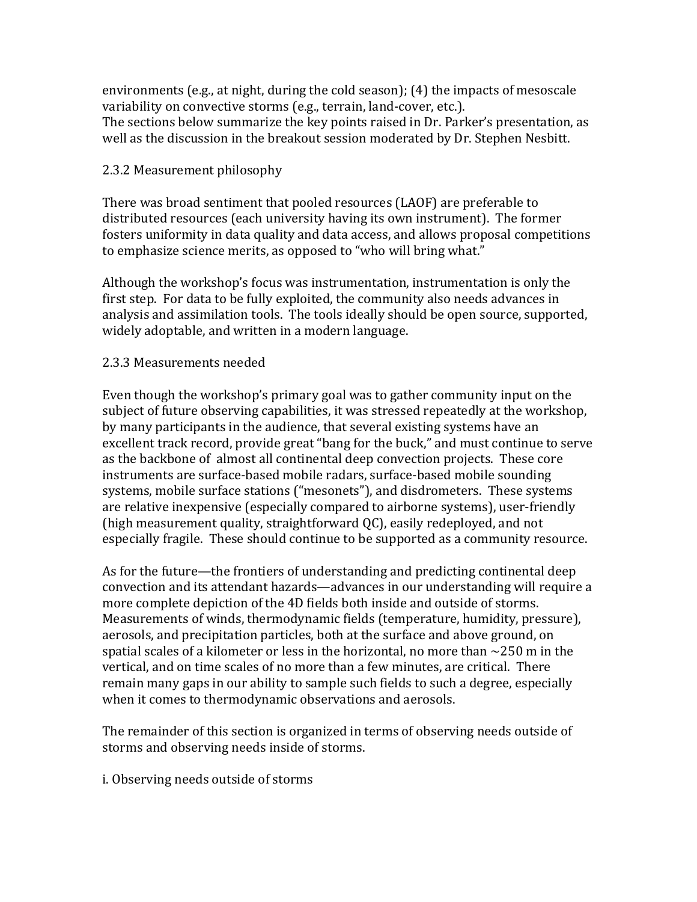environments (e.g., at night, during the cold season); (4) the impacts of mesoscale variability on convective storms (e.g., terrain, land-cover, etc.).
The sections below summarize the key points raised in Dr. Parker's presentation, as well as the discussion in the breakout session moderated by Dr. Stephen Nesbitt.

### 2.3.2 Measurement philosophy

There was broad sentiment that pooled resources (LAOF) are preferable to distributed resources (each university having its own instrument). The former fosters uniformity in data quality and data access, and allows proposal competitions to emphasize science merits, as opposed to "who will bring what."

Although the workshop's focus was instrumentation, instrumentation is only the first step. For data to be fully exploited, the community also needs advances in analysis and assimilation tools. The tools ideally should be open source, supported, widely adoptable, and written in a modern language.

### 2.3.3 Measurements needed

Even though the workshop's primary goal was to gather community input on the subject of future observing capabilities, it was stressed repeatedly at the workshop, by many participants in the audience, that several existing systems have an excellent track record, provide great "bang for the buck," and must continue to serve as the backbone of almost all continental deep convection projects. These core instruments are surface-based mobile radars, surface-based mobile sounding systems, mobile surface stations ("mesonets"), and disdrometers. These systems are relative inexpensive (especially compared to airborne systems), user-friendly (high measurement quality, straightforward QC), easily redeployed, and not especially fragile. These should continue to be supported as a community resource.

As for the future—the frontiers of understanding and predicting continental deep convection and its attendant hazards—advances in our understanding will require a more complete depiction of the 4D fields both inside and outside of storms. Measurements of winds, thermodynamic fields (temperature, humidity, pressure), aerosols, and precipitation particles, both at the surface and above ground, on spatial scales of a kilometer or less in the horizontal, no more than ~250 m in the vertical, and on time scales of no more than a few minutes, are critical. There remain many gaps in our ability to sample such fields to such a degree, especially when it comes to thermodynamic observations and aerosols.

The remainder of this section is organized in terms of observing needs outside of storms and observing needs inside of storms.

#### i. Observing needs outside of storms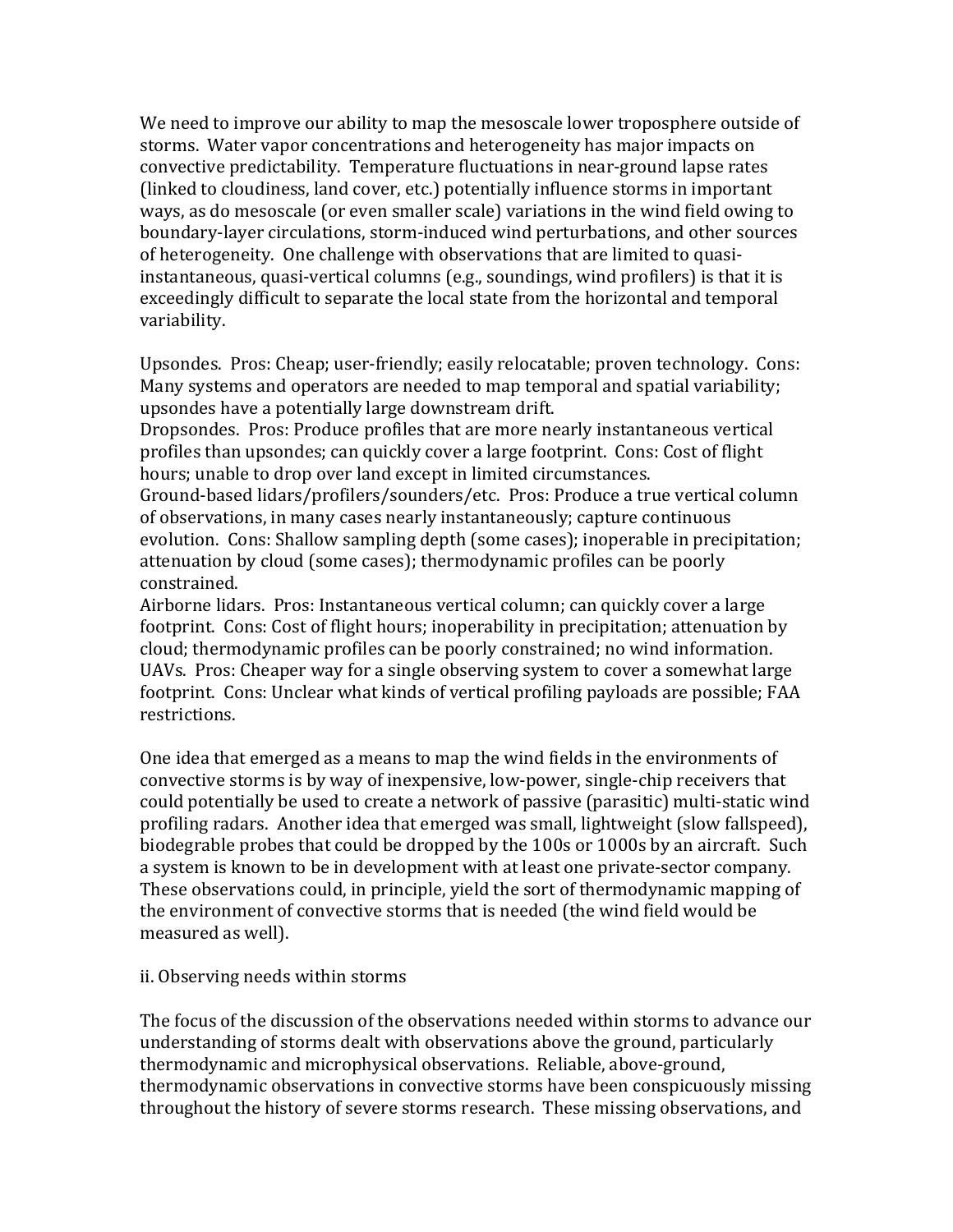We need to improve our ability to map the mesoscale lower troposphere outside of storms. Water vapor concentrations and heterogeneity has major impacts on convective predictability. Temperature fluctuations in near-ground lapse rates (linked to cloudiness, land cover, etc.) potentially influence storms in important ways, as do mesoscale (or even smaller scale) variations in the wind field owing to boundary-layer circulations, storm-induced wind perturbations, and other sources of heterogeneity. One challenge with observations that are limited to quasi-instantaneous, quasi-vertical columns (e.g., soundings, wind profilers) is that it is exceedingly difficult to separate the local state from the horizontal and temporal variability.

Upsondes. Pros: Cheap; user-friendly; easily relocatable; proven technology. Cons: Many systems and operators are needed to map temporal and spatial variability; upsondes have a potentially large downstream drift.
Dropsondes. Pros: Produce profiles that are more nearly instantaneous vertical profiles than upsondes; can quickly cover a large footprint. Cons: Cost of flight hours; unable to drop over land except in limited circumstances.
Ground-based lidars/profilers/sounders/etc. Pros: Produce a true vertical column of observations, in many cases nearly instantaneously; capture continuous evolution. Cons: Shallow sampling depth (some cases); inoperable in precipitation; attenuation by cloud (some cases); thermodynamic profiles can be poorly constrained.
Airborne lidars. Pros: Instantaneous vertical column; can quickly cover a large footprint. Cons: Cost of flight hours; inoperability in precipitation; attenuation by cloud; thermodynamic profiles can be poorly constrained; no wind information.
UAVs. Pros: Cheaper way for a single observing system to cover a somewhat large footprint. Cons: Unclear what kinds of vertical profiling payloads are possible; FAA restrictions.

One idea that emerged as a means to map the wind fields in the environments of convective storms is by way of inexpensive, low-power, single-chip receivers that could potentially be used to create a network of passive (parasitic) multi-static wind profiling radars. Another idea that emerged was small, lightweight (slow fallspeed), biodegrable probes that could be dropped by the 100s or 1000s by an aircraft. Such a system is known to be in development with at least one private-sector company. These observations could, in principle, yield the sort of thermodynamic mapping of the environment of convective storms that is needed (the wind field would be measured as well).

ii. Observing needs within storms

The focus of the discussion of the observations needed within storms to advance our understanding of storms dealt with observations above the ground, particularly thermodynamic and microphysical observations. Reliable, above-ground, thermodynamic observations in convective storms have been conspicuously missing throughout the history of severe storms research. These missing observations, and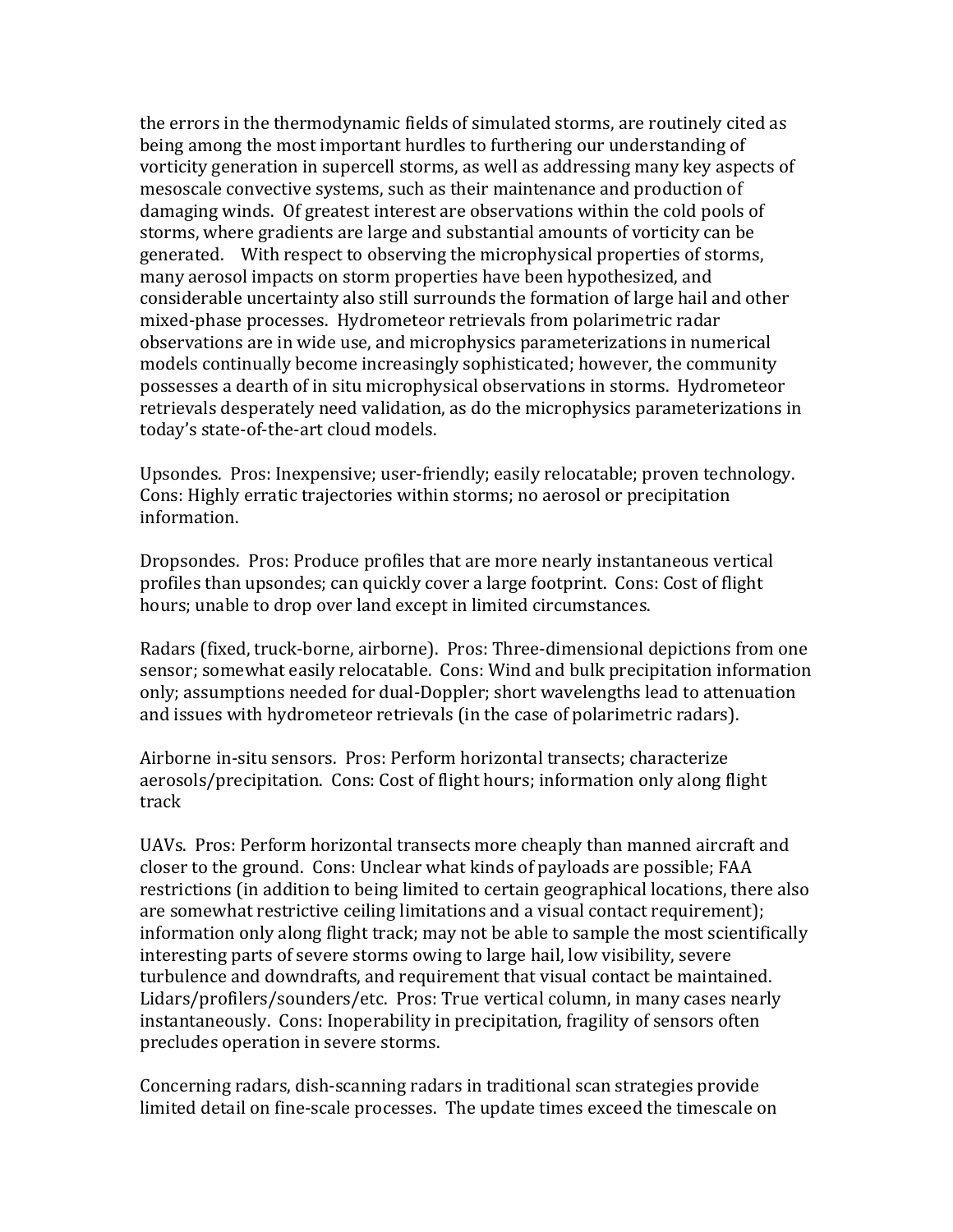the errors in the thermodynamic fields of simulated storms, are routinely cited as being among the most important hurdles to furthering our understanding of vorticity generation in supercell storms, as well as addressing many key aspects of mesoscale convective systems, such as their maintenance and production of damaging winds. Of greatest interest are observations within the cold pools of storms, where gradients are large and substantial amounts of vorticity can be generated. With respect to observing the microphysical properties of storms, many aerosol impacts on storm properties have been hypothesized, and considerable uncertainty also still surrounds the formation of large hail and other mixed-phase processes. Hydrometeor retrievals from polarimetric radar observations are in wide use, and microphysics parameterizations in numerical models continually become increasingly sophisticated; however, the community possesses a dearth of in situ microphysical observations in storms. Hydrometeor retrievals desperately need validation, as do the microphysics parameterizations in today's state-of-the-art cloud models.

Upsondes. Pros: Inexpensive; user-friendly; easily relocatable; proven technology. Cons: Highly erratic trajectories within storms; no aerosol or precipitation information.

Dropsondes. Pros: Produce profiles that are more nearly instantaneous vertical profiles than upsondes; can quickly cover a large footprint. Cons: Cost of flight hours; unable to drop over land except in limited circumstances.

Radars (fixed, truck-borne, airborne). Pros: Three-dimensional depictions from one sensor; somewhat easily relocatable. Cons: Wind and bulk precipitation information only; assumptions needed for dual-Doppler; short wavelengths lead to attenuation and issues with hydrometeor retrievals (in the case of polarimetric radars).

Airborne in-situ sensors. Pros: Perform horizontal transects; characterize aerosols/precipitation. Cons: Cost of flight hours; information only along flight track

UAVs. Pros: Perform horizontal transects more cheaply than manned aircraft and closer to the ground. Cons: Unclear what kinds of payloads are possible; FAA restrictions (in addition to being limited to certain geographical locations, there also are somewhat restrictive ceiling limitations and a visual contact requirement); information only along flight track; may not be able to sample the most scientifically interesting parts of severe storms owing to large hail, low visibility, severe turbulence and downdrafts, and requirement that visual contact be maintained.
Lidars/profilers/sounders/etc. Pros: True vertical column, in many cases nearly instantaneously. Cons: Inoperability in precipitation, fragility of sensors often precludes operation in severe storms.

Concerning radars, dish-scanning radars in traditional scan strategies provide limited detail on fine-scale processes. The update times exceed the timescale on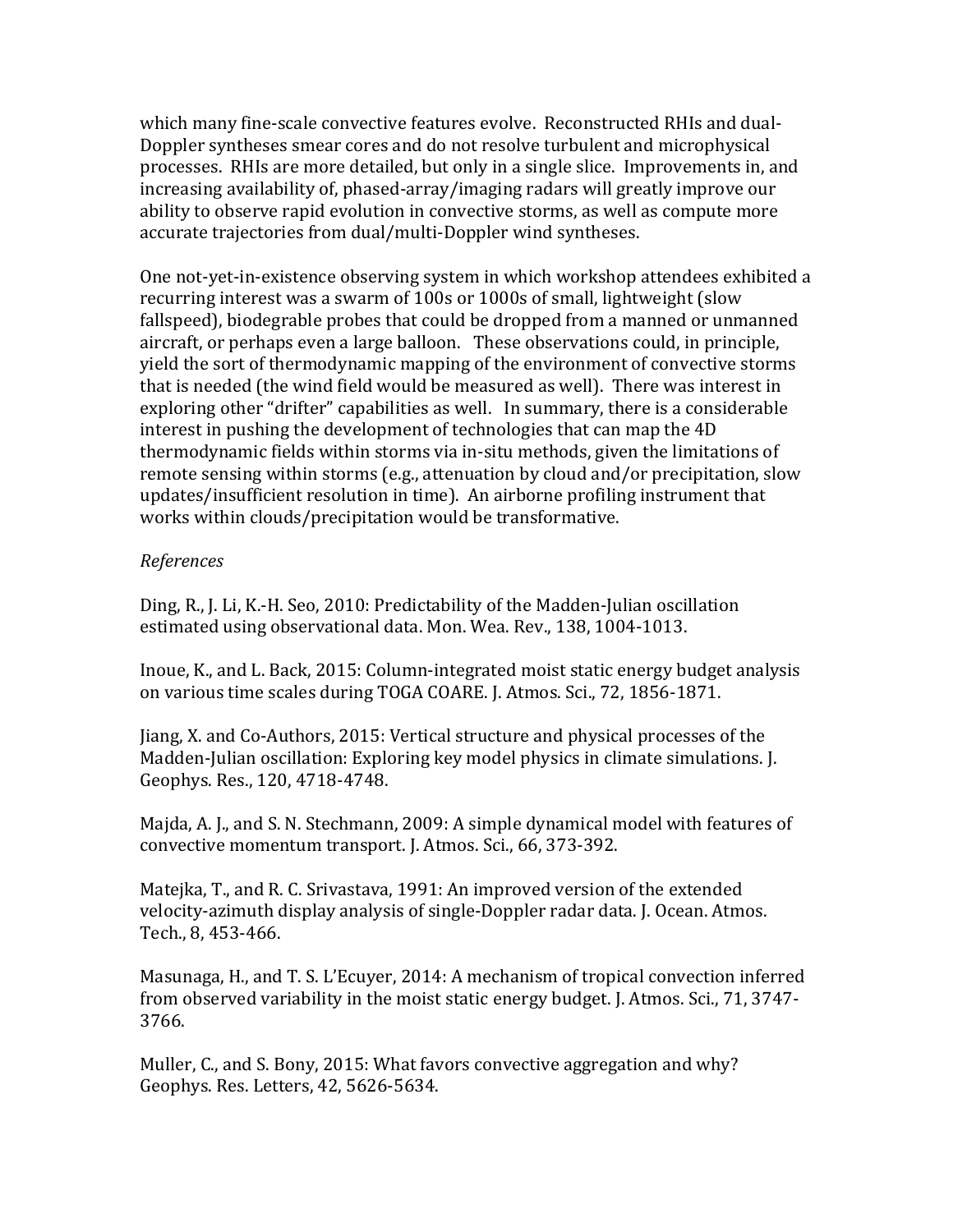which many fine-scale convective features evolve. Reconstructed RHIs and dual-Doppler syntheses smear cores and do not resolve turbulent and microphysical processes. RHIs are more detailed, but only in a single slice. Improvements in, and increasing availability of, phased-array/imaging radars will greatly improve our ability to observe rapid evolution in convective storms, as well as compute more accurate trajectories from dual/multi-Doppler wind syntheses.

One not-yet-in-existence observing system in which workshop attendees exhibited a recurring interest was a swarm of 100s or 1000s of small, lightweight (slow fallspeed), biodegrable probes that could be dropped from a manned or unmanned aircraft, or perhaps even a large balloon. These observations could, in principle, yield the sort of thermodynamic mapping of the environment of convective storms that is needed (the wind field would be measured as well). There was interest in exploring other "drifter" capabilities as well. In summary, there is a considerable interest in pushing the development of technologies that can map the 4D thermodynamic fields within storms via in-situ methods, given the limitations of remote sensing within storms (e.g., attenuation by cloud and/or precipitation, slow updates/insufficient resolution in time). An airborne profiling instrument that works within clouds/precipitation would be transformative.

*References*

Ding, R., J. Li, K.-H. Seo, 2010: Predictability of the Madden-Julian oscillation estimated using observational data. Mon. Wea. Rev., 138, 1004-1013.

Inoue, K., and L. Back, 2015: Column-integrated moist static energy budget analysis on various time scales during TOGA COARE. J. Atmos. Sci., 72, 1856-1871.

Jiang, X. and Co-Authors, 2015: Vertical structure and physical processes of the Madden-Julian oscillation: Exploring key model physics in climate simulations. J. Geophys. Res., 120, 4718-4748.

Majda, A. J., and S. N. Stechmann, 2009: A simple dynamical model with features of convective momentum transport. J. Atmos. Sci., 66, 373-392.

Matejka, T., and R. C. Srivastava, 1991: An improved version of the extended velocity-azimuth display analysis of single-Doppler radar data. J. Ocean. Atmos. Tech., 8, 453-466.

Masunaga, H., and T. S. L'Ecuyer, 2014: A mechanism of tropical convection inferred from observed variability in the moist static energy budget. J. Atmos. Sci., 71, 3747-3766.

Muller, C., and S. Bony, 2015: What favors convective aggregation and why? Geophys. Res. Letters, 42, 5626-5634.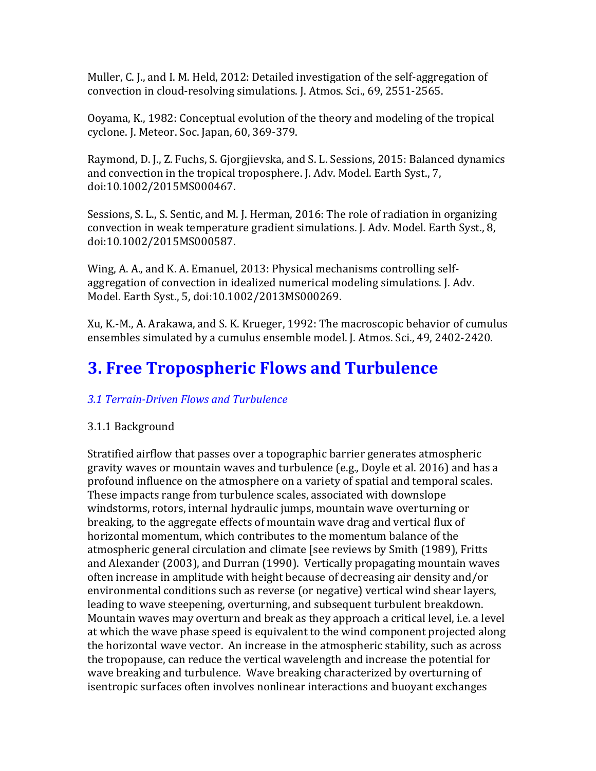Muller, C. J., and I. M. Held, 2012: Detailed investigation of the self-aggregation of convection in cloud-resolving simulations. J. Atmos. Sci., 69, 2551-2565.

Ooyama, K., 1982: Conceptual evolution of the theory and modeling of the tropical cyclone. J. Meteor. Soc. Japan, 60, 369-379.

Raymond, D. J., Z. Fuchs, S. Gjorgjievska, and S. L. Sessions, 2015: Balanced dynamics and convection in the tropical troposphere. J. Adv. Model. Earth Syst., 7, doi:10.1002/2015MS000467.

Sessions, S. L., S. Sentic, and M. J. Herman, 2016: The role of radiation in organizing convection in weak temperature gradient simulations. J. Adv. Model. Earth Syst., 8, doi:10.1002/2015MS000587.

Wing, A. A., and K. A. Emanuel, 2013: Physical mechanisms controlling self-aggregation of convection in idealized numerical modeling simulations. J. Adv. Model. Earth Syst., 5, doi:10.1002/2013MS000269.

Xu, K.-M., A. Arakawa, and S. K. Krueger, 1992: The macroscopic behavior of cumulus ensembles simulated by a cumulus ensemble model. J. Atmos. Sci., 49, 2402-2420.

# 3. Free Tropospheric Flows and Turbulence

## *3.1 Terrain-Driven Flows and Turbulence*

### 3.1.1 Background

Stratified airflow that passes over a topographic barrier generates atmospheric gravity waves or mountain waves and turbulence (e.g., Doyle et al. 2016) and has a profound influence on the atmosphere on a variety of spatial and temporal scales. These impacts range from turbulence scales, associated with downslope windstorms, rotors, internal hydraulic jumps, mountain wave overturning or breaking, to the aggregate effects of mountain wave drag and vertical flux of horizontal momentum, which contributes to the momentum balance of the atmospheric general circulation and climate [see reviews by Smith (1989), Fritts and Alexander (2003), and Durran (1990). Vertically propagating mountain waves often increase in amplitude with height because of decreasing air density and/or environmental conditions such as reverse (or negative) vertical wind shear layers, leading to wave steepening, overturning, and subsequent turbulent breakdown. Mountain waves may overturn and break as they approach a critical level, i.e. a level at which the wave phase speed is equivalent to the wind component projected along the horizontal wave vector. An increase in the atmospheric stability, such as across the tropopause, can reduce the vertical wavelength and increase the potential for wave breaking and turbulence. Wave breaking characterized by overturning of isentropic surfaces often involves nonlinear interactions and buoyant exchanges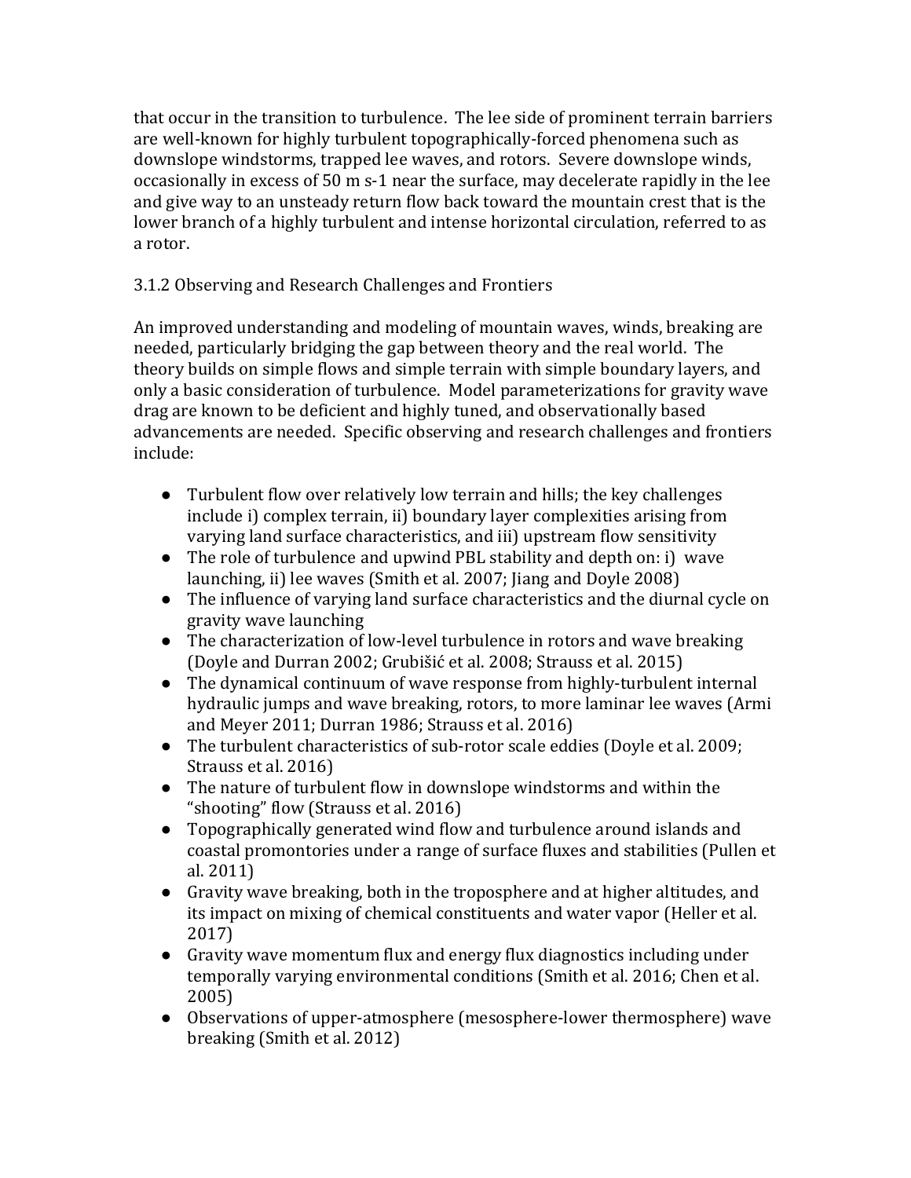that occur in the transition to turbulence. The lee side of prominent terrain barriers are well-known for highly turbulent topographically-forced phenomena such as downslope windstorms, trapped lee waves, and rotors. Severe downslope winds, occasionally in excess of 50 m s-1 near the surface, may decelerate rapidly in the lee and give way to an unsteady return flow back toward the mountain crest that is the lower branch of a highly turbulent and intense horizontal circulation, referred to as a rotor.

### 3.1.2 Observing and Research Challenges and Frontiers

An improved understanding and modeling of mountain waves, winds, breaking are needed, particularly bridging the gap between theory and the real world. The theory builds on simple flows and simple terrain with simple boundary layers, and only a basic consideration of turbulence. Model parameterizations for gravity wave drag are known to be deficient and highly tuned, and observationally based advancements are needed. Specific observing and research challenges and frontiers include:

- Turbulent flow over relatively low terrain and hills; the key challenges include i) complex terrain, ii) boundary layer complexities arising from varying land surface characteristics, and iii) upstream flow sensitivity
- The role of turbulence and upwind PBL stability and depth on: i) wave launching, ii) lee waves (Smith et al. 2007; Jiang and Doyle 2008)
- The influence of varying land surface characteristics and the diurnal cycle on gravity wave launching
- The characterization of low-level turbulence in rotors and wave breaking (Doyle and Durran 2002; Grubišić et al. 2008; Strauss et al. 2015)
- The dynamical continuum of wave response from highly-turbulent internal hydraulic jumps and wave breaking, rotors, to more laminar lee waves (Armi and Meyer 2011; Durran 1986; Strauss et al. 2016)
- The turbulent characteristics of sub-rotor scale eddies (Doyle et al. 2009; Strauss et al. 2016)
- The nature of turbulent flow in downslope windstorms and within the "shooting" flow (Strauss et al. 2016)
- Topographically generated wind flow and turbulence around islands and coastal promontories under a range of surface fluxes and stabilities (Pullen et al. 2011)
- Gravity wave breaking, both in the troposphere and at higher altitudes, and its impact on mixing of chemical constituents and water vapor (Heller et al. 2017)
- Gravity wave momentum flux and energy flux diagnostics including under temporally varying environmental conditions (Smith et al. 2016; Chen et al. 2005)
- Observations of upper-atmosphere (mesosphere-lower thermosphere) wave breaking (Smith et al. 2012)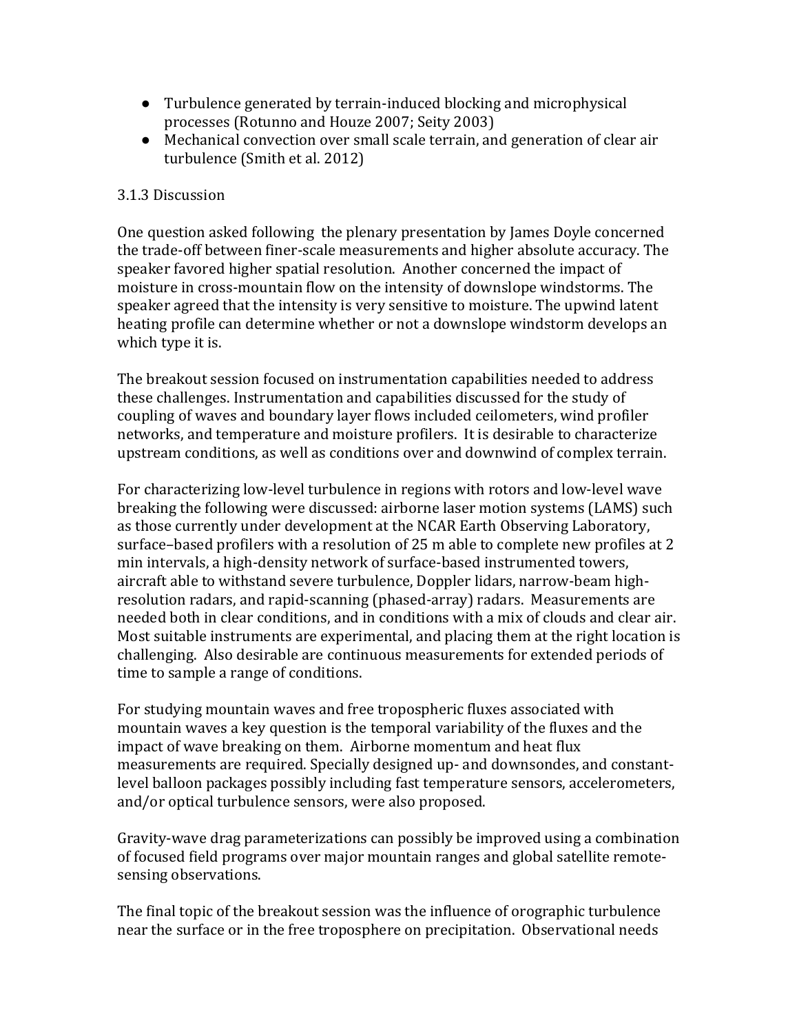- Turbulence generated by terrain-induced blocking and microphysical processes (Rotunno and Houze 2007; Seity 2003)
- Mechanical convection over small scale terrain, and generation of clear air turbulence (Smith et al. 2012)

### 3.1.3 Discussion

One question asked following the plenary presentation by James Doyle concerned the trade-off between finer-scale measurements and higher absolute accuracy. The speaker favored higher spatial resolution. Another concerned the impact of moisture in cross-mountain flow on the intensity of downslope windstorms. The speaker agreed that the intensity is very sensitive to moisture. The upwind latent heating profile can determine whether or not a downslope windstorm develops an which type it is.

The breakout session focused on instrumentation capabilities needed to address these challenges. Instrumentation and capabilities discussed for the study of coupling of waves and boundary layer flows included ceilometers, wind profiler networks, and temperature and moisture profilers. It is desirable to characterize upstream conditions, as well as conditions over and downwind of complex terrain.

For characterizing low-level turbulence in regions with rotors and low-level wave breaking the following were discussed: airborne laser motion systems (LAMS) such as those currently under development at the NCAR Earth Observing Laboratory, surface–based profilers with a resolution of 25 m able to complete new profiles at 2 min intervals, a high-density network of surface-based instrumented towers, aircraft able to withstand severe turbulence, Doppler lidars, narrow-beam high-resolution radars, and rapid-scanning (phased-array) radars. Measurements are needed both in clear conditions, and in conditions with a mix of clouds and clear air. Most suitable instruments are experimental, and placing them at the right location is challenging. Also desirable are continuous measurements for extended periods of time to sample a range of conditions.

For studying mountain waves and free tropospheric fluxes associated with mountain waves a key question is the temporal variability of the fluxes and the impact of wave breaking on them. Airborne momentum and heat flux measurements are required. Specially designed up- and downsondes, and constant-level balloon packages possibly including fast temperature sensors, accelerometers, and/or optical turbulence sensors, were also proposed.

Gravity-wave drag parameterizations can possibly be improved using a combination of focused field programs over major mountain ranges and global satellite remote-sensing observations.

The final topic of the breakout session was the influence of orographic turbulence near the surface or in the free troposphere on precipitation. Observational needs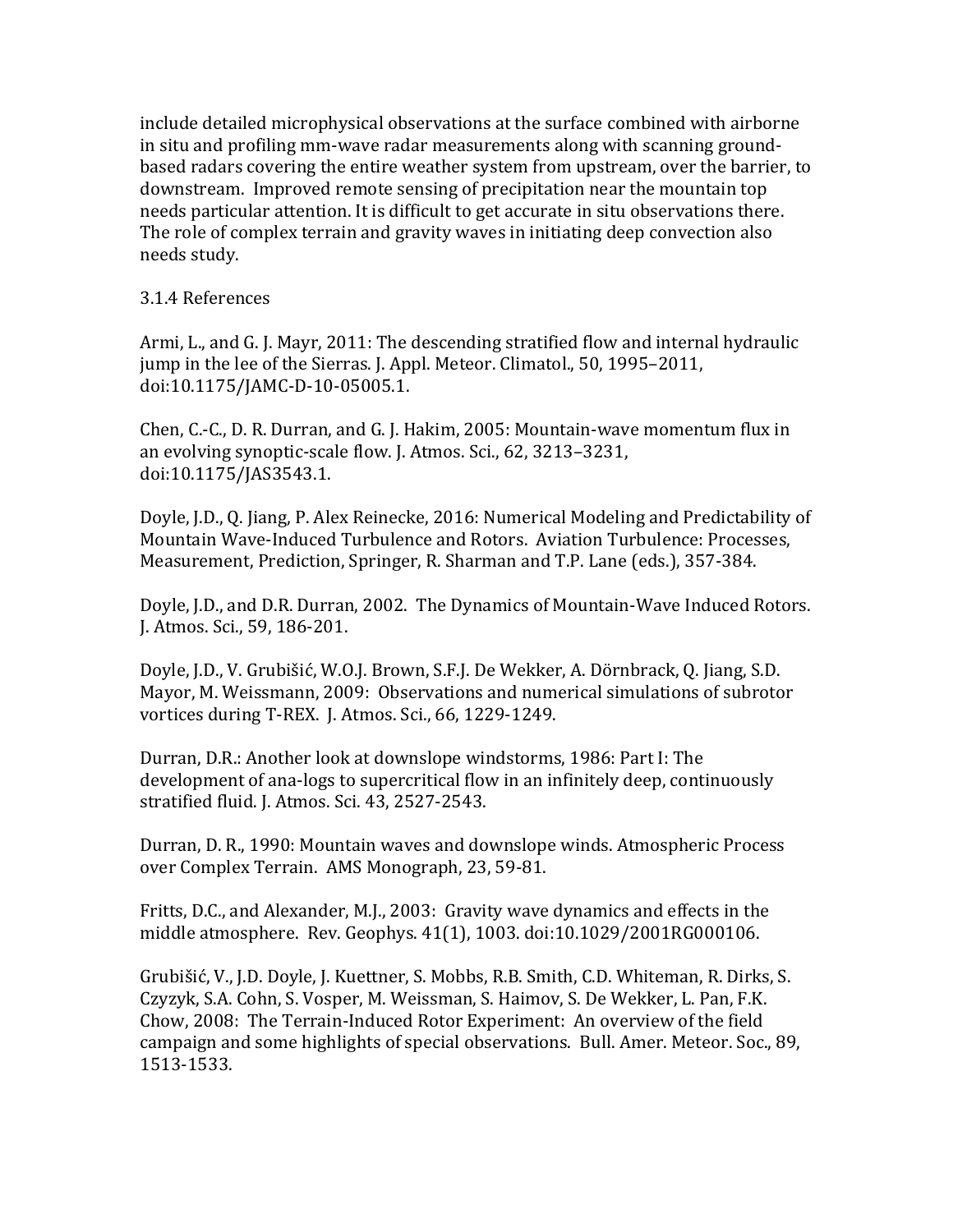include detailed microphysical observations at the surface combined with airborne in situ and profiling mm-wave radar measurements along with scanning ground-based radars covering the entire weather system from upstream, over the barrier, to downstream. Improved remote sensing of precipitation near the mountain top needs particular attention. It is difficult to get accurate in situ observations there. The role of complex terrain and gravity waves in initiating deep convection also needs study.

### 3.1.4 References

Armi, L., and G. J. Mayr, 2011: The descending stratified flow and internal hydraulic jump in the lee of the Sierras. J. Appl. Meteor. Climatol., 50, 1995–2011, doi:10.1175/JAMC-D-10-05005.1.

Chen, C.-C., D. R. Durran, and G. J. Hakim, 2005: Mountain-wave momentum flux in an evolving synoptic-scale flow. J. Atmos. Sci., 62, 3213–3231, doi:10.1175/JAS3543.1.

Doyle, J.D., Q. Jiang, P. Alex Reinecke, 2016: Numerical Modeling and Predictability of Mountain Wave-Induced Turbulence and Rotors. Aviation Turbulence: Processes, Measurement, Prediction, Springer, R. Sharman and T.P. Lane (eds.), 357-384.

Doyle, J.D., and D.R. Durran, 2002. The Dynamics of Mountain-Wave Induced Rotors. J. Atmos. Sci., 59, 186-201.

Doyle, J.D., V. Grubišić, W.O.J. Brown, S.F.J. De Wekker, A. Dörnbrack, Q. Jiang, S.D. Mayor, M. Weissmann, 2009: Observations and numerical simulations of subrotor vortices during T-REX. J. Atmos. Sci., 66, 1229-1249.

Durran, D.R.: Another look at downslope windstorms, 1986: Part I: The development of ana-logs to supercritical flow in an infinitely deep, continuously stratified fluid. J. Atmos. Sci. 43, 2527-2543.

Durran, D. R., 1990: Mountain waves and downslope winds. Atmospheric Process over Complex Terrain. AMS Monograph, 23, 59-81.

Fritts, D.C., and Alexander, M.J., 2003: Gravity wave dynamics and effects in the middle atmosphere. Rev. Geophys. 41(1), 1003. doi:10.1029/2001RG000106.

Grubišić, V., J.D. Doyle, J. Kuettner, S. Mobbs, R.B. Smith, C.D. Whiteman, R. Dirks, S. Czyzyk, S.A. Cohn, S. Vosper, M. Weissman, S. Haimov, S. De Wekker, L. Pan, F.K. Chow, 2008: The Terrain-Induced Rotor Experiment: An overview of the field campaign and some highlights of special observations. Bull. Amer. Meteor. Soc., 89, 1513-1533.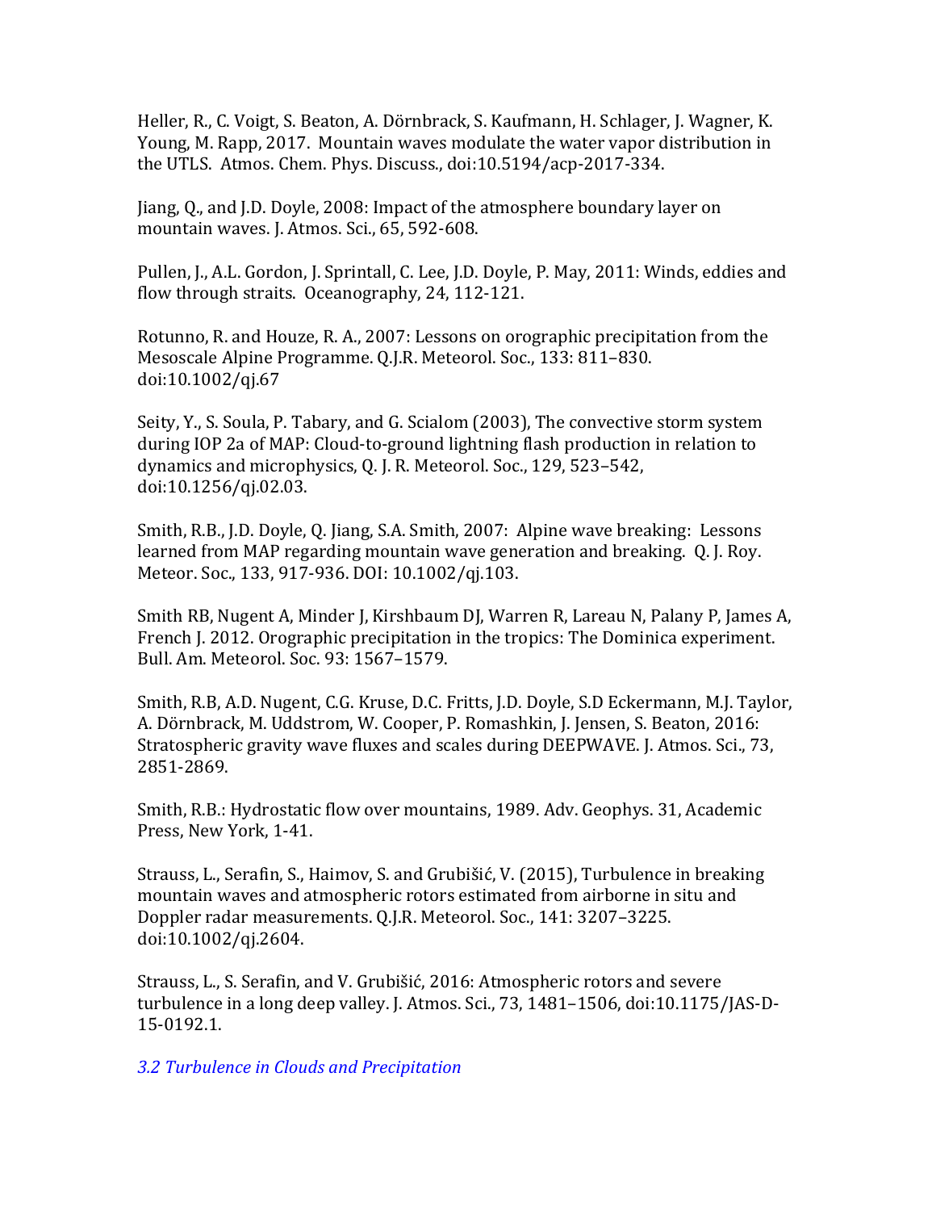Heller, R., C. Voigt, S. Beaton, A. Dörnbrack, S. Kaufmann, H. Schlager, J. Wagner, K. Young, M. Rapp, 2017. Mountain waves modulate the water vapor distribution in the UTLS. Atmos. Chem. Phys. Discuss., doi:10.5194/acp-2017-334.

Jiang, Q., and J.D. Doyle, 2008: Impact of the atmosphere boundary layer on mountain waves. J. Atmos. Sci., 65, 592-608.

Pullen, J., A.L. Gordon, J. Sprintall, C. Lee, J.D. Doyle, P. May, 2011: Winds, eddies and flow through straits. Oceanography, 24, 112-121.

Rotunno, R. and Houze, R. A., 2007: Lessons on orographic precipitation from the Mesoscale Alpine Programme. Q.J.R. Meteorol. Soc., 133: 811–830. doi:10.1002/qj.67

Seity, Y., S. Soula, P. Tabary, and G. Scialom (2003), The convective storm system during IOP 2a of MAP: Cloud-to-ground lightning flash production in relation to dynamics and microphysics, Q. J. R. Meteorol. Soc., 129, 523–542, doi:10.1256/qj.02.03.

Smith, R.B., J.D. Doyle, Q. Jiang, S.A. Smith, 2007: Alpine wave breaking: Lessons learned from MAP regarding mountain wave generation and breaking. Q. J. Roy. Meteor. Soc., 133, 917-936. DOI: 10.1002/qj.103.

Smith RB, Nugent A, Minder J, Kirshbaum DJ, Warren R, Lareau N, Palany P, James A, French J. 2012. Orographic precipitation in the tropics: The Dominica experiment. Bull. Am. Meteorol. Soc. 93: 1567–1579.

Smith, R.B, A.D. Nugent, C.G. Kruse, D.C. Fritts, J.D. Doyle, S.D Eckermann, M.J. Taylor, A. Dörnbrack, M. Uddstrom, W. Cooper, P. Romashkin, J. Jensen, S. Beaton, 2016: Stratospheric gravity wave fluxes and scales during DEEPWAVE. J. Atmos. Sci., 73, 2851-2869.

Smith, R.B.: Hydrostatic flow over mountains, 1989. Adv. Geophys. 31, Academic Press, New York, 1-41.

Strauss, L., Serafin, S., Haimov, S. and Grubišić, V. (2015), Turbulence in breaking mountain waves and atmospheric rotors estimated from airborne in situ and Doppler radar measurements. Q.J.R. Meteorol. Soc., 141: 3207–3225. doi:10.1002/qj.2604.

Strauss, L., S. Serafin, and V. Grubišić, 2016: Atmospheric rotors and severe turbulence in a long deep valley. J. Atmos. Sci., 73, 1481–1506, doi:10.1175/JAS-D-15-0192.1.

### *3.2 Turbulence in Clouds and Precipitation*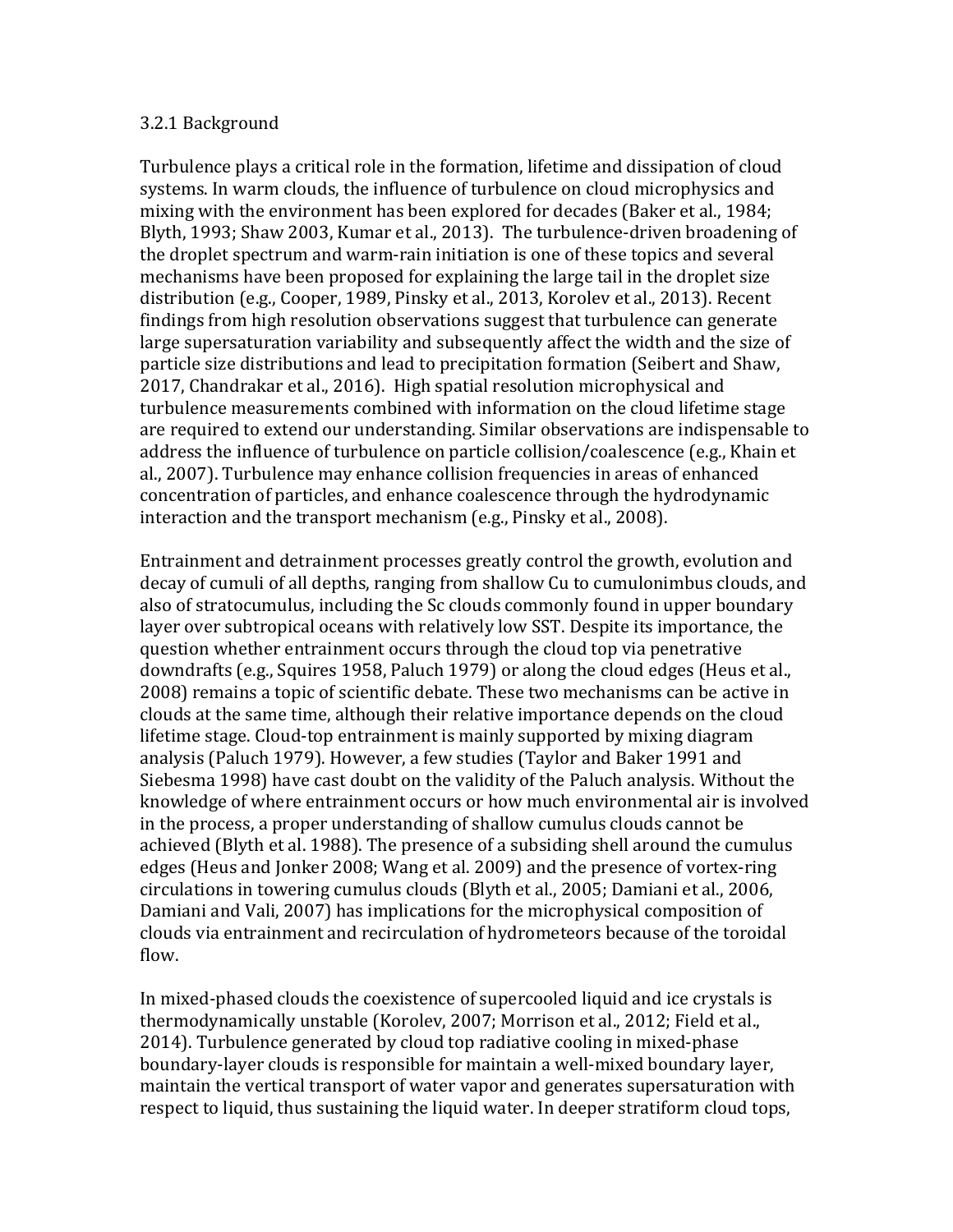### 3.2.1 Background

Turbulence plays a critical role in the formation, lifetime and dissipation of cloud systems. In warm clouds, the influence of turbulence on cloud microphysics and mixing with the environment has been explored for decades (Baker et al., 1984; Blyth, 1993; Shaw 2003, Kumar et al., 2013). The turbulence-driven broadening of the droplet spectrum and warm-rain initiation is one of these topics and several mechanisms have been proposed for explaining the large tail in the droplet size distribution (e.g., Cooper, 1989, Pinsky et al., 2013, Korolev et al., 2013). Recent findings from high resolution observations suggest that turbulence can generate large supersaturation variability and subsequently affect the width and the size of particle size distributions and lead to precipitation formation (Seibert and Shaw, 2017, Chandrakar et al., 2016). High spatial resolution microphysical and turbulence measurements combined with information on the cloud lifetime stage are required to extend our understanding. Similar observations are indispensable to address the influence of turbulence on particle collision/coalescence (e.g., Khain et al., 2007). Turbulence may enhance collision frequencies in areas of enhanced concentration of particles, and enhance coalescence through the hydrodynamic interaction and the transport mechanism (e.g., Pinsky et al., 2008).

Entrainment and detrainment processes greatly control the growth, evolution and decay of cumuli of all depths, ranging from shallow Cu to cumulonimbus clouds, and also of stratocumulus, including the Sc clouds commonly found in upper boundary layer over subtropical oceans with relatively low SST. Despite its importance, the question whether entrainment occurs through the cloud top via penetrative downdrafts (e.g., Squires 1958, Paluch 1979) or along the cloud edges (Heus et al., 2008) remains a topic of scientific debate. These two mechanisms can be active in clouds at the same time, although their relative importance depends on the cloud lifetime stage. Cloud-top entrainment is mainly supported by mixing diagram analysis (Paluch 1979). However, a few studies (Taylor and Baker 1991 and Siebesma 1998) have cast doubt on the validity of the Paluch analysis. Without the knowledge of where entrainment occurs or how much environmental air is involved in the process, a proper understanding of shallow cumulus clouds cannot be achieved (Blyth et al. 1988). The presence of a subsiding shell around the cumulus edges (Heus and Jonker 2008; Wang et al. 2009) and the presence of vortex-ring circulations in towering cumulus clouds (Blyth et al., 2005; Damiani et al., 2006, Damiani and Vali, 2007) has implications for the microphysical composition of clouds via entrainment and recirculation of hydrometeors because of the toroidal flow.

In mixed-phased clouds the coexistence of supercooled liquid and ice crystals is thermodynamically unstable (Korolev, 2007; Morrison et al., 2012; Field et al., 2014). Turbulence generated by cloud top radiative cooling in mixed-phase boundary-layer clouds is responsible for maintain a well-mixed boundary layer, maintain the vertical transport of water vapor and generates supersaturation with respect to liquid, thus sustaining the liquid water. In deeper stratiform cloud tops,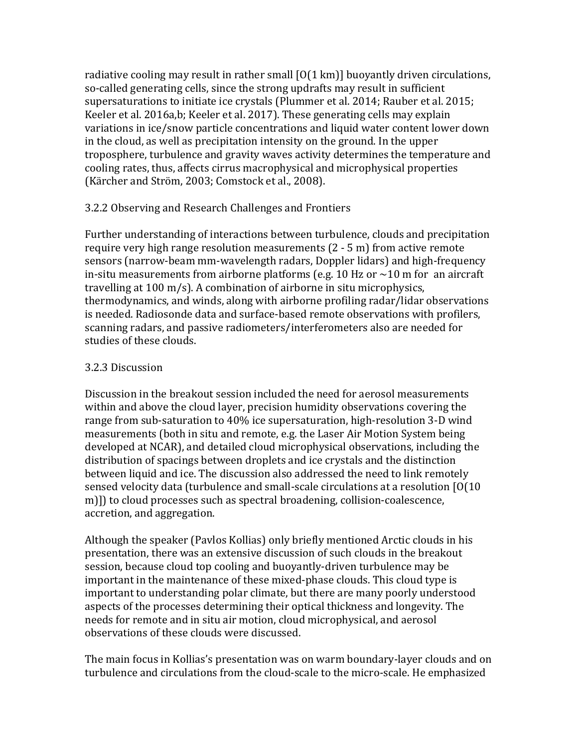radiative cooling may result in rather small [O(1 km)] buoyantly driven circulations, so-called generating cells, since the strong updrafts may result in sufficient supersaturations to initiate ice crystals (Plummer et al. 2014; Rauber et al. 2015; Keeler et al. 2016a,b; Keeler et al. 2017). These generating cells may explain variations in ice/snow particle concentrations and liquid water content lower down in the cloud, as well as precipitation intensity on the ground. In the upper troposphere, turbulence and gravity waves activity determines the temperature and cooling rates, thus, affects cirrus macrophysical and microphysical properties (Kärcher and Ström, 2003; Comstock et al., 2008).

### 3.2.2 Observing and Research Challenges and Frontiers

Further understanding of interactions between turbulence, clouds and precipitation require very high range resolution measurements (2 - 5 m) from active remote sensors (narrow-beam mm-wavelength radars, Doppler lidars) and high-frequency in-situ measurements from airborne platforms (e.g. 10 Hz or ~10 m for an aircraft travelling at 100 m/s). A combination of airborne in situ microphysics, thermodynamics, and winds, along with airborne profiling radar/lidar observations is needed. Radiosonde data and surface-based remote observations with profilers, scanning radars, and passive radiometers/interferometers also are needed for studies of these clouds.

### 3.2.3 Discussion

Discussion in the breakout session included the need for aerosol measurements within and above the cloud layer, precision humidity observations covering the range from sub-saturation to 40% ice supersaturation, high-resolution 3-D wind measurements (both in situ and remote, e.g. the Laser Air Motion System being developed at NCAR), and detailed cloud microphysical observations, including the distribution of spacings between droplets and ice crystals and the distinction between liquid and ice. The discussion also addressed the need to link remotely sensed velocity data (turbulence and small-scale circulations at a resolution [O(10 m)]) to cloud processes such as spectral broadening, collision-coalescence, accretion, and aggregation.

Although the speaker (Pavlos Kollias) only briefly mentioned Arctic clouds in his presentation, there was an extensive discussion of such clouds in the breakout session, because cloud top cooling and buoyantly-driven turbulence may be important in the maintenance of these mixed-phase clouds. This cloud type is important to understanding polar climate, but there are many poorly understood aspects of the processes determining their optical thickness and longevity. The needs for remote and in situ air motion, cloud microphysical, and aerosol observations of these clouds were discussed.

The main focus in Kollias's presentation was on warm boundary-layer clouds and on turbulence and circulations from the cloud-scale to the micro-scale. He emphasized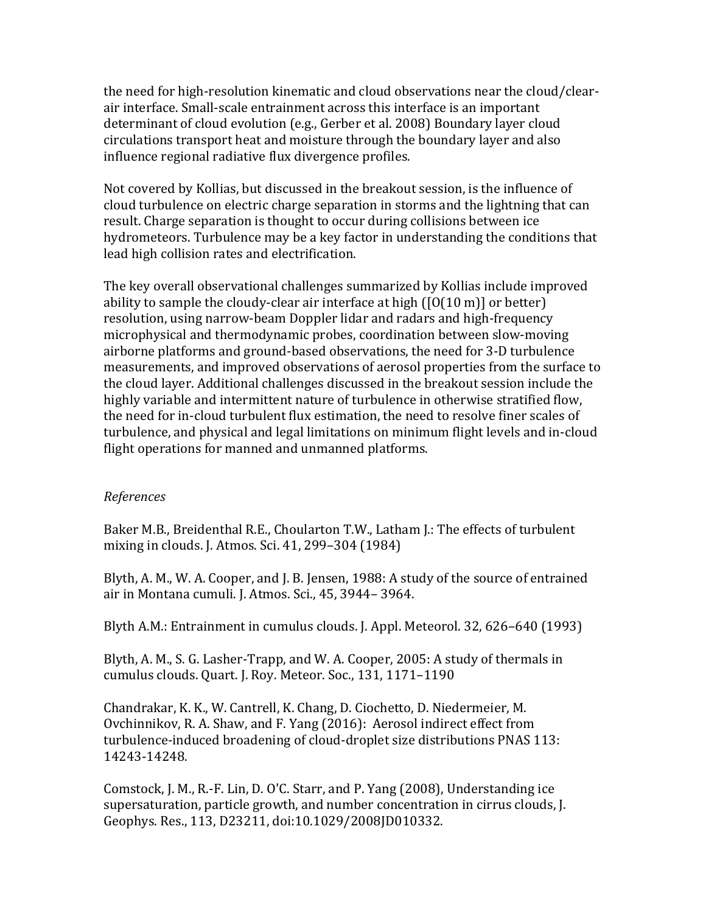the need for high-resolution kinematic and cloud observations near the cloud/clear-air interface. Small-scale entrainment across this interface is an important determinant of cloud evolution (e.g., Gerber et al. 2008) Boundary layer cloud circulations transport heat and moisture through the boundary layer and also influence regional radiative flux divergence profiles.

Not covered by Kollias, but discussed in the breakout session, is the influence of cloud turbulence on electric charge separation in storms and the lightning that can result. Charge separation is thought to occur during collisions between ice hydrometeors. Turbulence may be a key factor in understanding the conditions that lead high collision rates and electrification.

The key overall observational challenges summarized by Kollias include improved ability to sample the cloudy-clear air interface at high ([O(10 m)] or better) resolution, using narrow-beam Doppler lidar and radars and high-frequency microphysical and thermodynamic probes, coordination between slow-moving airborne platforms and ground-based observations, the need for 3-D turbulence measurements, and improved observations of aerosol properties from the surface to the cloud layer. Additional challenges discussed in the breakout session include the highly variable and intermittent nature of turbulence in otherwise stratified flow, the need for in-cloud turbulent flux estimation, the need to resolve finer scales of turbulence, and physical and legal limitations on minimum flight levels and in-cloud flight operations for manned and unmanned platforms.

*References*

Baker M.B., Breidenthal R.E., Choularton T.W., Latham J.: The effects of turbulent mixing in clouds. J. Atmos. Sci. 41, 299–304 (1984)

Blyth, A. M., W. A. Cooper, and J. B. Jensen, 1988: A study of the source of entrained air in Montana cumuli. J. Atmos. Sci., 45, 3944– 3964.

Blyth A.M.: Entrainment in cumulus clouds. J. Appl. Meteorol. 32, 626–640 (1993)

Blyth, A. M., S. G. Lasher-Trapp, and W. A. Cooper, 2005: A study of thermals in cumulus clouds. Quart. J. Roy. Meteor. Soc., 131, 1171–1190

Chandrakar, K. K., W. Cantrell, K. Chang, D. Ciochetto, D. Niedermeier, M. Ovchinnikov, R. A. Shaw, and F. Yang (2016): Aerosol indirect effect from turbulence-induced broadening of cloud-droplet size distributions PNAS 113: 14243-14248.

Comstock, J. M., R.-F. Lin, D. O'C. Starr, and P. Yang (2008), Understanding ice supersaturation, particle growth, and number concentration in cirrus clouds, J. Geophys. Res., 113, D23211, doi:10.1029/2008JD010332.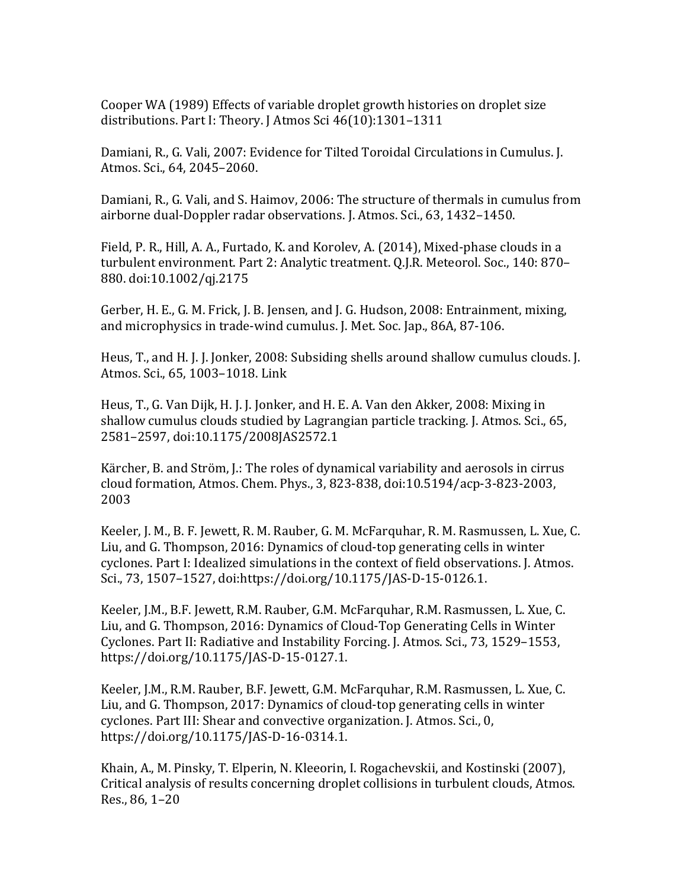Cooper WA (1989) Effects of variable droplet growth histories on droplet size distributions. Part I: Theory. J Atmos Sci 46(10):1301–1311

Damiani, R., G. Vali, 2007: Evidence for Tilted Toroidal Circulations in Cumulus. J. Atmos. Sci., 64, 2045–2060.

Damiani, R., G. Vali, and S. Haimov, 2006: The structure of thermals in cumulus from airborne dual-Doppler radar observations. J. Atmos. Sci., 63, 1432–1450.

Field, P. R., Hill, A. A., Furtado, K. and Korolev, A. (2014), Mixed-phase clouds in a turbulent environment. Part 2: Analytic treatment. Q.J.R. Meteorol. Soc., 140: 870–880. doi:10.1002/qj.2175

Gerber, H. E., G. M. Frick, J. B. Jensen, and J. G. Hudson, 2008: Entrainment, mixing, and microphysics in trade-wind cumulus. J. Met. Soc. Jap., 86A, 87-106.

Heus, T., and H. J. J. Jonker, 2008: Subsiding shells around shallow cumulus clouds. J. Atmos. Sci., 65, 1003–1018. Link

Heus, T., G. Van Dijk, H. J. J. Jonker, and H. E. A. Van den Akker, 2008: Mixing in shallow cumulus clouds studied by Lagrangian particle tracking. J. Atmos. Sci., 65, 2581–2597, doi:10.1175/2008JAS2572.1

Kärcher, B. and Ström, J.: The roles of dynamical variability and aerosols in cirrus cloud formation, Atmos. Chem. Phys., 3, 823-838, doi:10.5194/acp-3-823-2003, 2003

Keeler, J. M., B. F. Jewett, R. M. Rauber, G. M. McFarquhar, R. M. Rasmussen, L. Xue, C. Liu, and G. Thompson, 2016: Dynamics of cloud-top generating cells in winter cyclones. Part I: Idealized simulations in the context of field observations. J. Atmos. Sci., 73, 1507–1527, doi:https://doi.org/10.1175/JAS-D-15-0126.1.

Keeler, J.M., B.F. Jewett, R.M. Rauber, G.M. McFarquhar, R.M. Rasmussen, L. Xue, C. Liu, and G. Thompson, 2016: Dynamics of Cloud-Top Generating Cells in Winter Cyclones. Part II: Radiative and Instability Forcing. J. Atmos. Sci., 73, 1529–1553, https://doi.org/10.1175/JAS-D-15-0127.1.

Keeler, J.M., R.M. Rauber, B.F. Jewett, G.M. McFarquhar, R.M. Rasmussen, L. Xue, C. Liu, and G. Thompson, 2017: Dynamics of cloud-top generating cells in winter cyclones. Part III: Shear and convective organization. J. Atmos. Sci., 0, https://doi.org/10.1175/JAS-D-16-0314.1.

Khain, A., M. Pinsky, T. Elperin, N. Kleeorin, I. Rogachevskii, and Kostinski (2007), Critical analysis of results concerning droplet collisions in turbulent clouds, Atmos. Res., 86, 1–20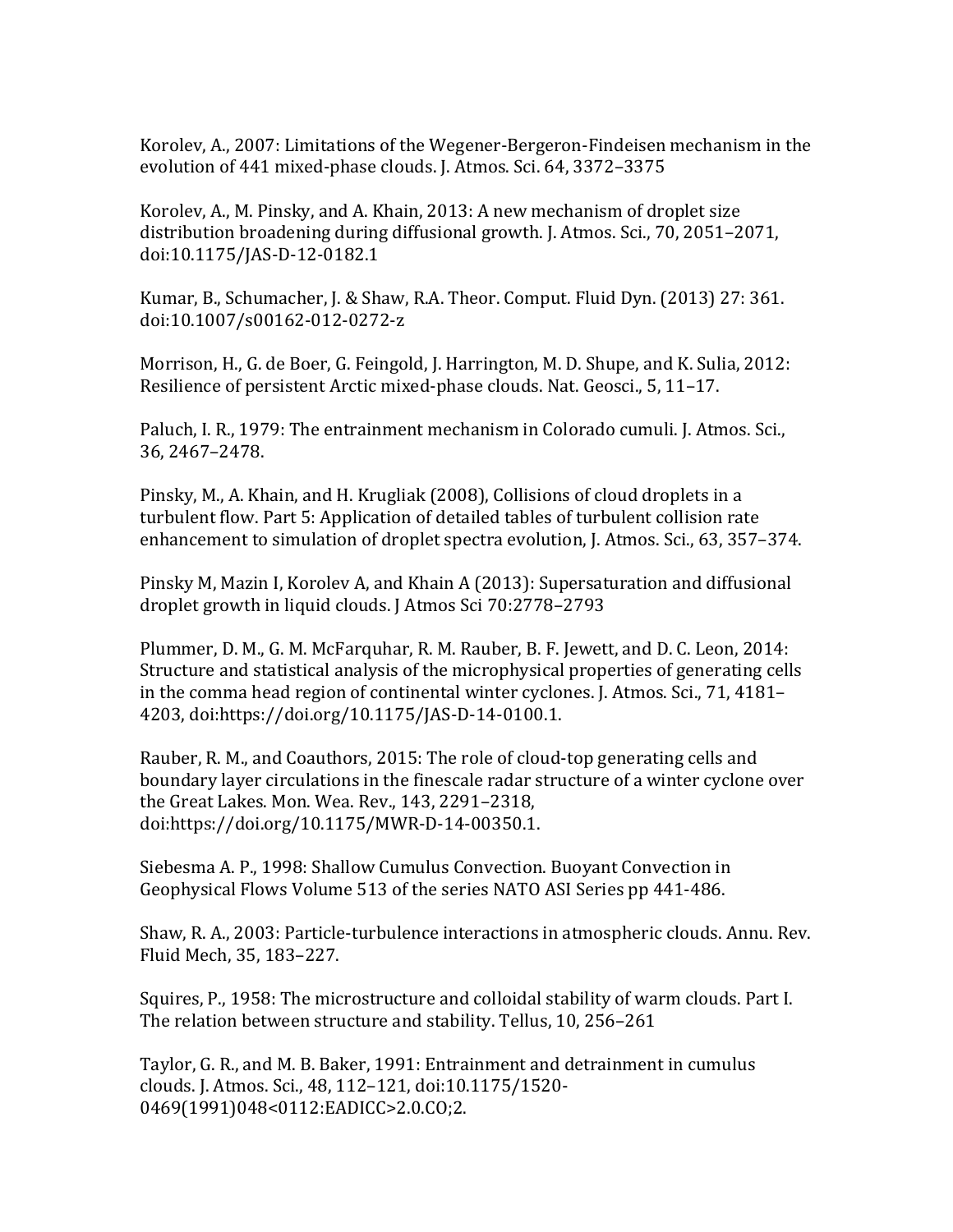Korolev, A., 2007: Limitations of the Wegener-Bergeron-Findeisen mechanism in the evolution of 441 mixed-phase clouds. J. Atmos. Sci. 64, 3372–3375

Korolev, A., M. Pinsky, and A. Khain, 2013: A new mechanism of droplet size distribution broadening during diffusional growth. J. Atmos. Sci., 70, 2051–2071, doi:10.1175/JAS-D-12-0182.1

Kumar, B., Schumacher, J. & Shaw, R.A. Theor. Comput. Fluid Dyn. (2013) 27: 361. doi:10.1007/s00162-012-0272-z

Morrison, H., G. de Boer, G. Feingold, J. Harrington, M. D. Shupe, and K. Sulia, 2012: Resilience of persistent Arctic mixed-phase clouds. Nat. Geosci., 5, 11–17.

Paluch, I. R., 1979: The entrainment mechanism in Colorado cumuli. J. Atmos. Sci., 36, 2467–2478.

Pinsky, M., A. Khain, and H. Krugliak (2008), Collisions of cloud droplets in a turbulent flow. Part 5: Application of detailed tables of turbulent collision rate enhancement to simulation of droplet spectra evolution, J. Atmos. Sci., 63, 357–374.

Pinsky M, Mazin I, Korolev A, and Khain A (2013): Supersaturation and diffusional droplet growth in liquid clouds. J Atmos Sci 70:2778–2793

Plummer, D. M., G. M. McFarquhar, R. M. Rauber, B. F. Jewett, and D. C. Leon, 2014: Structure and statistical analysis of the microphysical properties of generating cells in the comma head region of continental winter cyclones. J. Atmos. Sci., 71, 4181–4203, doi:https://doi.org/10.1175/JAS-D-14-0100.1.

Rauber, R. M., and Coauthors, 2015: The role of cloud-top generating cells and boundary layer circulations in the finescale radar structure of a winter cyclone over the Great Lakes. Mon. Wea. Rev., 143, 2291–2318, doi:https://doi.org/10.1175/MWR-D-14-00350.1.

Siebesma A. P., 1998: Shallow Cumulus Convection. Buoyant Convection in Geophysical Flows Volume 513 of the series NATO ASI Series pp 441-486.

Shaw, R. A., 2003: Particle-turbulence interactions in atmospheric clouds. Annu. Rev. Fluid Mech, 35, 183–227.

Squires, P., 1958: The microstructure and colloidal stability of warm clouds. Part I. The relation between structure and stability. Tellus, 10, 256–261

Taylor, G. R., and M. B. Baker, 1991: Entrainment and detrainment in cumulus clouds. J. Atmos. Sci., 48, 112–121, doi:10.1175/1520-0469(1991)048<0112:EADICC>2.0.CO;2.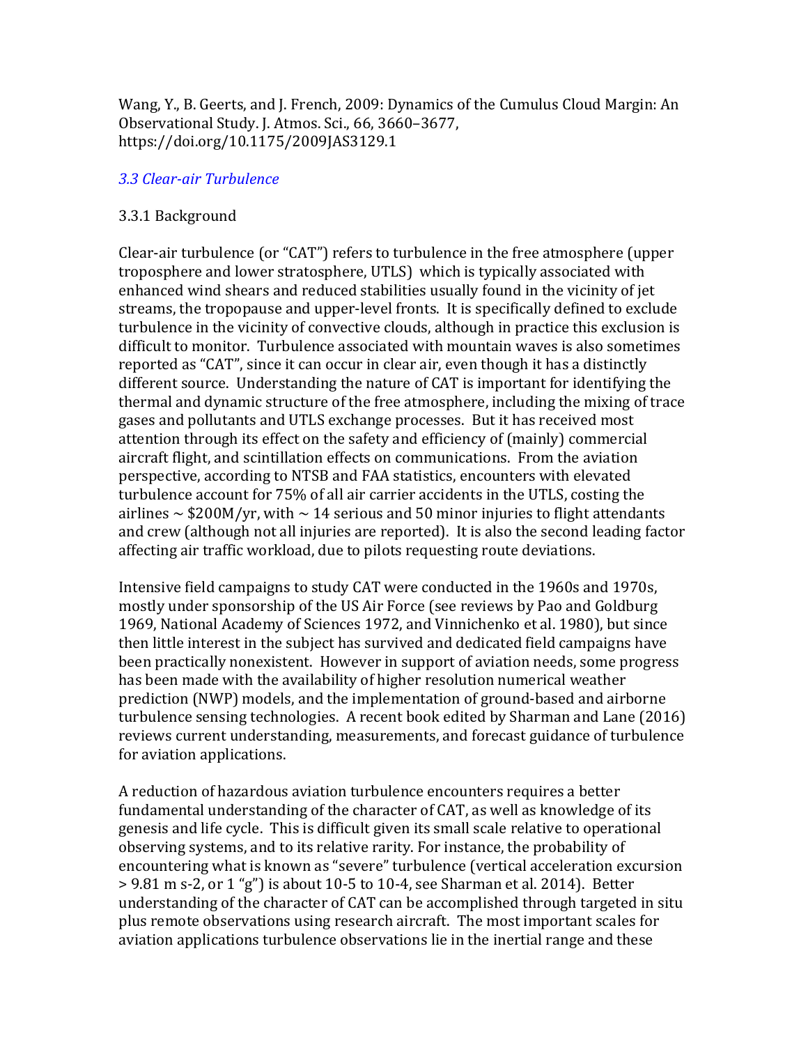Wang, Y., B. Geerts, and J. French, 2009: Dynamics of the Cumulus Cloud Margin: An Observational Study. J. Atmos. Sci., 66, 3660–3677, https://doi.org/10.1175/2009JAS3129.1

### *3.3 Clear-air Turbulence*

#### 3.3.1 Background

Clear-air turbulence (or "CAT") refers to turbulence in the free atmosphere (upper troposphere and lower stratosphere, UTLS) which is typically associated with enhanced wind shears and reduced stabilities usually found in the vicinity of jet streams, the tropopause and upper-level fronts. It is specifically defined to exclude turbulence in the vicinity of convective clouds, although in practice this exclusion is difficult to monitor. Turbulence associated with mountain waves is also sometimes reported as "CAT", since it can occur in clear air, even though it has a distinctly different source. Understanding the nature of CAT is important for identifying the thermal and dynamic structure of the free atmosphere, including the mixing of trace gases and pollutants and UTLS exchange processes. But it has received most attention through its effect on the safety and efficiency of (mainly) commercial aircraft flight, and scintillation effects on communications. From the aviation perspective, according to NTSB and FAA statistics, encounters with elevated turbulence account for 75% of all air carrier accidents in the UTLS, costing the airlines ~ $200M/yr, with ~ 14 serious and 50 minor injuries to flight attendants and crew (although not all injuries are reported). It is also the second leading factor affecting air traffic workload, due to pilots requesting route deviations.

Intensive field campaigns to study CAT were conducted in the 1960s and 1970s, mostly under sponsorship of the US Air Force (see reviews by Pao and Goldburg 1969, National Academy of Sciences 1972, and Vinnichenko et al. 1980), but since then little interest in the subject has survived and dedicated field campaigns have been practically nonexistent. However in support of aviation needs, some progress has been made with the availability of higher resolution numerical weather prediction (NWP) models, and the implementation of ground-based and airborne turbulence sensing technologies. A recent book edited by Sharman and Lane (2016) reviews current understanding, measurements, and forecast guidance of turbulence for aviation applications.

A reduction of hazardous aviation turbulence encounters requires a better fundamental understanding of the character of CAT, as well as knowledge of its genesis and life cycle. This is difficult given its small scale relative to operational observing systems, and to its relative rarity. For instance, the probability of encountering what is known as "severe" turbulence (vertical acceleration excursion > 9.81 m s-2, or 1 "g") is about 10-5 to 10-4, see Sharman et al. 2014). Better understanding of the character of CAT can be accomplished through targeted in situ plus remote observations using research aircraft. The most important scales for aviation applications turbulence observations lie in the inertial range and these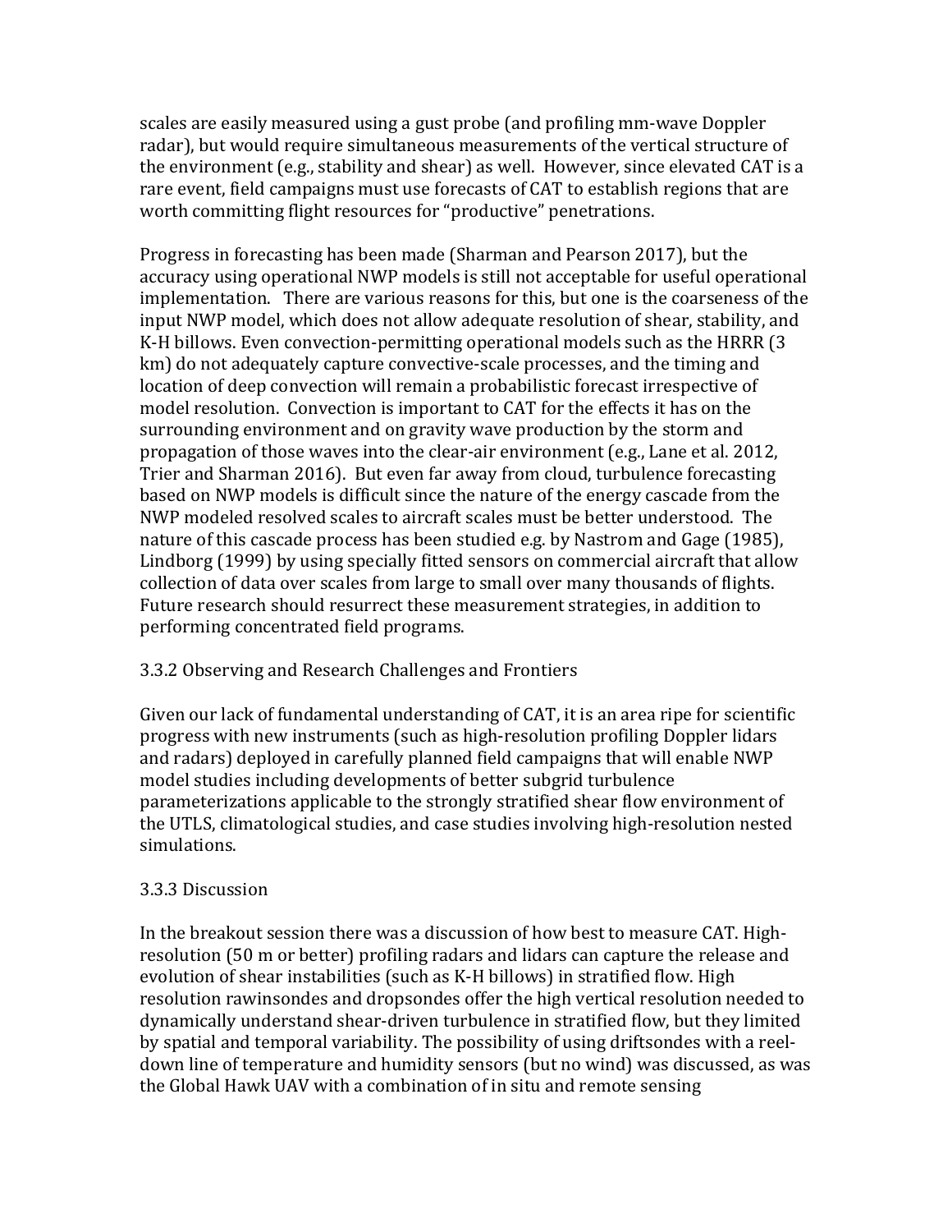scales are easily measured using a gust probe (and profiling mm-wave Doppler radar), but would require simultaneous measurements of the vertical structure of the environment (e.g., stability and shear) as well. However, since elevated CAT is a rare event, field campaigns must use forecasts of CAT to establish regions that are worth committing flight resources for "productive" penetrations.

Progress in forecasting has been made (Sharman and Pearson 2017), but the accuracy using operational NWP models is still not acceptable for useful operational implementation. There are various reasons for this, but one is the coarseness of the input NWP model, which does not allow adequate resolution of shear, stability, and K-H billows. Even convection-permitting operational models such as the HRRR (3 km) do not adequately capture convective-scale processes, and the timing and location of deep convection will remain a probabilistic forecast irrespective of model resolution. Convection is important to CAT for the effects it has on the surrounding environment and on gravity wave production by the storm and propagation of those waves into the clear-air environment (e.g., Lane et al. 2012, Trier and Sharman 2016). But even far away from cloud, turbulence forecasting based on NWP models is difficult since the nature of the energy cascade from the NWP modeled resolved scales to aircraft scales must be better understood. The nature of this cascade process has been studied e.g. by Nastrom and Gage (1985), Lindborg (1999) by using specially fitted sensors on commercial aircraft that allow collection of data over scales from large to small over many thousands of flights. Future research should resurrect these measurement strategies, in addition to performing concentrated field programs.

### 3.3.2 Observing and Research Challenges and Frontiers

Given our lack of fundamental understanding of CAT, it is an area ripe for scientific progress with new instruments (such as high-resolution profiling Doppler lidars and radars) deployed in carefully planned field campaigns that will enable NWP model studies including developments of better subgrid turbulence parameterizations applicable to the strongly stratified shear flow environment of the UTLS, climatological studies, and case studies involving high-resolution nested simulations.

### 3.3.3 Discussion

In the breakout session there was a discussion of how best to measure CAT. High-resolution (50 m or better) profiling radars and lidars can capture the release and evolution of shear instabilities (such as K-H billows) in stratified flow. High resolution rawinsondes and dropsondes offer the high vertical resolution needed to dynamically understand shear-driven turbulence in stratified flow, but they limited by spatial and temporal variability. The possibility of using driftsondes with a reel-down line of temperature and humidity sensors (but no wind) was discussed, as was the Global Hawk UAV with a combination of in situ and remote sensing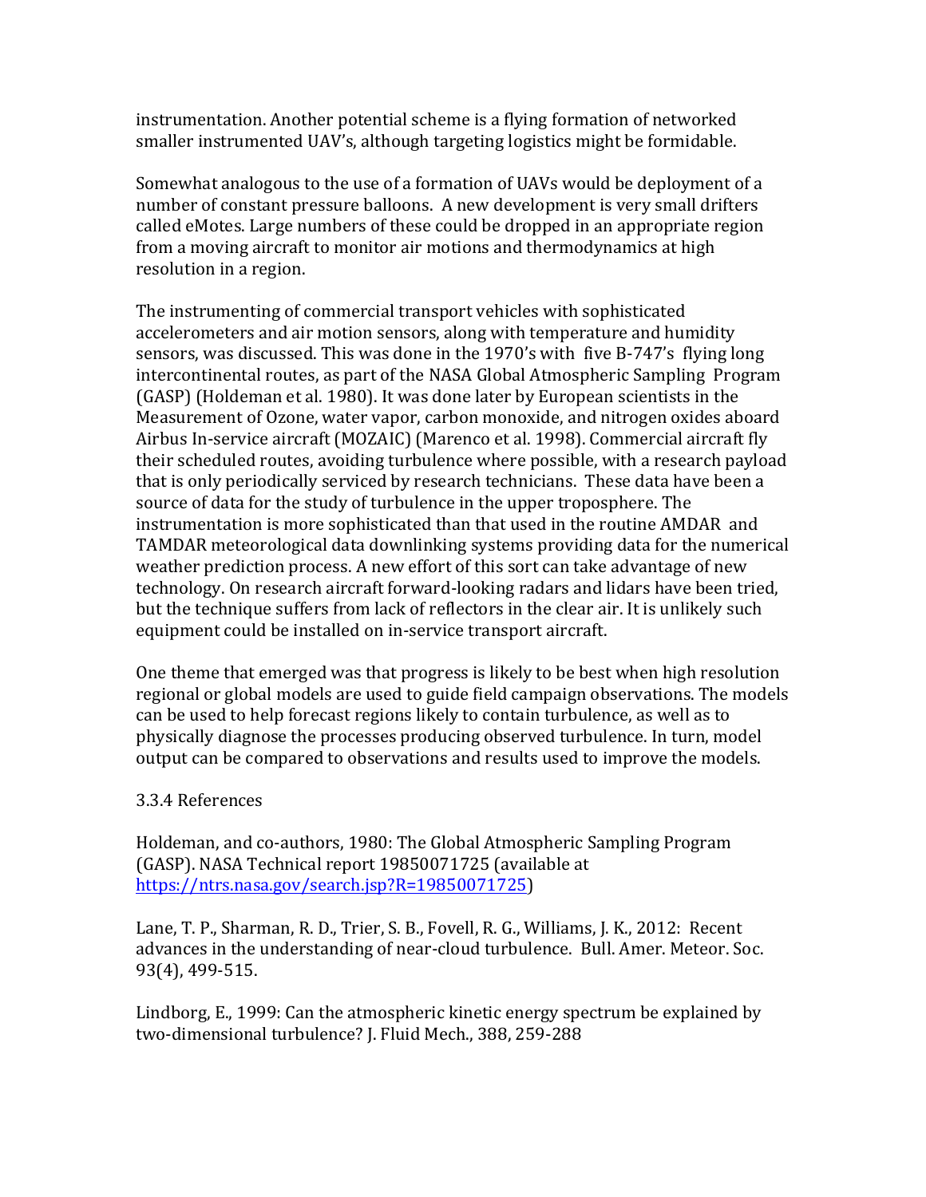instrumentation. Another potential scheme is a flying formation of networked smaller instrumented UAV's, although targeting logistics might be formidable.

Somewhat analogous to the use of a formation of UAVs would be deployment of a number of constant pressure balloons. A new development is very small drifters called eMotes. Large numbers of these could be dropped in an appropriate region from a moving aircraft to monitor air motions and thermodynamics at high resolution in a region.

The instrumenting of commercial transport vehicles with sophisticated accelerometers and air motion sensors, along with temperature and humidity sensors, was discussed. This was done in the 1970's with five B-747's flying long intercontinental routes, as part of the NASA Global Atmospheric Sampling Program (GASP) (Holdeman et al. 1980). It was done later by European scientists in the Measurement of Ozone, water vapor, carbon monoxide, and nitrogen oxides aboard Airbus In-service aircraft (MOZAIC) (Marenco et al. 1998). Commercial aircraft fly their scheduled routes, avoiding turbulence where possible, with a research payload that is only periodically serviced by research technicians. These data have been a source of data for the study of turbulence in the upper troposphere. The instrumentation is more sophisticated than that used in the routine AMDAR and TAMDAR meteorological data downlinking systems providing data for the numerical weather prediction process. A new effort of this sort can take advantage of new technology. On research aircraft forward-looking radars and lidars have been tried, but the technique suffers from lack of reflectors in the clear air. It is unlikely such equipment could be installed on in-service transport aircraft.

One theme that emerged was that progress is likely to be best when high resolution regional or global models are used to guide field campaign observations. The models can be used to help forecast regions likely to contain turbulence, as well as to physically diagnose the processes producing observed turbulence. In turn, model output can be compared to observations and results used to improve the models.

3.3.4 References

Holdeman, and co-authors, 1980: The Global Atmospheric Sampling Program (GASP). NASA Technical report 19850071725 (available at https://ntrs.nasa.gov/search.jsp?R=19850071725)

Lane, T. P., Sharman, R. D., Trier, S. B., Fovell, R. G., Williams, J. K., 2012: Recent advances in the understanding of near-cloud turbulence. Bull. Amer. Meteor. Soc. 93(4), 499-515.

Lindborg, E., 1999: Can the atmospheric kinetic energy spectrum be explained by two-dimensional turbulence? J. Fluid Mech., 388, 259-288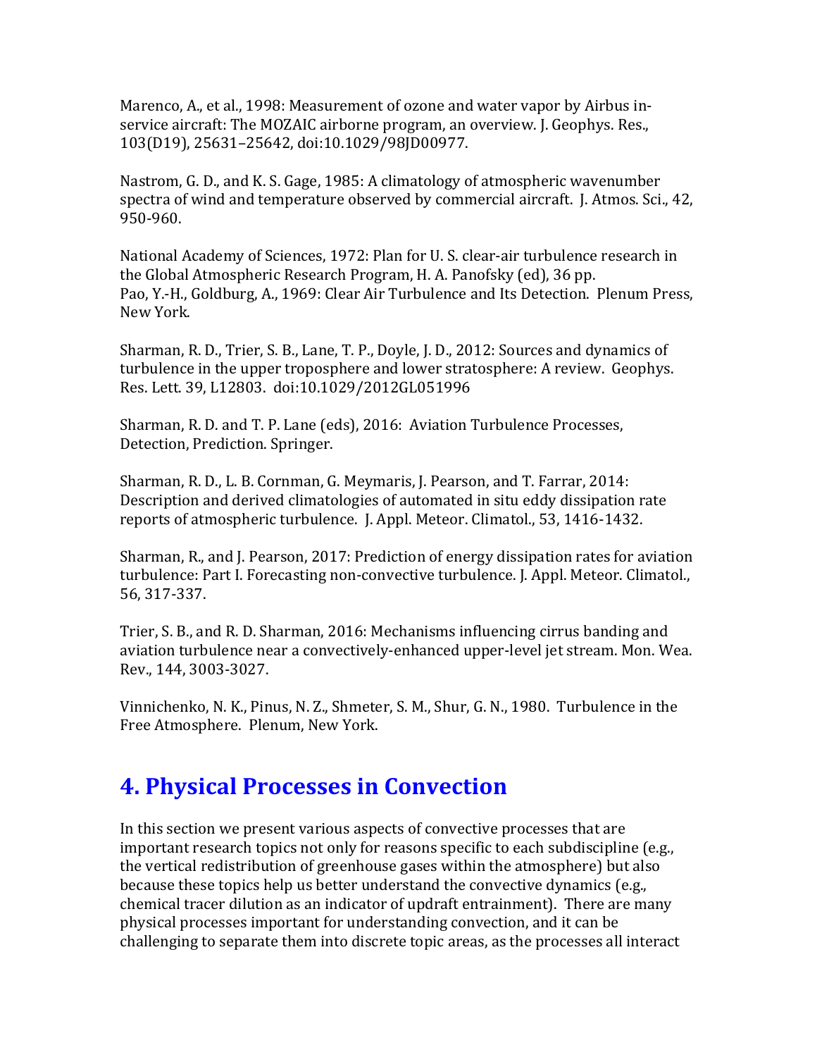Marenco, A., et al., 1998: Measurement of ozone and water vapor by Airbus in-service aircraft: The MOZAIC airborne program, an overview. J. Geophys. Res., 103(D19), 25631–25642, doi:10.1029/98JD00977.

Nastrom, G. D., and K. S. Gage, 1985: A climatology of atmospheric wavenumber spectra of wind and temperature observed by commercial aircraft. J. Atmos. Sci., 42, 950-960.

National Academy of Sciences, 1972: Plan for U. S. clear-air turbulence research in the Global Atmospheric Research Program, H. A. Panofsky (ed), 36 pp.
Pao, Y.-H., Goldburg, A., 1969: Clear Air Turbulence and Its Detection. Plenum Press, New York.

Sharman, R. D., Trier, S. B., Lane, T. P., Doyle, J. D., 2012: Sources and dynamics of turbulence in the upper troposphere and lower stratosphere: A review. Geophys. Res. Lett. 39, L12803. doi:10.1029/2012GL051996

Sharman, R. D. and T. P. Lane (eds), 2016: Aviation Turbulence Processes, Detection, Prediction. Springer.

Sharman, R. D., L. B. Cornman, G. Meymaris, J. Pearson, and T. Farrar, 2014: Description and derived climatologies of automated in situ eddy dissipation rate reports of atmospheric turbulence. J. Appl. Meteor. Climatol., 53, 1416-1432.

Sharman, R., and J. Pearson, 2017: Prediction of energy dissipation rates for aviation turbulence: Part I. Forecasting non-convective turbulence. J. Appl. Meteor. Climatol., 56, 317-337.

Trier, S. B., and R. D. Sharman, 2016: Mechanisms influencing cirrus banding and aviation turbulence near a convectively-enhanced upper-level jet stream. Mon. Wea. Rev., 144, 3003-3027.

Vinnichenko, N. K., Pinus, N. Z., Shmeter, S. M., Shur, G. N., 1980. Turbulence in the Free Atmosphere. Plenum, New York.

# 4. Physical Processes in Convection

In this section we present various aspects of convective processes that are important research topics not only for reasons specific to each subdiscipline (e.g., the vertical redistribution of greenhouse gases within the atmosphere) but also because these topics help us better understand the convective dynamics (e.g., chemical tracer dilution as an indicator of updraft entrainment). There are many physical processes important for understanding convection, and it can be challenging to separate them into discrete topic areas, as the processes all interact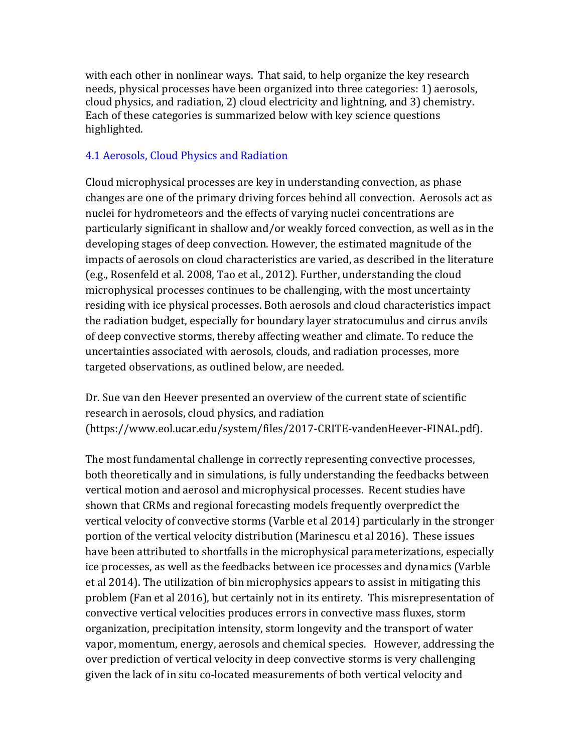with each other in nonlinear ways. That said, to help organize the key research needs, physical processes have been organized into three categories: 1) aerosols, cloud physics, and radiation, 2) cloud electricity and lightning, and 3) chemistry. Each of these categories is summarized below with key science questions highlighted.

## 4.1 Aerosols, Cloud Physics and Radiation

Cloud microphysical processes are key in understanding convection, as phase changes are one of the primary driving forces behind all convection. Aerosols act as nuclei for hydrometeors and the effects of varying nuclei concentrations are particularly significant in shallow and/or weakly forced convection, as well as in the developing stages of deep convection. However, the estimated magnitude of the impacts of aerosols on cloud characteristics are varied, as described in the literature (e.g., Rosenfeld et al. 2008, Tao et al., 2012). Further, understanding the cloud microphysical processes continues to be challenging, with the most uncertainty residing with ice physical processes. Both aerosols and cloud characteristics impact the radiation budget, especially for boundary layer stratocumulus and cirrus anvils of deep convective storms, thereby affecting weather and climate. To reduce the uncertainties associated with aerosols, clouds, and radiation processes, more targeted observations, as outlined below, are needed.

Dr. Sue van den Heever presented an overview of the current state of scientific research in aerosols, cloud physics, and radiation (https://www.eol.ucar.edu/system/files/2017-CRITE-vandenHeever-FINAL.pdf).

The most fundamental challenge in correctly representing convective processes, both theoretically and in simulations, is fully understanding the feedbacks between vertical motion and aerosol and microphysical processes. Recent studies have shown that CRMs and regional forecasting models frequently overpredict the vertical velocity of convective storms (Varble et al 2014) particularly in the stronger portion of the vertical velocity distribution (Marinescu et al 2016). These issues have been attributed to shortfalls in the microphysical parameterizations, especially ice processes, as well as the feedbacks between ice processes and dynamics (Varble et al 2014). The utilization of bin microphysics appears to assist in mitigating this problem (Fan et al 2016), but certainly not in its entirety. This misrepresentation of convective vertical velocities produces errors in convective mass fluxes, storm organization, precipitation intensity, storm longevity and the transport of water vapor, momentum, energy, aerosols and chemical species. However, addressing the over prediction of vertical velocity in deep convective storms is very challenging given the lack of in situ co-located measurements of both vertical velocity and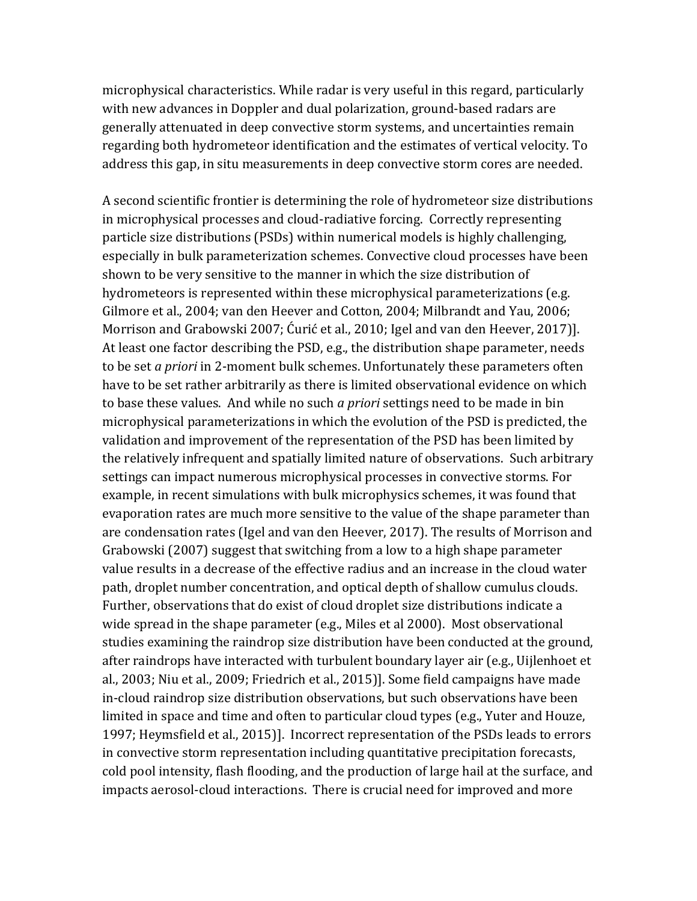microphysical characteristics. While radar is very useful in this regard, particularly with new advances in Doppler and dual polarization, ground-based radars are generally attenuated in deep convective storm systems, and uncertainties remain regarding both hydrometeor identification and the estimates of vertical velocity. To address this gap, in situ measurements in deep convective storm cores are needed.

A second scientific frontier is determining the role of hydrometeor size distributions in microphysical processes and cloud-radiative forcing. Correctly representing particle size distributions (PSDs) within numerical models is highly challenging, especially in bulk parameterization schemes. Convective cloud processes have been shown to be very sensitive to the manner in which the size distribution of hydrometeors is represented within these microphysical parameterizations (e.g. Gilmore et al., 2004; van den Heever and Cotton, 2004; Milbrandt and Yau, 2006; Morrison and Grabowski 2007; Ćurić et al., 2010; Igel and van den Heever, 2017)]. At least one factor describing the PSD, e.g., the distribution shape parameter, needs to be set *a priori* in 2-moment bulk schemes. Unfortunately these parameters often have to be set rather arbitrarily as there is limited observational evidence on which to base these values. And while no such *a priori* settings need to be made in bin microphysical parameterizations in which the evolution of the PSD is predicted, the validation and improvement of the representation of the PSD has been limited by the relatively infrequent and spatially limited nature of observations. Such arbitrary settings can impact numerous microphysical processes in convective storms. For example, in recent simulations with bulk microphysics schemes, it was found that evaporation rates are much more sensitive to the value of the shape parameter than are condensation rates (Igel and van den Heever, 2017). The results of Morrison and Grabowski (2007) suggest that switching from a low to a high shape parameter value results in a decrease of the effective radius and an increase in the cloud water path, droplet number concentration, and optical depth of shallow cumulus clouds. Further, observations that do exist of cloud droplet size distributions indicate a wide spread in the shape parameter (e.g., Miles et al 2000). Most observational studies examining the raindrop size distribution have been conducted at the ground, after raindrops have interacted with turbulent boundary layer air (e.g., Uijlenhoet et al., 2003; Niu et al., 2009; Friedrich et al., 2015)]. Some field campaigns have made in-cloud raindrop size distribution observations, but such observations have been limited in space and time and often to particular cloud types (e.g., Yuter and Houze, 1997; Heymsfield et al., 2015)]. Incorrect representation of the PSDs leads to errors in convective storm representation including quantitative precipitation forecasts, cold pool intensity, flash flooding, and the production of large hail at the surface, and impacts aerosol-cloud interactions. There is crucial need for improved and more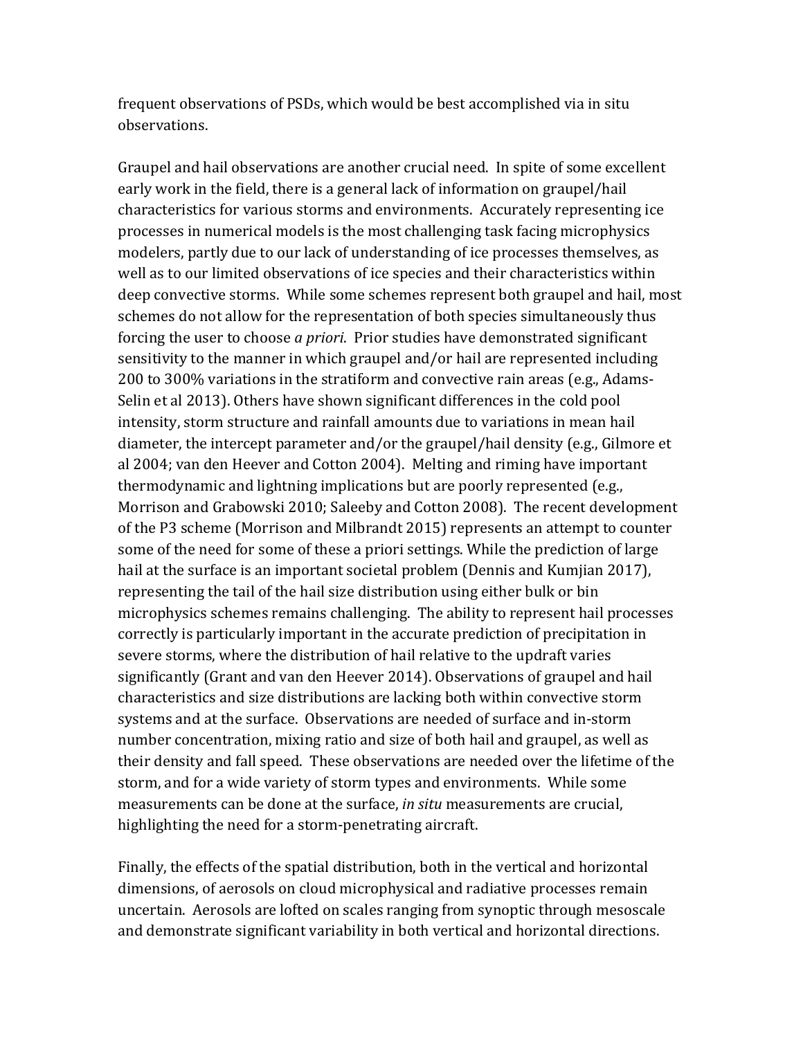frequent observations of PSDs, which would be best accomplished via in situ observations.

Graupel and hail observations are another crucial need. In spite of some excellent early work in the field, there is a general lack of information on graupel/hail characteristics for various storms and environments. Accurately representing ice processes in numerical models is the most challenging task facing microphysics modelers, partly due to our lack of understanding of ice processes themselves, as well as to our limited observations of ice species and their characteristics within deep convective storms. While some schemes represent both graupel and hail, most schemes do not allow for the representation of both species simultaneously thus forcing the user to choose *a priori*. Prior studies have demonstrated significant sensitivity to the manner in which graupel and/or hail are represented including 200 to 300% variations in the stratiform and convective rain areas (e.g., Adams-Selin et al 2013). Others have shown significant differences in the cold pool intensity, storm structure and rainfall amounts due to variations in mean hail diameter, the intercept parameter and/or the graupel/hail density (e.g., Gilmore et al 2004; van den Heever and Cotton 2004). Melting and riming have important thermodynamic and lightning implications but are poorly represented (e.g., Morrison and Grabowski 2010; Saleeby and Cotton 2008). The recent development of the P3 scheme (Morrison and Milbrandt 2015) represents an attempt to counter some of the need for some of these a priori settings. While the prediction of large hail at the surface is an important societal problem (Dennis and Kumjian 2017), representing the tail of the hail size distribution using either bulk or bin microphysics schemes remains challenging. The ability to represent hail processes correctly is particularly important in the accurate prediction of precipitation in severe storms, where the distribution of hail relative to the updraft varies significantly (Grant and van den Heever 2014). Observations of graupel and hail characteristics and size distributions are lacking both within convective storm systems and at the surface. Observations are needed of surface and in-storm number concentration, mixing ratio and size of both hail and graupel, as well as their density and fall speed. These observations are needed over the lifetime of the storm, and for a wide variety of storm types and environments. While some measurements can be done at the surface, *in situ* measurements are crucial, highlighting the need for a storm-penetrating aircraft.

Finally, the effects of the spatial distribution, both in the vertical and horizontal dimensions, of aerosols on cloud microphysical and radiative processes remain uncertain. Aerosols are lofted on scales ranging from synoptic through mesoscale and demonstrate significant variability in both vertical and horizontal directions.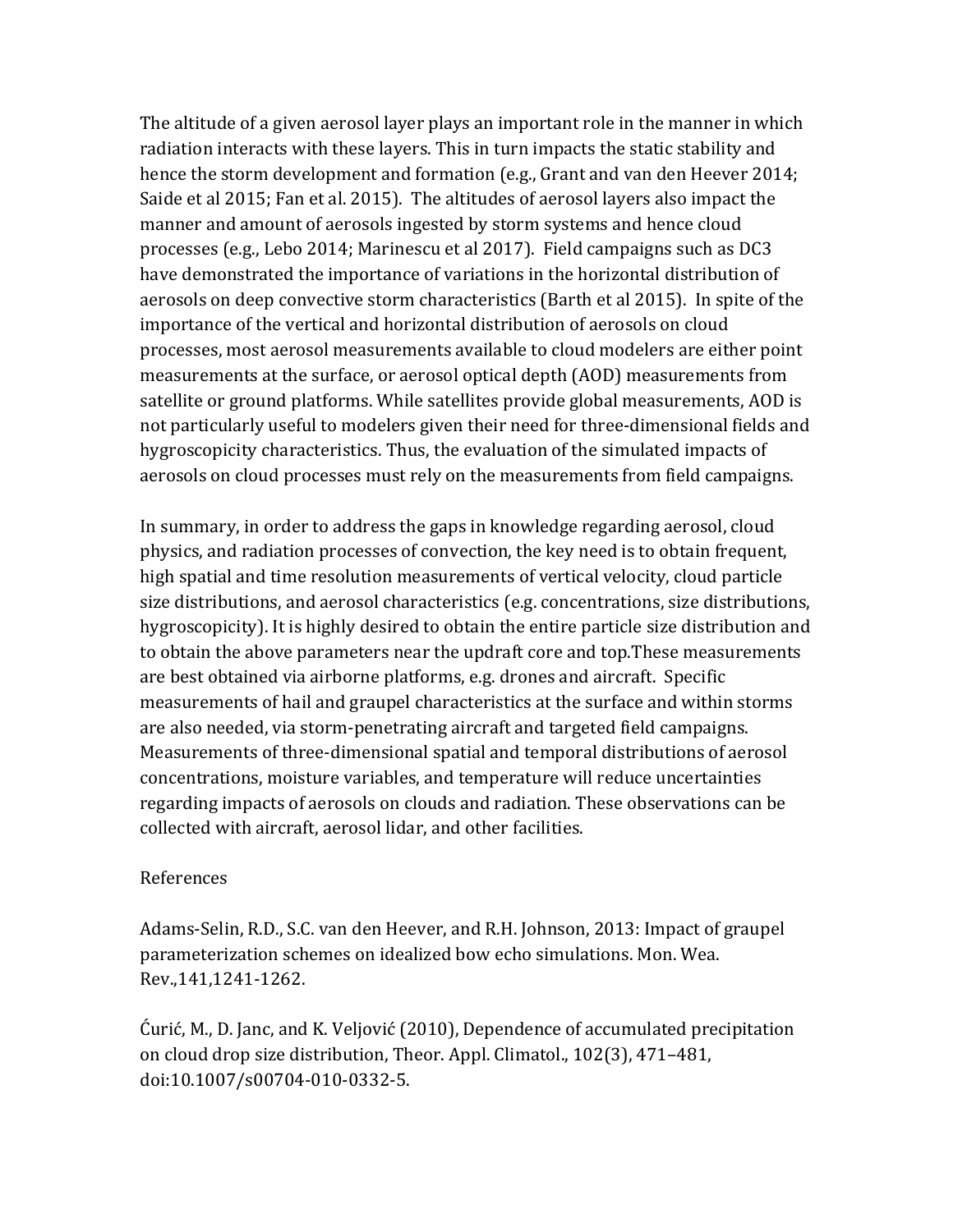The altitude of a given aerosol layer plays an important role in the manner in which radiation interacts with these layers. This in turn impacts the static stability and hence the storm development and formation (e.g., Grant and van den Heever 2014; Saide et al 2015; Fan et al. 2015). The altitudes of aerosol layers also impact the manner and amount of aerosols ingested by storm systems and hence cloud processes (e.g., Lebo 2014; Marinescu et al 2017). Field campaigns such as DC3 have demonstrated the importance of variations in the horizontal distribution of aerosols on deep convective storm characteristics (Barth et al 2015). In spite of the importance of the vertical and horizontal distribution of aerosols on cloud processes, most aerosol measurements available to cloud modelers are either point measurements at the surface, or aerosol optical depth (AOD) measurements from satellite or ground platforms. While satellites provide global measurements, AOD is not particularly useful to modelers given their need for three-dimensional fields and hygroscopicity characteristics. Thus, the evaluation of the simulated impacts of aerosols on cloud processes must rely on the measurements from field campaigns.

In summary, in order to address the gaps in knowledge regarding aerosol, cloud physics, and radiation processes of convection, the key need is to obtain frequent, high spatial and time resolution measurements of vertical velocity, cloud particle size distributions, and aerosol characteristics (e.g. concentrations, size distributions, hygroscopicity). It is highly desired to obtain the entire particle size distribution and to obtain the above parameters near the updraft core and top.These measurements are best obtained via airborne platforms, e.g. drones and aircraft. Specific measurements of hail and graupel characteristics at the surface and within storms are also needed, via storm-penetrating aircraft and targeted field campaigns. Measurements of three-dimensional spatial and temporal distributions of aerosol concentrations, moisture variables, and temperature will reduce uncertainties regarding impacts of aerosols on clouds and radiation. These observations can be collected with aircraft, aerosol lidar, and other facilities.

References

Adams-Selin, R.D., S.C. van den Heever, and R.H. Johnson, 2013: Impact of graupel parameterization schemes on idealized bow echo simulations. Mon. Wea. Rev.,141,1241-1262.

Ćurić, M., D. Janc, and K. Veljović (2010), Dependence of accumulated precipitation on cloud drop size distribution, Theor. Appl. Climatol., 102(3), 471–481, doi:10.1007/s00704-010-0332-5.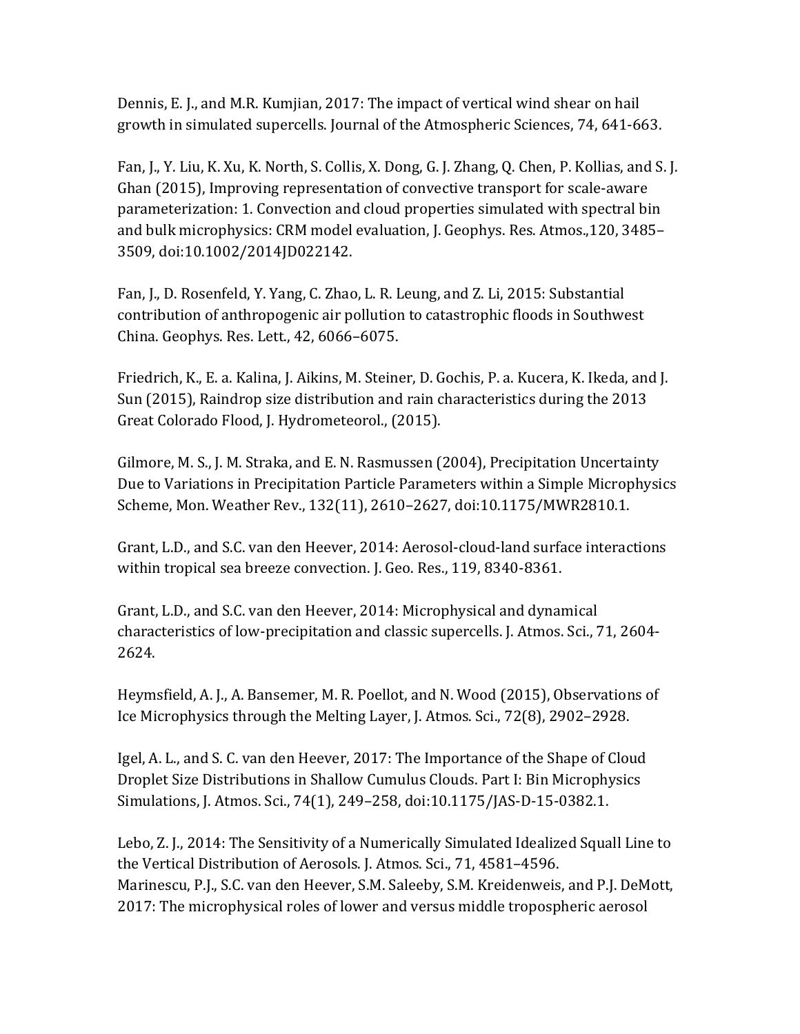Dennis, E. J., and M.R. Kumjian, 2017: The impact of vertical wind shear on hail growth in simulated supercells. Journal of the Atmospheric Sciences, 74, 641-663.

Fan, J., Y. Liu, K. Xu, K. North, S. Collis, X. Dong, G. J. Zhang, Q. Chen, P. Kollias, and S. J. Ghan (2015), Improving representation of convective transport for scale-aware parameterization: 1. Convection and cloud properties simulated with spectral bin and bulk microphysics: CRM model evaluation, J. Geophys. Res. Atmos.,120, 3485–3509, doi:10.1002/2014JD022142.

Fan, J., D. Rosenfeld, Y. Yang, C. Zhao, L. R. Leung, and Z. Li, 2015: Substantial contribution of anthropogenic air pollution to catastrophic floods in Southwest China. Geophys. Res. Lett., 42, 6066–6075.

Friedrich, K., E. a. Kalina, J. Aikins, M. Steiner, D. Gochis, P. a. Kucera, K. Ikeda, and J. Sun (2015), Raindrop size distribution and rain characteristics during the 2013 Great Colorado Flood, J. Hydrometeorol., (2015).

Gilmore, M. S., J. M. Straka, and E. N. Rasmussen (2004), Precipitation Uncertainty Due to Variations in Precipitation Particle Parameters within a Simple Microphysics Scheme, Mon. Weather Rev., 132(11), 2610–2627, doi:10.1175/MWR2810.1.

Grant, L.D., and S.C. van den Heever, 2014: Aerosol-cloud-land surface interactions within tropical sea breeze convection. J. Geo. Res., 119, 8340-8361.

Grant, L.D., and S.C. van den Heever, 2014: Microphysical and dynamical characteristics of low-precipitation and classic supercells. J. Atmos. Sci., 71, 2604-2624.

Heymsfield, A. J., A. Bansemer, M. R. Poellot, and N. Wood (2015), Observations of Ice Microphysics through the Melting Layer, J. Atmos. Sci., 72(8), 2902–2928.

Igel, A. L., and S. C. van den Heever, 2017: The Importance of the Shape of Cloud Droplet Size Distributions in Shallow Cumulus Clouds. Part I: Bin Microphysics Simulations, J. Atmos. Sci., 74(1), 249–258, doi:10.1175/JAS-D-15-0382.1.

Lebo, Z. J., 2014: The Sensitivity of a Numerically Simulated Idealized Squall Line to the Vertical Distribution of Aerosols. J. Atmos. Sci., 71, 4581–4596.

Marinescu, P.J., S.C. van den Heever, S.M. Saleeby, S.M. Kreidenweis, and P.J. DeMott, 2017: The microphysical roles of lower and versus middle tropospheric aerosol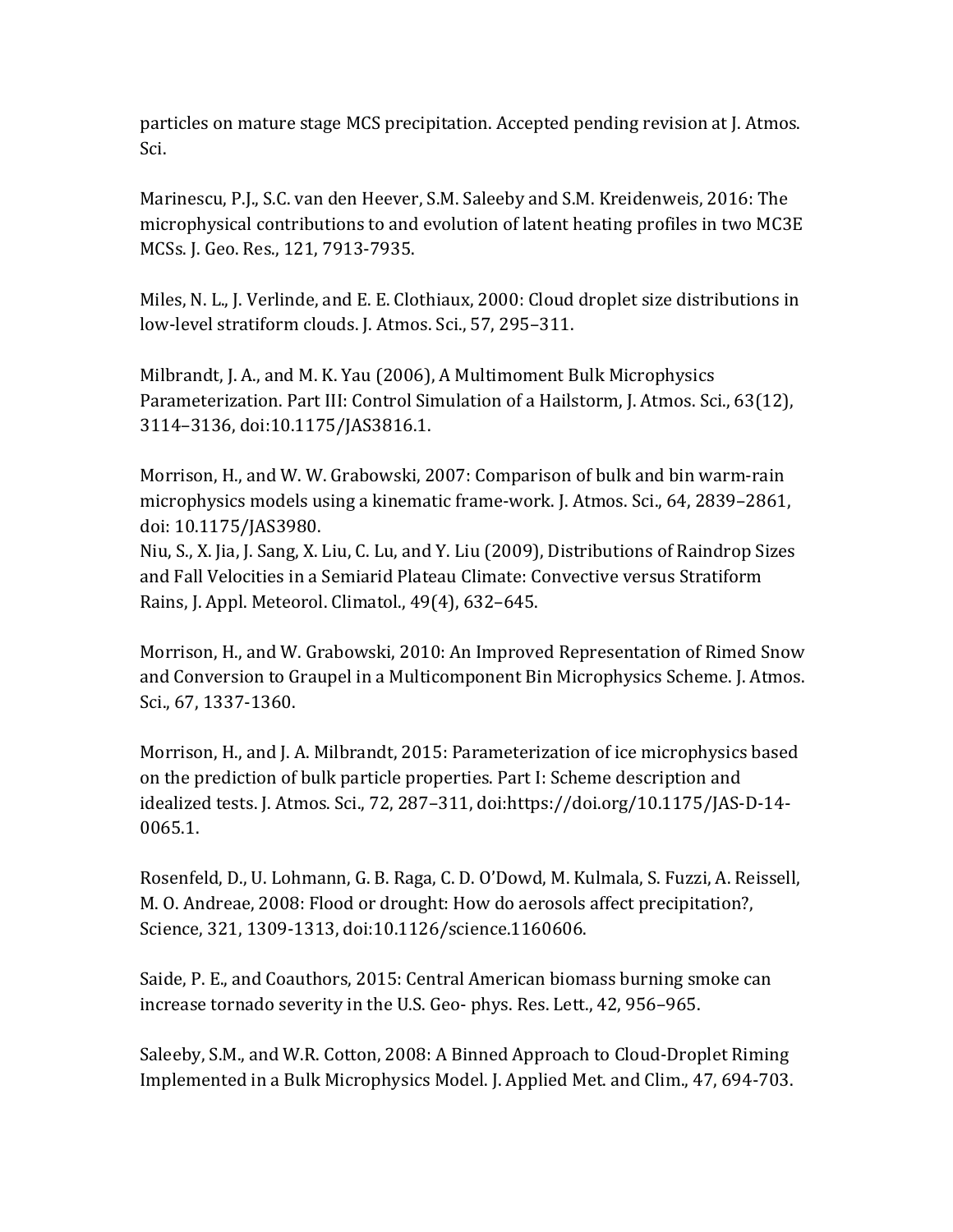particles on mature stage MCS precipitation. Accepted pending revision at J. Atmos. Sci.

Marinescu, P.J., S.C. van den Heever, S.M. Saleeby and S.M. Kreidenweis, 2016: The microphysical contributions to and evolution of latent heating profiles in two MC3E MCSs. J. Geo. Res., 121, 7913-7935.

Miles, N. L., J. Verlinde, and E. E. Clothiaux, 2000: Cloud droplet size distributions in low-level stratiform clouds. J. Atmos. Sci., 57, 295–311.

Milbrandt, J. A., and M. K. Yau (2006), A Multimoment Bulk Microphysics Parameterization. Part III: Control Simulation of a Hailstorm, J. Atmos. Sci., 63(12), 3114–3136, doi:10.1175/JAS3816.1.

Morrison, H., and W. W. Grabowski, 2007: Comparison of bulk and bin warm-rain microphysics models using a kinematic frame-work. J. Atmos. Sci., 64, 2839–2861, doi: 10.1175/JAS3980.
Niu, S., X. Jia, J. Sang, X. Liu, C. Lu, and Y. Liu (2009), Distributions of Raindrop Sizes and Fall Velocities in a Semiarid Plateau Climate: Convective versus Stratiform Rains, J. Appl. Meteorol. Climatol., 49(4), 632–645.

Morrison, H., and W. Grabowski, 2010: An Improved Representation of Rimed Snow and Conversion to Graupel in a Multicomponent Bin Microphysics Scheme. J. Atmos. Sci., 67, 1337-1360.

Morrison, H., and J. A. Milbrandt, 2015: Parameterization of ice microphysics based on the prediction of bulk particle properties. Part I: Scheme description and idealized tests. J. Atmos. Sci., 72, 287–311, doi:https://doi.org/10.1175/JAS-D-14-0065.1.

Rosenfeld, D., U. Lohmann, G. B. Raga, C. D. O'Dowd, M. Kulmala, S. Fuzzi, A. Reissell, M. O. Andreae, 2008: Flood or drought: How do aerosols affect precipitation?, Science, 321, 1309-1313, doi:10.1126/science.1160606.

Saide, P. E., and Coauthors, 2015: Central American biomass burning smoke can increase tornado severity in the U.S. Geo- phys. Res. Lett., 42, 956–965.

Saleeby, S.M., and W.R. Cotton, 2008: A Binned Approach to Cloud-Droplet Riming Implemented in a Bulk Microphysics Model. J. Applied Met. and Clim., 47, 694-703.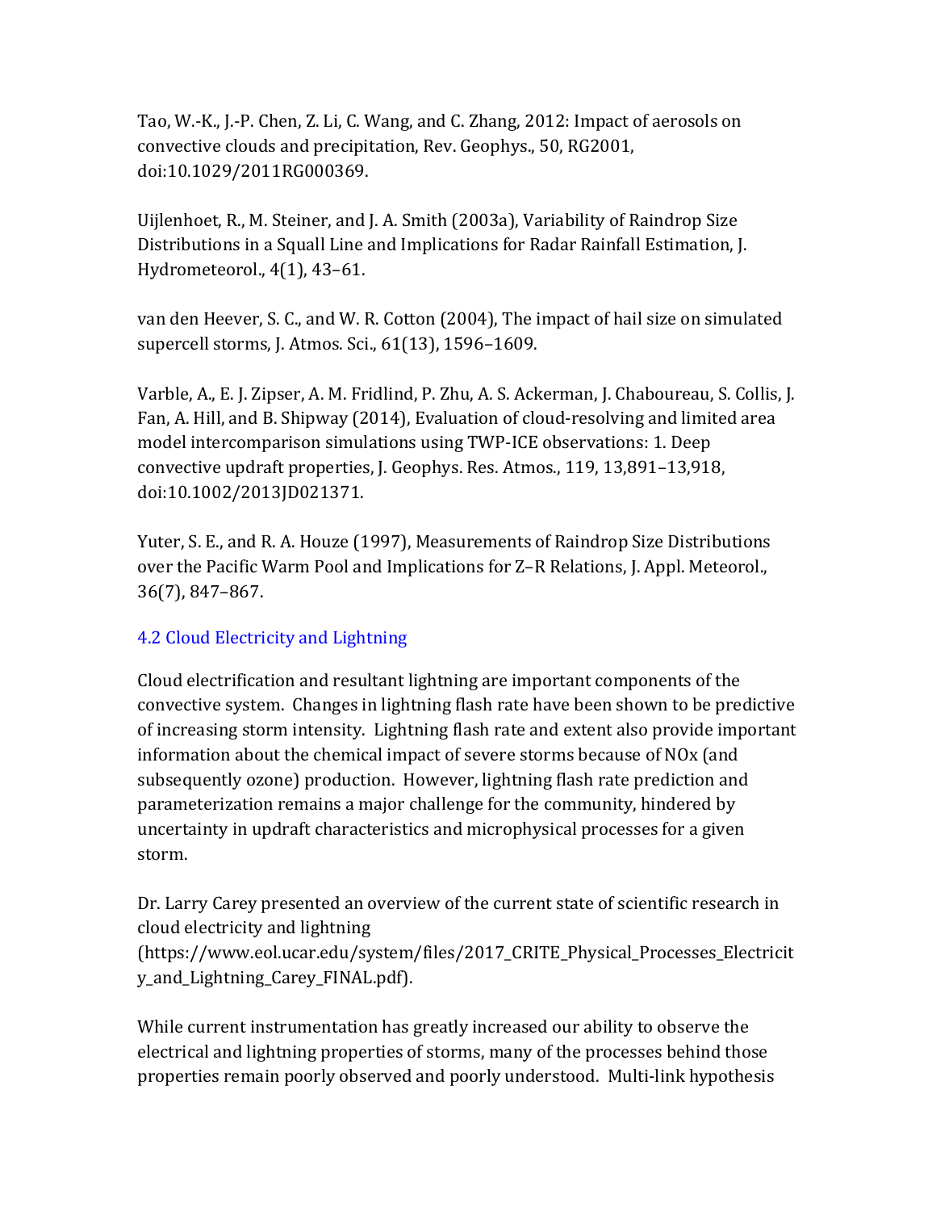Tao, W.-K., J.-P. Chen, Z. Li, C. Wang, and C. Zhang, 2012: Impact of aerosols on convective clouds and precipitation, Rev. Geophys., 50, RG2001, doi:10.1029/2011RG000369.

Uijlenhoet, R., M. Steiner, and J. A. Smith (2003a), Variability of Raindrop Size Distributions in a Squall Line and Implications for Radar Rainfall Estimation, J. Hydrometeorol., 4(1), 43–61.

van den Heever, S. C., and W. R. Cotton (2004), The impact of hail size on simulated supercell storms, J. Atmos. Sci., 61(13), 1596–1609.

Varble, A., E. J. Zipser, A. M. Fridlind, P. Zhu, A. S. Ackerman, J. Chaboureau, S. Collis, J. Fan, A. Hill, and B. Shipway (2014), Evaluation of cloud-resolving and limited area model intercomparison simulations using TWP-ICE observations: 1. Deep convective updraft properties, J. Geophys. Res. Atmos., 119, 13,891–13,918, doi:10.1002/2013JD021371.

Yuter, S. E., and R. A. Houze (1997), Measurements of Raindrop Size Distributions over the Pacific Warm Pool and Implications for Z–R Relations, J. Appl. Meteorol., 36(7), 847–867.

## 4.2 Cloud Electricity and Lightning

Cloud electrification and resultant lightning are important components of the convective system. Changes in lightning flash rate have been shown to be predictive of increasing storm intensity. Lightning flash rate and extent also provide important information about the chemical impact of severe storms because of NOx (and subsequently ozone) production. However, lightning flash rate prediction and parameterization remains a major challenge for the community, hindered by uncertainty in updraft characteristics and microphysical processes for a given storm.

Dr. Larry Carey presented an overview of the current state of scientific research in cloud electricity and lightning (https://www.eol.ucar.edu/system/files/2017_CRITE_Physical_Processes_Electricity_and_Lightning_Carey_FINAL.pdf).

While current instrumentation has greatly increased our ability to observe the electrical and lightning properties of storms, many of the processes behind those properties remain poorly observed and poorly understood. Multi-link hypothesis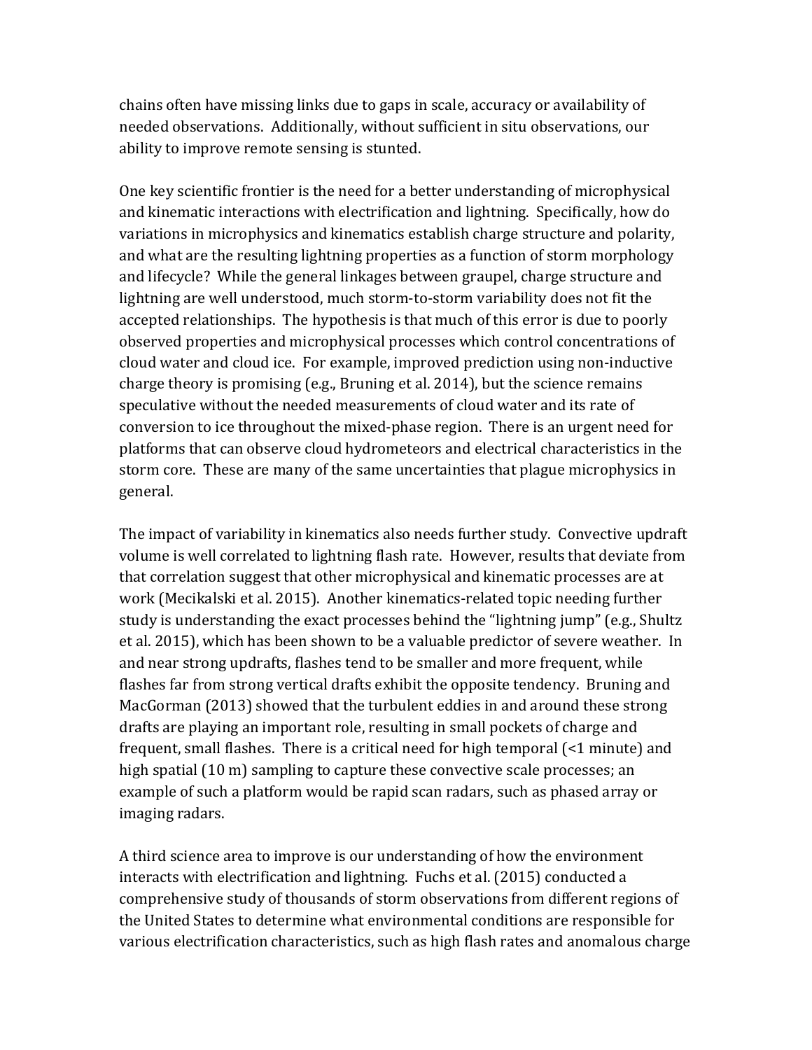chains often have missing links due to gaps in scale, accuracy or availability of needed observations. Additionally, without sufficient in situ observations, our ability to improve remote sensing is stunted.

One key scientific frontier is the need for a better understanding of microphysical and kinematic interactions with electrification and lightning. Specifically, how do variations in microphysics and kinematics establish charge structure and polarity, and what are the resulting lightning properties as a function of storm morphology and lifecycle? While the general linkages between graupel, charge structure and lightning are well understood, much storm-to-storm variability does not fit the accepted relationships. The hypothesis is that much of this error is due to poorly observed properties and microphysical processes which control concentrations of cloud water and cloud ice. For example, improved prediction using non-inductive charge theory is promising (e.g., Bruning et al. 2014), but the science remains speculative without the needed measurements of cloud water and its rate of conversion to ice throughout the mixed-phase region. There is an urgent need for platforms that can observe cloud hydrometeors and electrical characteristics in the storm core. These are many of the same uncertainties that plague microphysics in general.

The impact of variability in kinematics also needs further study. Convective updraft volume is well correlated to lightning flash rate. However, results that deviate from that correlation suggest that other microphysical and kinematic processes are at work (Mecikalski et al. 2015). Another kinematics-related topic needing further study is understanding the exact processes behind the "lightning jump" (e.g., Shultz et al. 2015), which has been shown to be a valuable predictor of severe weather. In and near strong updrafts, flashes tend to be smaller and more frequent, while flashes far from strong vertical drafts exhibit the opposite tendency. Bruning and MacGorman (2013) showed that the turbulent eddies in and around these strong drafts are playing an important role, resulting in small pockets of charge and frequent, small flashes. There is a critical need for high temporal (<1 minute) and high spatial (10 m) sampling to capture these convective scale processes; an example of such a platform would be rapid scan radars, such as phased array or imaging radars.

A third science area to improve is our understanding of how the environment interacts with electrification and lightning. Fuchs et al. (2015) conducted a comprehensive study of thousands of storm observations from different regions of the United States to determine what environmental conditions are responsible for various electrification characteristics, such as high flash rates and anomalous charge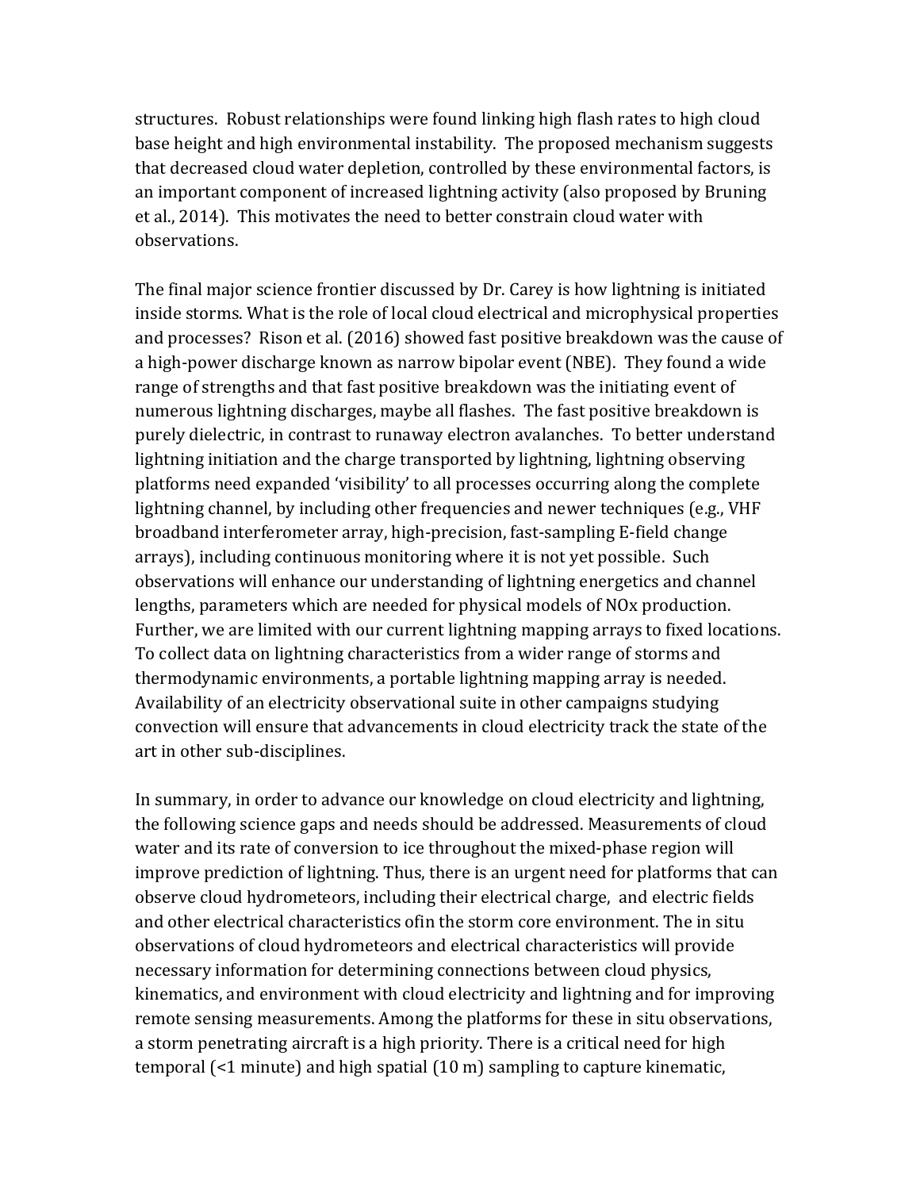structures. Robust relationships were found linking high flash rates to high cloud base height and high environmental instability. The proposed mechanism suggests that decreased cloud water depletion, controlled by these environmental factors, is an important component of increased lightning activity (also proposed by Bruning et al., 2014). This motivates the need to better constrain cloud water with observations.

The final major science frontier discussed by Dr. Carey is how lightning is initiated inside storms. What is the role of local cloud electrical and microphysical properties and processes? Rison et al. (2016) showed fast positive breakdown was the cause of a high-power discharge known as narrow bipolar event (NBE). They found a wide range of strengths and that fast positive breakdown was the initiating event of numerous lightning discharges, maybe all flashes. The fast positive breakdown is purely dielectric, in contrast to runaway electron avalanches. To better understand lightning initiation and the charge transported by lightning, lightning observing platforms need expanded 'visibility' to all processes occurring along the complete lightning channel, by including other frequencies and newer techniques (e.g., VHF broadband interferometer array, high-precision, fast-sampling E-field change arrays), including continuous monitoring where it is not yet possible. Such observations will enhance our understanding of lightning energetics and channel lengths, parameters which are needed for physical models of NOx production. Further, we are limited with our current lightning mapping arrays to fixed locations. To collect data on lightning characteristics from a wider range of storms and thermodynamic environments, a portable lightning mapping array is needed. Availability of an electricity observational suite in other campaigns studying convection will ensure that advancements in cloud electricity track the state of the art in other sub-disciplines.

In summary, in order to advance our knowledge on cloud electricity and lightning, the following science gaps and needs should be addressed. Measurements of cloud water and its rate of conversion to ice throughout the mixed-phase region will improve prediction of lightning. Thus, there is an urgent need for platforms that can observe cloud hydrometeors, including their electrical charge, and electric fields and other electrical characteristics ofin the storm core environment. The in situ observations of cloud hydrometeors and electrical characteristics will provide necessary information for determining connections between cloud physics, kinematics, and environment with cloud electricity and lightning and for improving remote sensing measurements. Among the platforms for these in situ observations, a storm penetrating aircraft is a high priority. There is a critical need for high temporal (<1 minute) and high spatial (10 m) sampling to capture kinematic,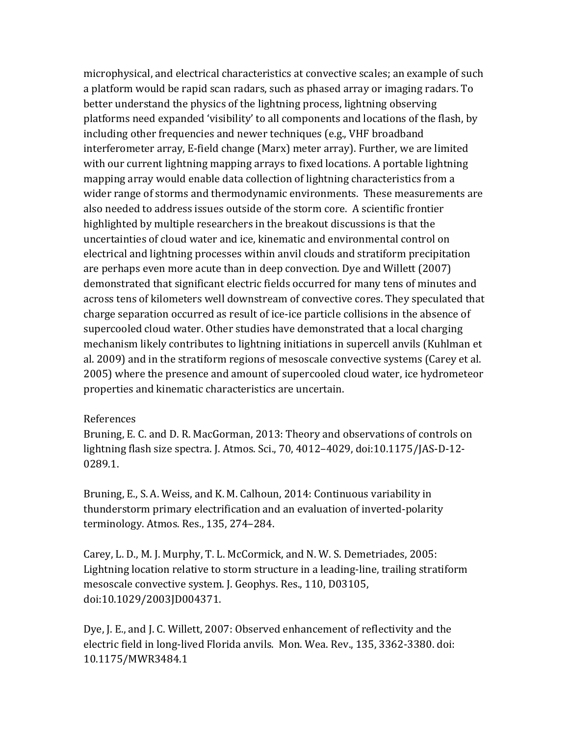microphysical, and electrical characteristics at convective scales; an example of such a platform would be rapid scan radars, such as phased array or imaging radars. To better understand the physics of the lightning process, lightning observing platforms need expanded 'visibility' to all components and locations of the flash, by including other frequencies and newer techniques (e.g., VHF broadband interferometer array, E-field change (Marx) meter array). Further, we are limited with our current lightning mapping arrays to fixed locations. A portable lightning mapping array would enable data collection of lightning characteristics from a wider range of storms and thermodynamic environments. These measurements are also needed to address issues outside of the storm core. A scientific frontier highlighted by multiple researchers in the breakout discussions is that the uncertainties of cloud water and ice, kinematic and environmental control on electrical and lightning processes within anvil clouds and stratiform precipitation are perhaps even more acute than in deep convection. Dye and Willett (2007) demonstrated that significant electric fields occurred for many tens of minutes and across tens of kilometers well downstream of convective cores. They speculated that charge separation occurred as result of ice-ice particle collisions in the absence of supercooled cloud water. Other studies have demonstrated that a local charging mechanism likely contributes to lightning initiations in supercell anvils (Kuhlman et al. 2009) and in the stratiform regions of mesoscale convective systems (Carey et al. 2005) where the presence and amount of supercooled cloud water, ice hydrometeor properties and kinematic characteristics are uncertain.

References

Bruning, E. C. and D. R. MacGorman, 2013: Theory and observations of controls on lightning flash size spectra. J. Atmos. Sci., 70, 4012–4029, doi:10.1175/JAS-D-12-0289.1.

Bruning, E., S. A. Weiss, and K. M. Calhoun, 2014: Continuous variability in thunderstorm primary electrification and an evaluation of inverted-polarity terminology. Atmos. Res., 135, 274–284.

Carey, L. D., M. J. Murphy, T. L. McCormick, and N. W. S. Demetriades, 2005: Lightning location relative to storm structure in a leading-line, trailing stratiform mesoscale convective system. J. Geophys. Res., 110, D03105, doi:10.1029/2003JD004371.

Dye, J. E., and J. C. Willett, 2007: Observed enhancement of reflectivity and the electric field in long-lived Florida anvils. Mon. Wea. Rev., 135, 3362-3380. doi: 10.1175/MWR3484.1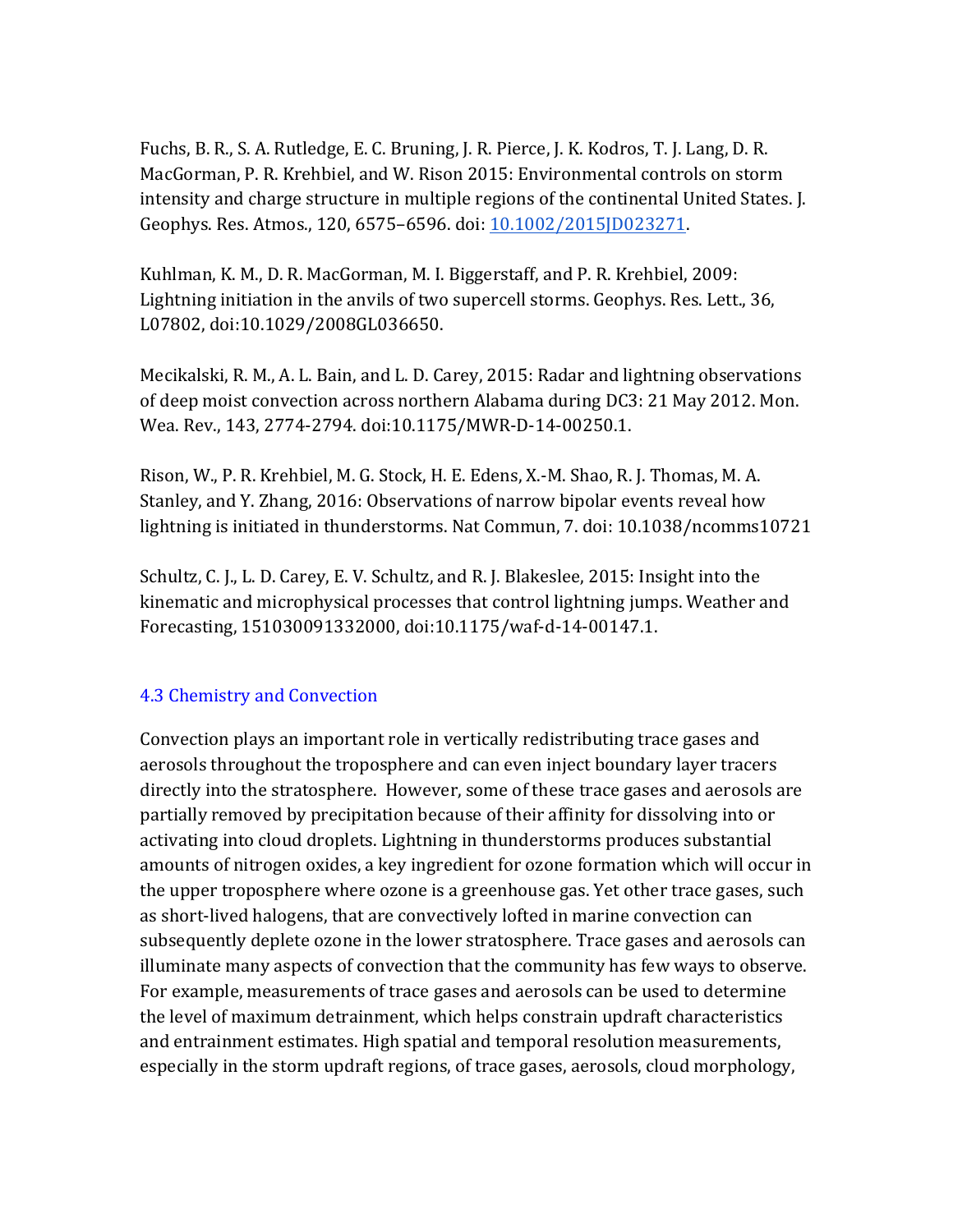Fuchs, B. R., S. A. Rutledge, E. C. Bruning, J. R. Pierce, J. K. Kodros, T. J. Lang, D. R. MacGorman, P. R. Krehbiel, and W. Rison 2015: Environmental controls on storm intensity and charge structure in multiple regions of the continental United States. J. Geophys. Res. Atmos., 120, 6575–6596. doi: [10.1002/2015JD023271](https://doi.org/10.1002/2015JD023271).

Kuhlman, K. M., D. R. MacGorman, M. I. Biggerstaff, and P. R. Krehbiel, 2009: Lightning initiation in the anvils of two supercell storms. Geophys. Res. Lett., 36, L07802, doi:10.1029/2008GL036650.

Mecikalski, R. M., A. L. Bain, and L. D. Carey, 2015: Radar and lightning observations of deep moist convection across northern Alabama during DC3: 21 May 2012. Mon. Wea. Rev., 143, 2774-2794. doi:10.1175/MWR-D-14-00250.1.

Rison, W., P. R. Krehbiel, M. G. Stock, H. E. Edens, X.-M. Shao, R. J. Thomas, M. A. Stanley, and Y. Zhang, 2016: Observations of narrow bipolar events reveal how lightning is initiated in thunderstorms. Nat Commun, 7. doi: 10.1038/ncomms10721

Schultz, C. J., L. D. Carey, E. V. Schultz, and R. J. Blakeslee, 2015: Insight into the kinematic and microphysical processes that control lightning jumps. Weather and Forecasting, 151030091332000, doi:10.1175/waf-d-14-00147.1.

### 4.3 Chemistry and Convection

Convection plays an important role in vertically redistributing trace gases and aerosols throughout the troposphere and can even inject boundary layer tracers directly into the stratosphere. However, some of these trace gases and aerosols are partially removed by precipitation because of their affinity for dissolving into or activating into cloud droplets. Lightning in thunderstorms produces substantial amounts of nitrogen oxides, a key ingredient for ozone formation which will occur in the upper troposphere where ozone is a greenhouse gas. Yet other trace gases, such as short-lived halogens, that are convectively lofted in marine convection can subsequently deplete ozone in the lower stratosphere. Trace gases and aerosols can illuminate many aspects of convection that the community has few ways to observe. For example, measurements of trace gases and aerosols can be used to determine the level of maximum detrainment, which helps constrain updraft characteristics and entrainment estimates. High spatial and temporal resolution measurements, especially in the storm updraft regions, of trace gases, aerosols, cloud morphology,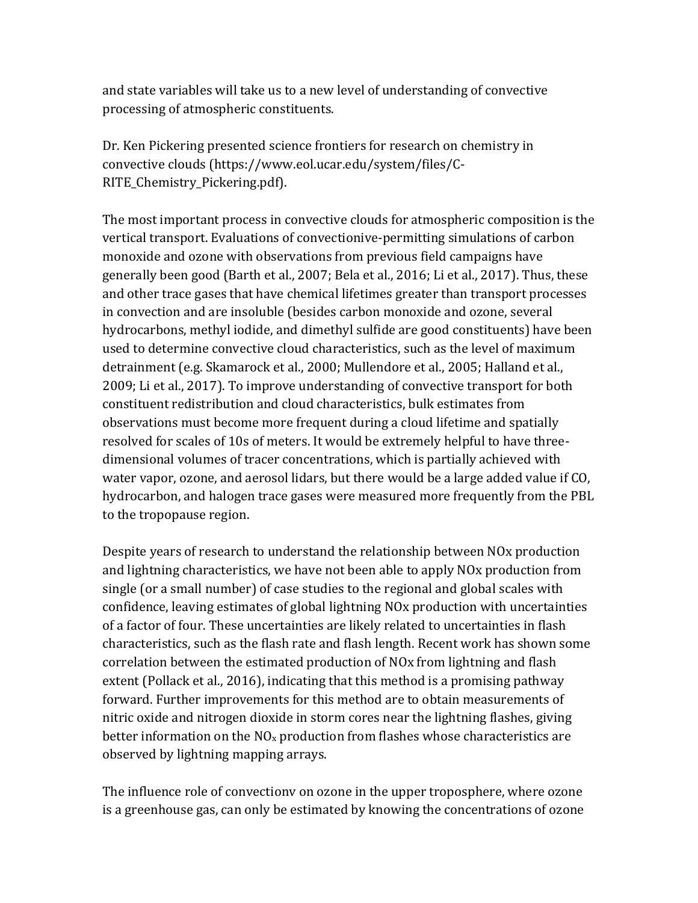and state variables will take us to a new level of understanding of convective processing of atmospheric constituents.

Dr. Ken Pickering presented science frontiers for research on chemistry in convective clouds (https://www.eol.ucar.edu/system/files/C-RITE_Chemistry_Pickering.pdf).

The most important process in convective clouds for atmospheric composition is the vertical transport. Evaluations of convectionive-permitting simulations of carbon monoxide and ozone with observations from previous field campaigns have generally been good (Barth et al., 2007; Bela et al., 2016; Li et al., 2017). Thus, these and other trace gases that have chemical lifetimes greater than transport processes in convection and are insoluble (besides carbon monoxide and ozone, several hydrocarbons, methyl iodide, and dimethyl sulfide are good constituents) have been used to determine convective cloud characteristics, such as the level of maximum detrainment (e.g. Skamarock et al., 2000; Mullendore et al., 2005; Halland et al., 2009; Li et al., 2017). To improve understanding of convective transport for both constituent redistribution and cloud characteristics, bulk estimates from observations must become more frequent during a cloud lifetime and spatially resolved for scales of 10s of meters. It would be extremely helpful to have three-dimensional volumes of tracer concentrations, which is partially achieved with water vapor, ozone, and aerosol lidars, but there would be a large added value if CO, hydrocarbon, and halogen trace gases were measured more frequently from the PBL to the tropopause region.

Despite years of research to understand the relationship between NOx production and lightning characteristics, we have not been able to apply NOx production from single (or a small number) of case studies to the regional and global scales with confidence, leaving estimates of global lightning NOx production with uncertainties of a factor of four. These uncertainties are likely related to uncertainties in flash characteristics, such as the flash rate and flash length. Recent work has shown some correlation between the estimated production of NOx from lightning and flash extent (Pollack et al., 2016), indicating that this method is a promising pathway forward. Further improvements for this method are to obtain measurements of nitric oxide and nitrogen dioxide in storm cores near the lightning flashes, giving better information on the $NO_x$ production from flashes whose characteristics are observed by lightning mapping arrays.

The influence role of convectionv on ozone in the upper troposphere, where ozone is a greenhouse gas, can only be estimated by knowing the concentrations of ozone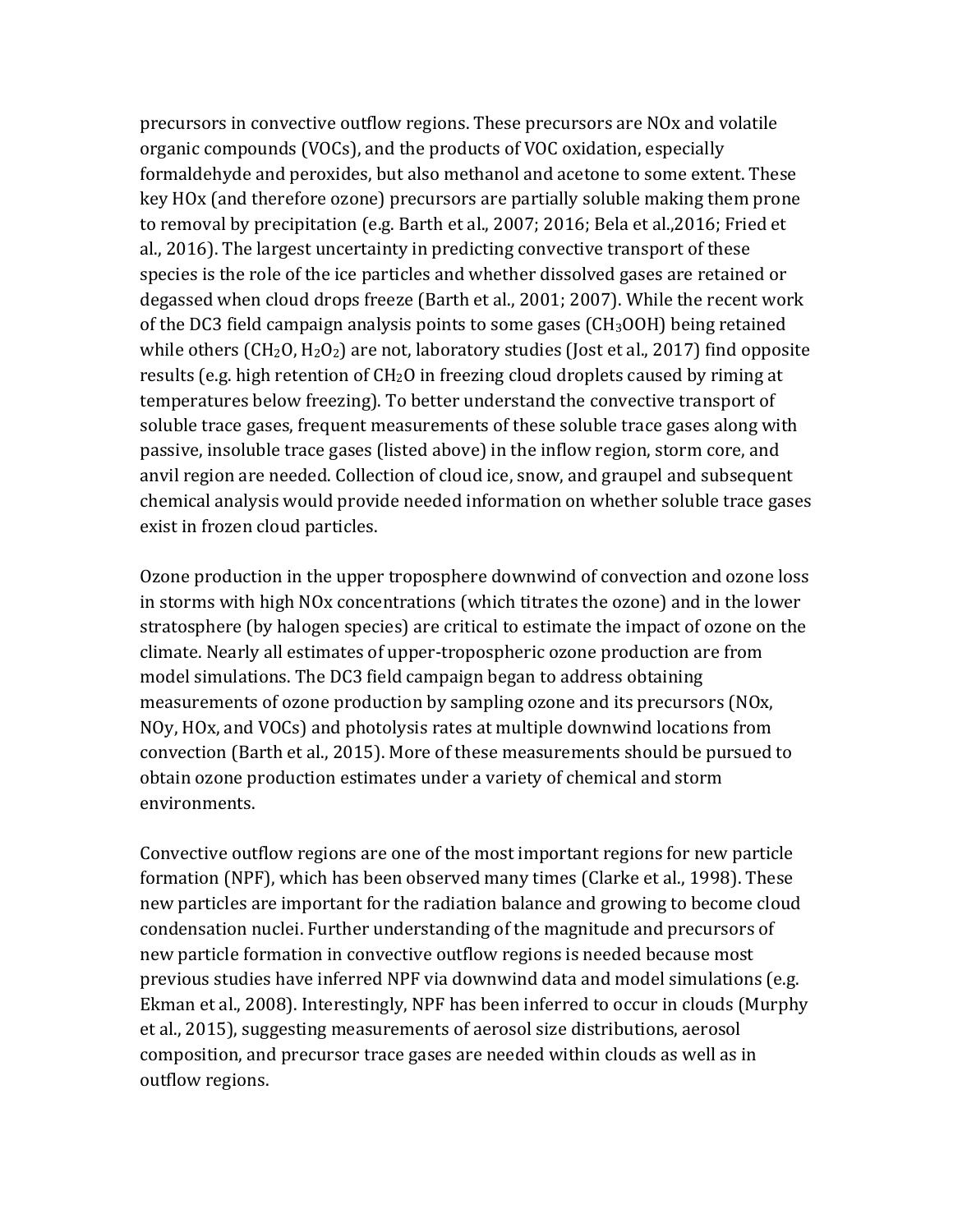precursors in convective outflow regions. These precursors are NOx and volatile organic compounds (VOCs), and the products of VOC oxidation, especially formaldehyde and peroxides, but also methanol and acetone to some extent. These key HOx (and therefore ozone) precursors are partially soluble making them prone to removal by precipitation (e.g. Barth et al., 2007; 2016; Bela et al.,2016; Fried et al., 2016). The largest uncertainty in predicting convective transport of these species is the role of the ice particles and whether dissolved gases are retained or degassed when cloud drops freeze (Barth et al., 2001; 2007). While the recent work of the DC3 field campaign analysis points to some gases ($CH_3OOH$) being retained while others ($CH_2O$, $H_2O_2$) are not, laboratory studies (Jost et al., 2017) find opposite results (e.g. high retention of $CH_2O$ in freezing cloud droplets caused by riming at temperatures below freezing). To better understand the convective transport of soluble trace gases, frequent measurements of these soluble trace gases along with passive, insoluble trace gases (listed above) in the inflow region, storm core, and anvil region are needed. Collection of cloud ice, snow, and graupel and subsequent chemical analysis would provide needed information on whether soluble trace gases exist in frozen cloud particles.

Ozone production in the upper troposphere downwind of convection and ozone loss in storms with high NOx concentrations (which titrates the ozone) and in the lower stratosphere (by halogen species) are critical to estimate the impact of ozone on the climate. Nearly all estimates of upper-tropospheric ozone production are from model simulations. The DC3 field campaign began to address obtaining measurements of ozone production by sampling ozone and its precursors (NOx, NOy, HOx, and VOCs) and photolysis rates at multiple downwind locations from convection (Barth et al., 2015). More of these measurements should be pursued to obtain ozone production estimates under a variety of chemical and storm environments.

Convective outflow regions are one of the most important regions for new particle formation (NPF), which has been observed many times (Clarke et al., 1998). These new particles are important for the radiation balance and growing to become cloud condensation nuclei. Further understanding of the magnitude and precursors of new particle formation in convective outflow regions is needed because most previous studies have inferred NPF via downwind data and model simulations (e.g. Ekman et al., 2008). Interestingly, NPF has been inferred to occur in clouds (Murphy et al., 2015), suggesting measurements of aerosol size distributions, aerosol composition, and precursor trace gases are needed within clouds as well as in outflow regions.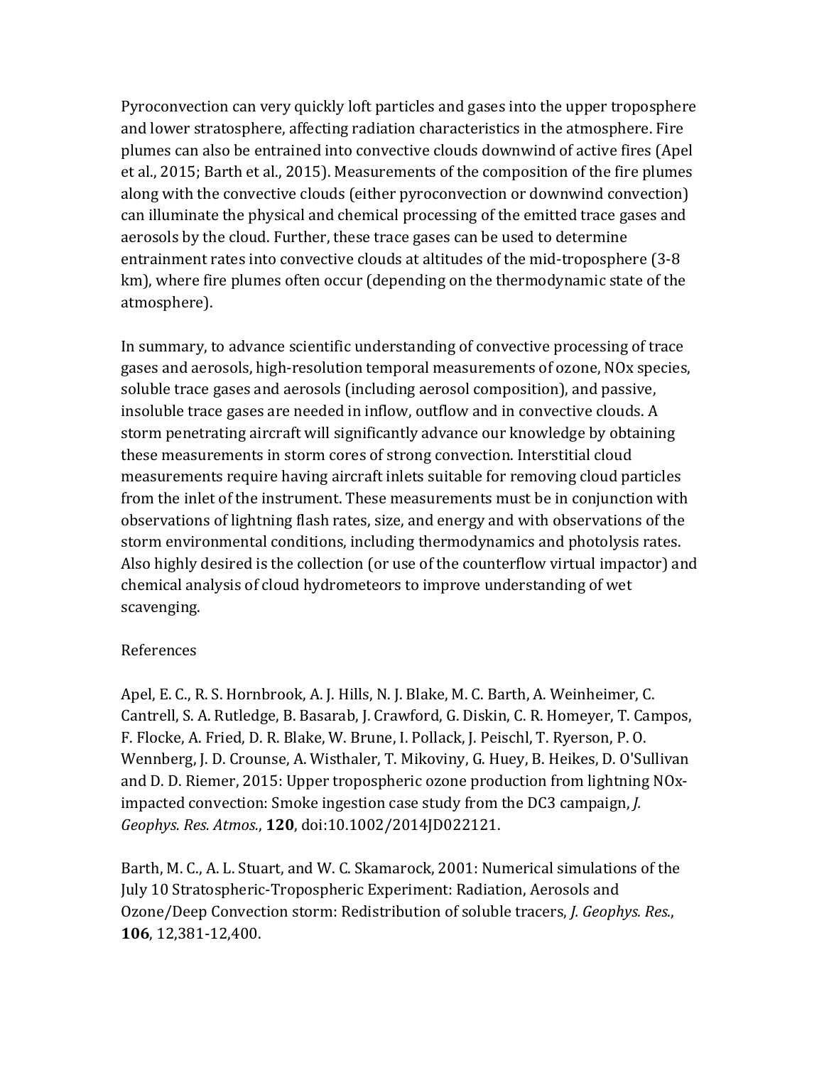Pyroconvection can very quickly loft particles and gases into the upper troposphere and lower stratosphere, affecting radiation characteristics in the atmosphere. Fire plumes can also be entrained into convective clouds downwind of active fires (Apel et al., 2015; Barth et al., 2015). Measurements of the composition of the fire plumes along with the convective clouds (either pyroconvection or downwind convection) can illuminate the physical and chemical processing of the emitted trace gases and aerosols by the cloud. Further, these trace gases can be used to determine entrainment rates into convective clouds at altitudes of the mid-troposphere (3-8 km), where fire plumes often occur (depending on the thermodynamic state of the atmosphere).

In summary, to advance scientific understanding of convective processing of trace gases and aerosols, high-resolution temporal measurements of ozone, NOx species, soluble trace gases and aerosols (including aerosol composition), and passive, insoluble trace gases are needed in inflow, outflow and in convective clouds. A storm penetrating aircraft will significantly advance our knowledge by obtaining these measurements in storm cores of strong convection. Interstitial cloud measurements require having aircraft inlets suitable for removing cloud particles from the inlet of the instrument. These measurements must be in conjunction with observations of lightning flash rates, size, and energy and with observations of the storm environmental conditions, including thermodynamics and photolysis rates. Also highly desired is the collection (or use of the counterflow virtual impactor) and chemical analysis of cloud hydrometeors to improve understanding of wet scavenging.

References

Apel, E. C., R. S. Hornbrook, A. J. Hills, N. J. Blake, M. C. Barth, A. Weinheimer, C. Cantrell, S. A. Rutledge, B. Basarab, J. Crawford, G. Diskin, C. R. Homeyer, T. Campos, F. Flocke, A. Fried, D. R. Blake, W. Brune, I. Pollack, J. Peischl, T. Ryerson, P. O. Wennberg, J. D. Crounse, A. Wisthaler, T. Mikoviny, G. Huey, B. Heikes, D. O'Sullivan and D. D. Riemer, 2015: Upper tropospheric ozone production from lightning NOx-impacted convection: Smoke ingestion case study from the DC3 campaign, *J. Geophys. Res. Atmos.*, **120**, doi:10.1002/2014JD022121.

Barth, M. C., A. L. Stuart, and W. C. Skamarock, 2001: Numerical simulations of the July 10 Stratospheric-Tropospheric Experiment: Radiation, Aerosols and Ozone/Deep Convection storm: Redistribution of soluble tracers, *J. Geophys. Res.*, **106**, 12,381-12,400.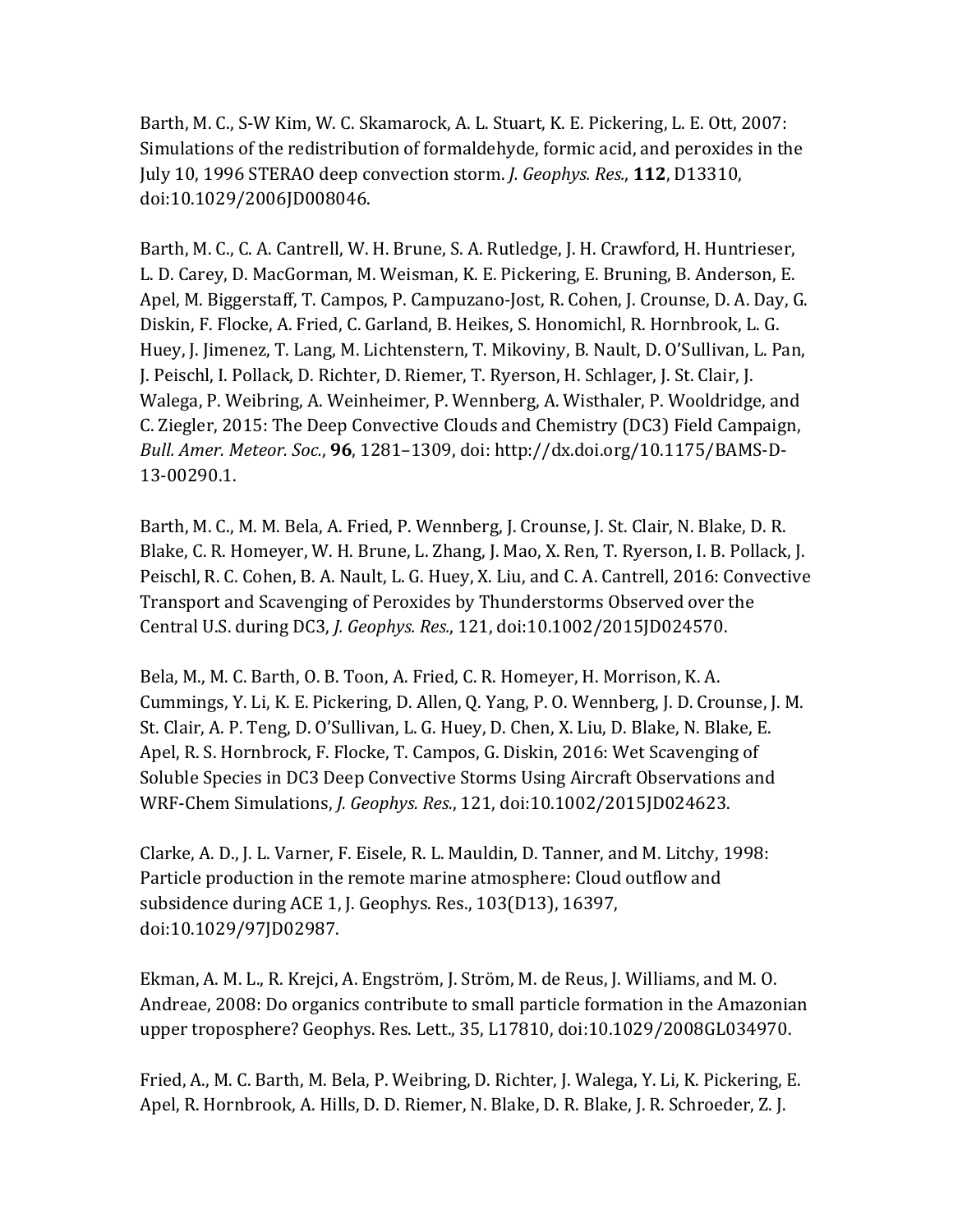Barth, M. C., S-W Kim, W. C. Skamarock, A. L. Stuart, K. E. Pickering, L. E. Ott, 2007: Simulations of the redistribution of formaldehyde, formic acid, and peroxides in the July 10, 1996 STERAO deep convection storm. *J. Geophys. Res.*, **112**, D13310, doi:10.1029/2006JD008046.

Barth, M. C., C. A. Cantrell, W. H. Brune, S. A. Rutledge, J. H. Crawford, H. Huntrieser, L. D. Carey, D. MacGorman, M. Weisman, K. E. Pickering, E. Bruning, B. Anderson, E. Apel, M. Biggerstaff, T. Campos, P. Campuzano-Jost, R. Cohen, J. Crounse, D. A. Day, G. Diskin, F. Flocke, A. Fried, C. Garland, B. Heikes, S. Honomichl, R. Hornbrook, L. G. Huey, J. Jimenez, T. Lang, M. Lichtenstern, T. Mikoviny, B. Nault, D. O'Sullivan, L. Pan, J. Peischl, I. Pollack, D. Richter, D. Riemer, T. Ryerson, H. Schlager, J. St. Clair, J. Walega, P. Weibring, A. Weinheimer, P. Wennberg, A. Wisthaler, P. Wooldridge, and C. Ziegler, 2015: The Deep Convective Clouds and Chemistry (DC3) Field Campaign, *Bull. Amer. Meteor. Soc.*, **96**, 1281–1309, doi: http://dx.doi.org/10.1175/BAMS-D-13-00290.1.

Barth, M. C., M. M. Bela, A. Fried, P. Wennberg, J. Crounse, J. St. Clair, N. Blake, D. R. Blake, C. R. Homeyer, W. H. Brune, L. Zhang, J. Mao, X. Ren, T. Ryerson, I. B. Pollack, J. Peischl, R. C. Cohen, B. A. Nault, L. G. Huey, X. Liu, and C. A. Cantrell, 2016: Convective Transport and Scavenging of Peroxides by Thunderstorms Observed over the Central U.S. during DC3, *J. Geophys. Res.*, 121, doi:10.1002/2015JD024570.

Bela, M., M. C. Barth, O. B. Toon, A. Fried, C. R. Homeyer, H. Morrison, K. A. Cummings, Y. Li, K. E. Pickering, D. Allen, Q. Yang, P. O. Wennberg, J. D. Crounse, J. M. St. Clair, A. P. Teng, D. O'Sullivan, L. G. Huey, D. Chen, X. Liu, D. Blake, N. Blake, E. Apel, R. S. Hornbrock, F. Flocke, T. Campos, G. Diskin, 2016: Wet Scavenging of Soluble Species in DC3 Deep Convective Storms Using Aircraft Observations and WRF-Chem Simulations, *J. Geophys. Res.*, 121, doi:10.1002/2015JD024623.

Clarke, A. D., J. L. Varner, F. Eisele, R. L. Mauldin, D. Tanner, and M. Litchy, 1998: Particle production in the remote marine atmosphere: Cloud outflow and subsidence during ACE 1, J. Geophys. Res., 103(D13), 16397, doi:10.1029/97JD02987.

Ekman, A. M. L., R. Krejci, A. Engström, J. Ström, M. de Reus, J. Williams, and M. O. Andreae, 2008: Do organics contribute to small particle formation in the Amazonian upper troposphere? Geophys. Res. Lett., 35, L17810, doi:10.1029/2008GL034970.

Fried, A., M. C. Barth, M. Bela, P. Weibring, D. Richter, J. Walega, Y. Li, K. Pickering, E. Apel, R. Hornbrook, A. Hills, D. D. Riemer, N. Blake, D. R. Blake, J. R. Schroeder, Z. J.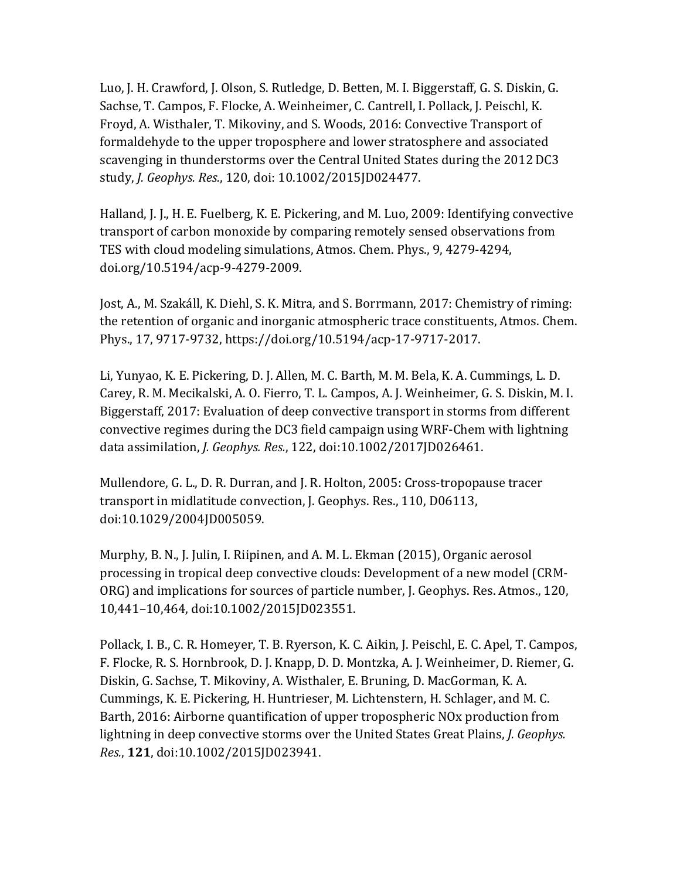Luo, J. H. Crawford, J. Olson, S. Rutledge, D. Betten, M. I. Biggerstaff, G. S. Diskin, G. Sachse, T. Campos, F. Flocke, A. Weinheimer, C. Cantrell, I. Pollack, J. Peischl, K. Froyd, A. Wisthaler, T. Mikoviny, and S. Woods, 2016: Convective Transport of formaldehyde to the upper troposphere and lower stratosphere and associated scavenging in thunderstorms over the Central United States during the 2012 DC3 study, *J. Geophys. Res.*, 120, doi: 10.1002/2015JD024477.

Halland, J. J., H. E. Fuelberg, K. E. Pickering, and M. Luo, 2009: Identifying convective transport of carbon monoxide by comparing remotely sensed observations from TES with cloud modeling simulations, Atmos. Chem. Phys., 9, 4279-4294, doi.org/10.5194/acp-9-4279-2009.

Jost, A., M. Szakáll, K. Diehl, S. K. Mitra, and S. Borrmann, 2017: Chemistry of riming: the retention of organic and inorganic atmospheric trace constituents, Atmos. Chem. Phys., 17, 9717-9732, https://doi.org/10.5194/acp-17-9717-2017.

Li, Yunyao, K. E. Pickering, D. J. Allen, M. C. Barth, M. M. Bela, K. A. Cummings, L. D. Carey, R. M. Mecikalski, A. O. Fierro, T. L. Campos, A. J. Weinheimer, G. S. Diskin, M. I. Biggerstaff, 2017: Evaluation of deep convective transport in storms from different convective regimes during the DC3 field campaign using WRF-Chem with lightning data assimilation, *J. Geophys. Res.*, 122, doi:10.1002/2017JD026461.

Mullendore, G. L., D. R. Durran, and J. R. Holton, 2005: Cross-tropopause tracer transport in midlatitude convection, J. Geophys. Res., 110, D06113, doi:10.1029/2004JD005059.

Murphy, B. N., J. Julin, I. Riipinen, and A. M. L. Ekman (2015), Organic aerosol processing in tropical deep convective clouds: Development of a new model (CRM-ORG) and implications for sources of particle number, J. Geophys. Res. Atmos., 120, 10,441–10,464, doi:10.1002/2015JD023551.

Pollack, I. B., C. R. Homeyer, T. B. Ryerson, K. C. Aikin, J. Peischl, E. C. Apel, T. Campos, F. Flocke, R. S. Hornbrook, D. J. Knapp, D. D. Montzka, A. J. Weinheimer, D. Riemer, G. Diskin, G. Sachse, T. Mikoviny, A. Wisthaler, E. Bruning, D. MacGorman, K. A. Cummings, K. E. Pickering, H. Huntrieser, M. Lichtenstern, H. Schlager, and M. C. Barth, 2016: Airborne quantification of upper tropospheric NOx production from lightning in deep convective storms over the United States Great Plains, *J. Geophys. Res.*, **121**, doi:10.1002/2015JD023941.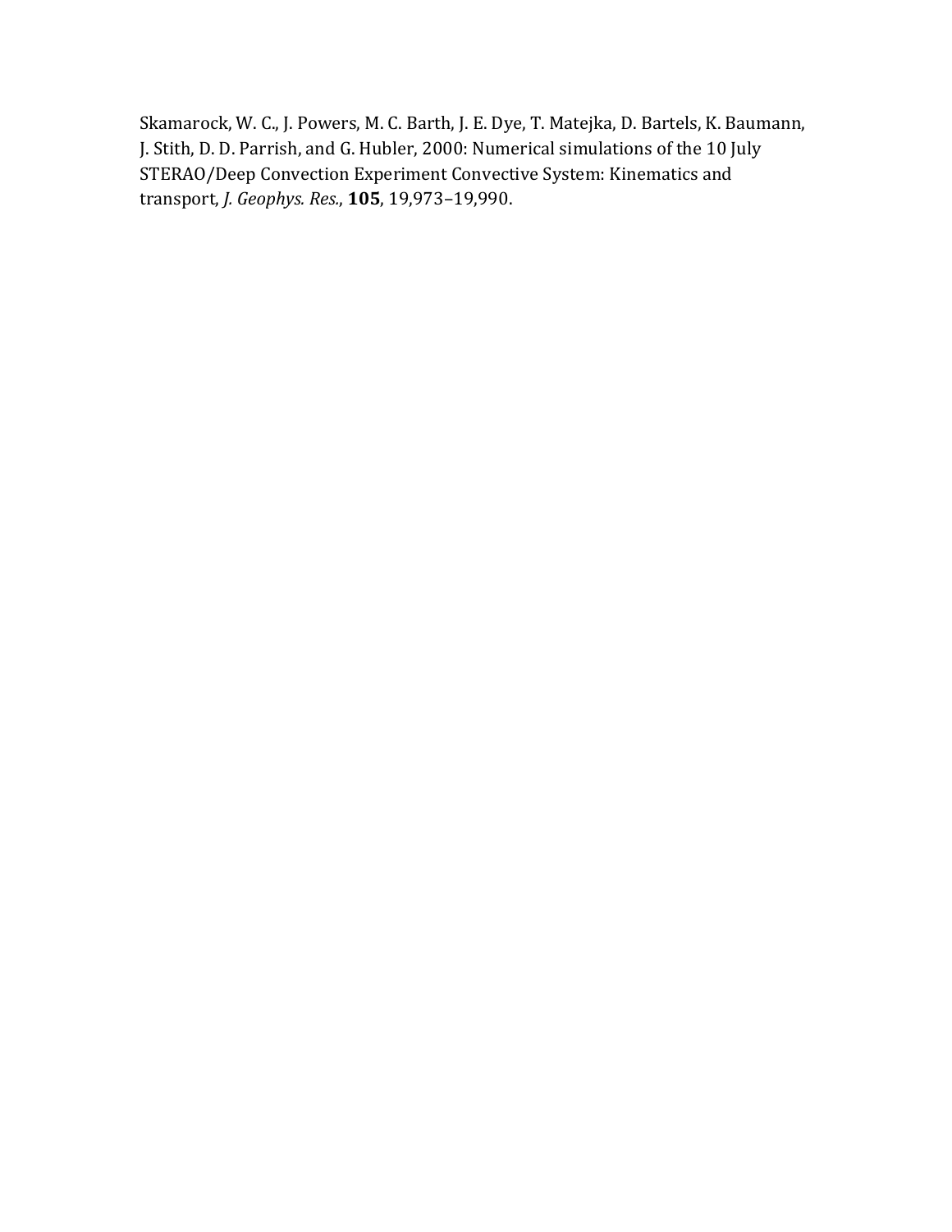Skamarock, W. C., J. Powers, M. C. Barth, J. E. Dye, T. Matejka, D. Bartels, K. Baumann, J. Stith, D. D. Parrish, and G. Hubler, 2000: Numerical simulations of the 10 July STERAO/Deep Convection Experiment Convective System: Kinematics and transport, *J. Geophys. Res.*, **105**, 19,973–19,990.